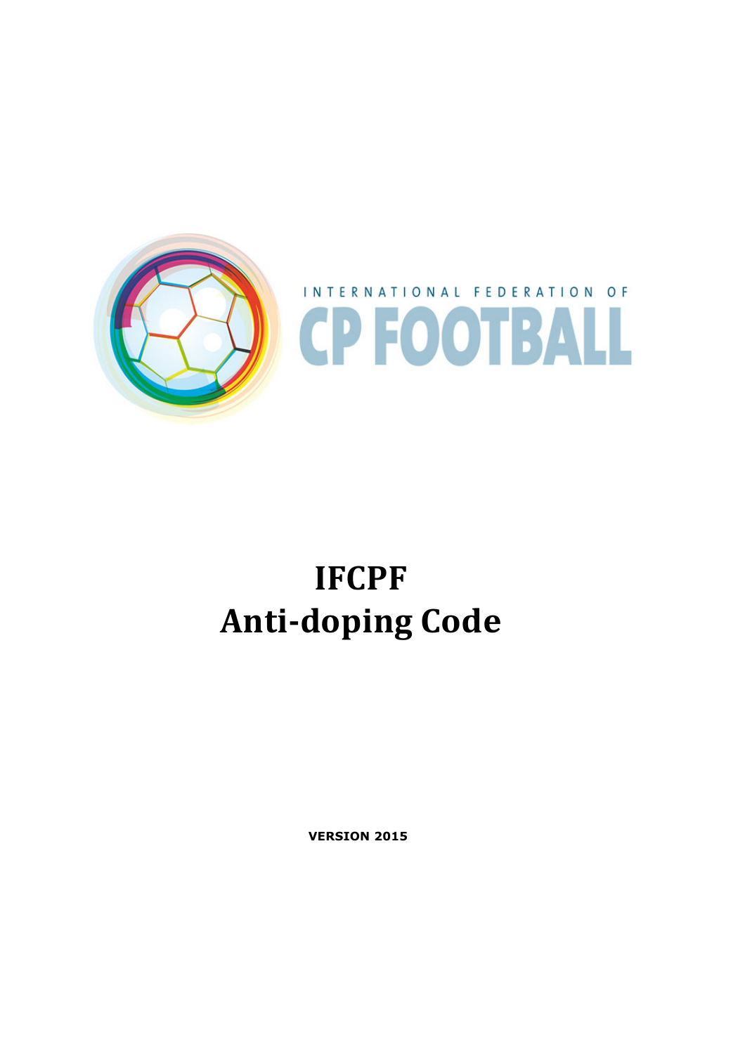INTERNATIONAL FEDERATION OF

CP FOOTBALL

# IFCPF Anti-doping Code

**VERSION 2015**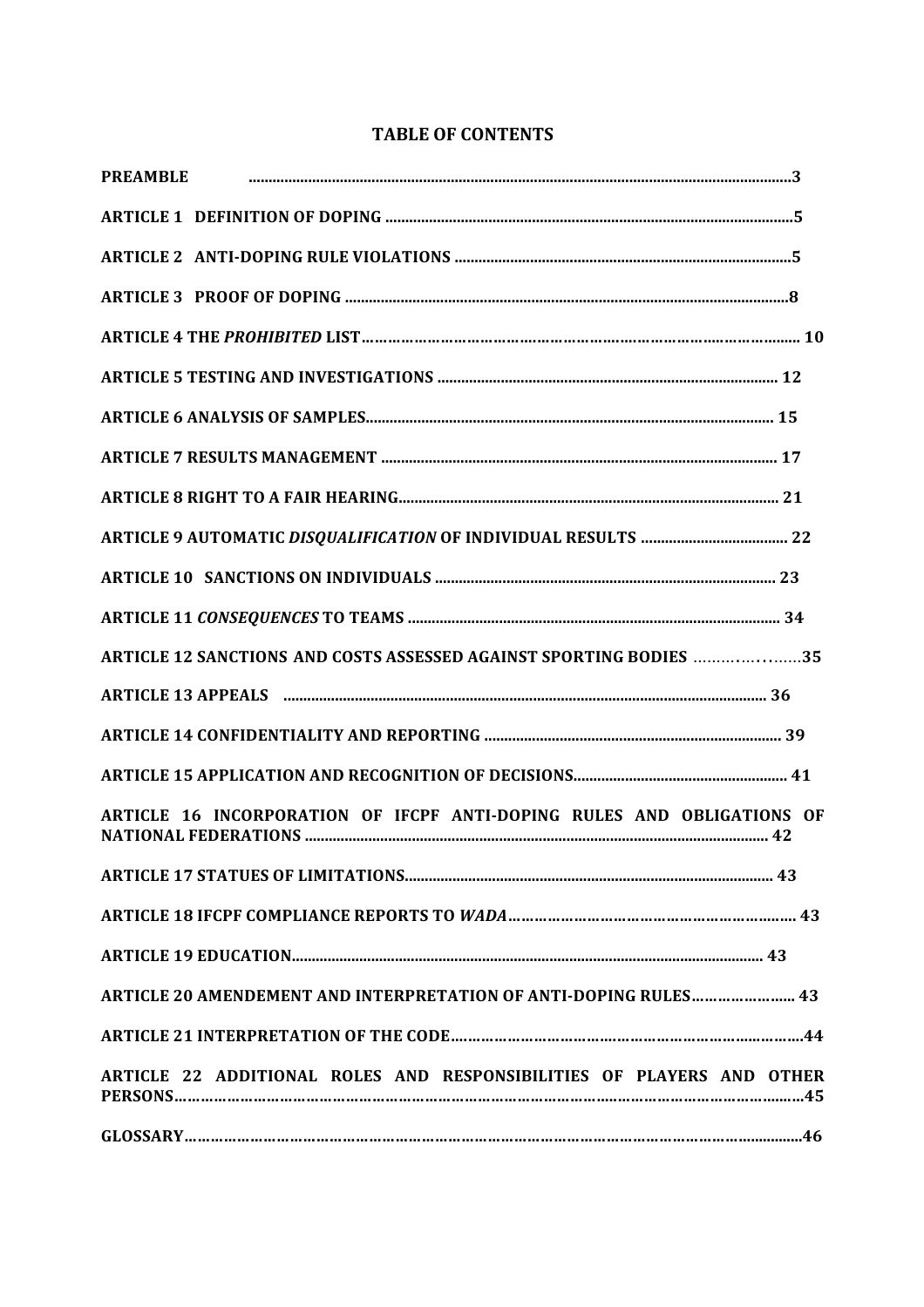## TABLE OF CONTENTS

**PREAMBLE** .......... 3

**ARTICLE 1 DEFINITION OF DOPING** .......... 5

**ARTICLE 2 ANTI-DOPING RULE VIOLATIONS** .......... 5

**ARTICLE 3 PROOF OF DOPING** .......... 8

**ARTICLE 4 THE *PROHIBITED* LIST** .......... 10

**ARTICLE 5 TESTING AND INVESTIGATIONS** .......... 12

**ARTICLE 6 ANALYSIS OF SAMPLES** .......... 15

**ARTICLE 7 RESULTS MANAGEMENT** .......... 17

**ARTICLE 8 RIGHT TO A FAIR HEARING** .......... 21

**ARTICLE 9 AUTOMATIC *DISQUALIFICATION* OF INDIVIDUAL RESULTS** .......... 22

**ARTICLE 10 SANCTIONS ON INDIVIDUALS** .......... 23

**ARTICLE 11 *CONSEQUENCES* TO TEAMS** .......... 34

**ARTICLE 12 SANCTIONS AND COSTS ASSESSED AGAINST SPORTING BODIES** .......... 35

**ARTICLE 13 APPEALS** .......... 36

**ARTICLE 14 CONFIDENTIALITY AND REPORTING** .......... 39

**ARTICLE 15 APPLICATION AND RECOGNITION OF DECISIONS** .......... 41

**ARTICLE 16 INCORPORATION OF IFCPF ANTI-DOPING RULES AND OBLIGATIONS OF NATIONAL FEDERATIONS** .......... 42

**ARTICLE 17 STATUES OF LIMITATIONS** .......... 43

**ARTICLE 18 IFCPF COMPLIANCE REPORTS TO *WADA*** .......... 43

**ARTICLE 19 EDUCATION** .......... 43

**ARTICLE 20 AMENDEMENT AND INTERPRETATION OF ANTI-DOPING RULES** .......... 43

**ARTICLE 21 INTERPRETATION OF THE CODE** .......... 44

**ARTICLE 22 ADDITIONAL ROLES AND RESPONSIBILITIES OF PLAYERS AND OTHER PERSONS** .......... 45

**GLOSSARY** .......... 46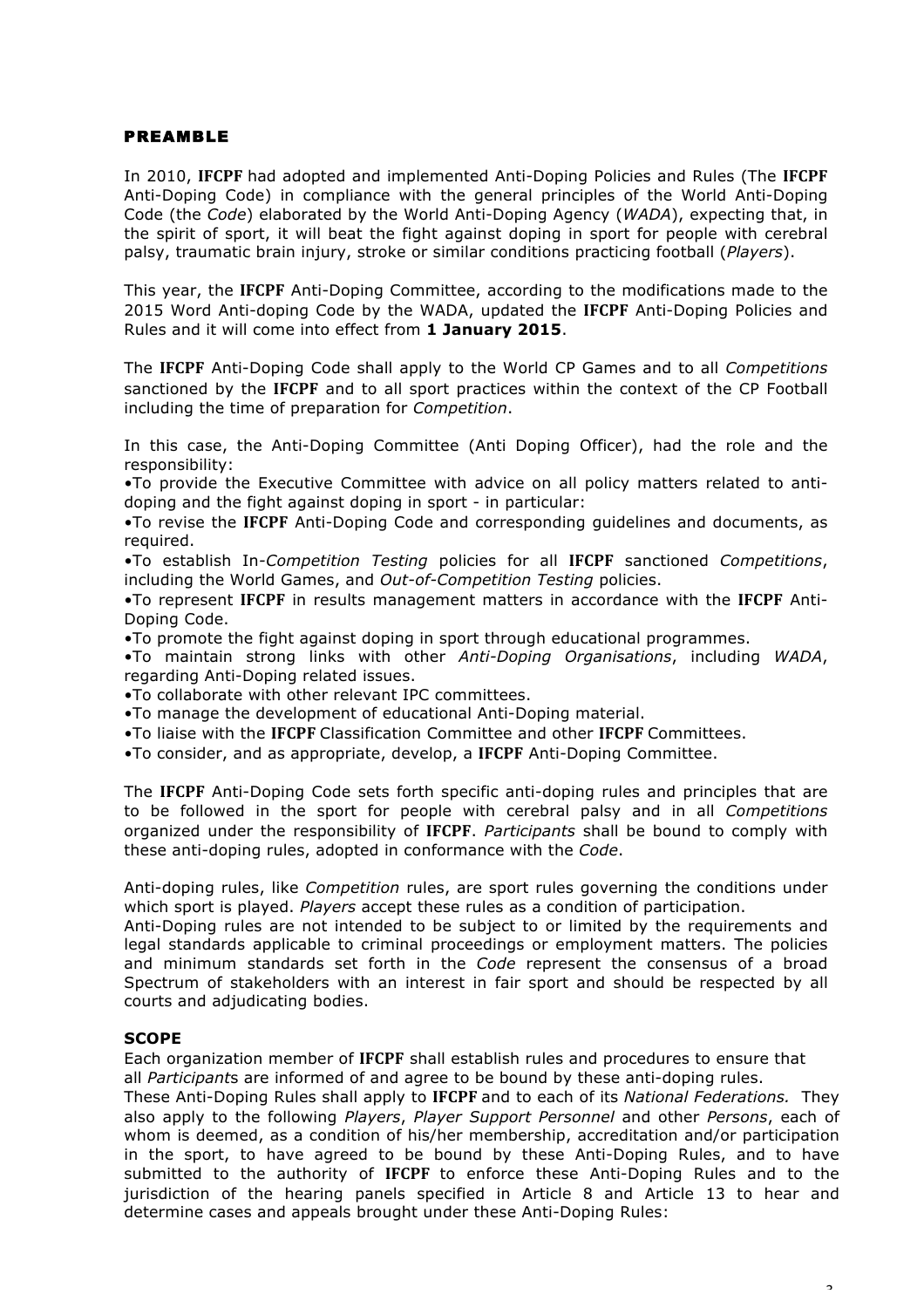## PREAMBLE

In 2010, **IFCPF** had adopted and implemented Anti-Doping Policies and Rules (The **IFCPF** Anti-Doping Code) in compliance with the general principles of the World Anti-Doping Code (the *Code*) elaborated by the World Anti-Doping Agency (*WADA*), expecting that, in the spirit of sport, it will beat the fight against doping in sport for people with cerebral palsy, traumatic brain injury, stroke or similar conditions practicing football (*Players*).

This year, the **IFCPF** Anti-Doping Committee, according to the modifications made to the 2015 Word Anti-doping Code by the WADA, updated the **IFCPF** Anti-Doping Policies and Rules and it will come into effect from **1 January 2015**.

The **IFCPF** Anti-Doping Code shall apply to the World CP Games and to all *Competitions* sanctioned by the **IFCPF** and to all sport practices within the context of the CP Football including the time of preparation for *Competition*.

In this case, the Anti-Doping Committee (Anti Doping Officer), had the role and the responsibility:

- To provide the Executive Committee with advice on all policy matters related to anti-doping and the fight against doping in sport - in particular:
- To revise the **IFCPF** Anti-Doping Code and corresponding guidelines and documents, as required.
- To establish In-*Competition Testing* policies for all **IFCPF** sanctioned *Competitions*, including the World Games, and *Out-of-Competition Testing* policies.
- To represent **IFCPF** in results management matters in accordance with the **IFCPF** Anti-Doping Code.
- To promote the fight against doping in sport through educational programmes.
- To maintain strong links with other *Anti-Doping Organisations*, including *WADA*, regarding Anti-Doping related issues.
- To collaborate with other relevant IPC committees.
- To manage the development of educational Anti-Doping material.
- To liaise with the **IFCPF** Classification Committee and other **IFCPF** Committees.
- To consider, and as appropriate, develop, a **IFCPF** Anti-Doping Committee.

The **IFCPF** Anti-Doping Code sets forth specific anti-doping rules and principles that are to be followed in the sport for people with cerebral palsy and in all *Competitions* organized under the responsibility of **IFCPF**. *Participants* shall be bound to comply with these anti-doping rules, adopted in conformance with the *Code*.

Anti-doping rules, like *Competition* rules, are sport rules governing the conditions under which sport is played. *Players* accept these rules as a condition of participation.
Anti-Doping rules are not intended to be subject to or limited by the requirements and legal standards applicable to criminal proceedings or employment matters. The policies and minimum standards set forth in the *Code* represent the consensus of a broad Spectrum of stakeholders with an interest in fair sport and should be respected by all courts and adjudicating bodies.

## SCOPE

Each organization member of **IFCPF** shall establish rules and procedures to ensure that all *Participants* are informed of and agree to be bound by these anti-doping rules.
These Anti-Doping Rules shall apply to **IFCPF** and to each of its *National Federations.* They also apply to the following *Players*, *Player Support Personnel* and other *Persons*, each of whom is deemed, as a condition of his/her membership, accreditation and/or participation in the sport, to have agreed to be bound by these Anti-Doping Rules, and to have submitted to the authority of **IFCPF** to enforce these Anti-Doping Rules and to the jurisdiction of the hearing panels specified in Article 8 and Article 13 to hear and determine cases and appeals brought under these Anti-Doping Rules: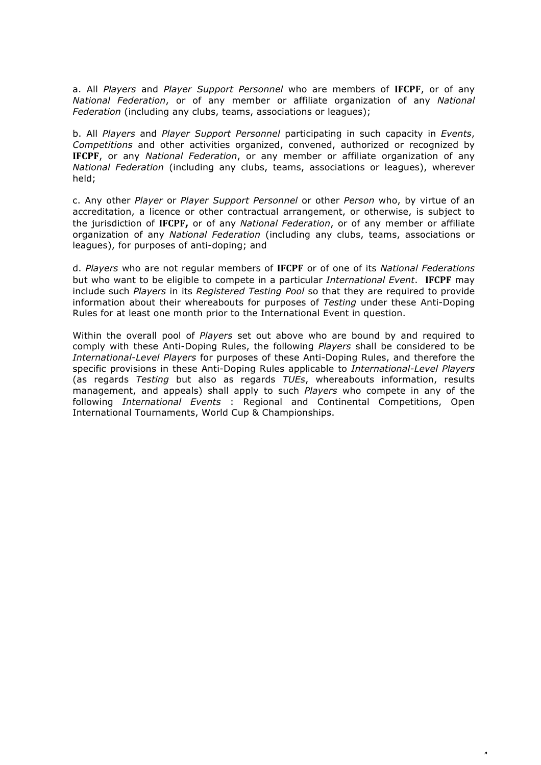a. All *Players* and *Player Support Personnel* who are members of **IFCPF**, or of any *National Federation*, or of any member or affiliate organization of any *National Federation* (including any clubs, teams, associations or leagues);

b. All *Players* and *Player Support Personnel* participating in such capacity in *Events*, *Competitions* and other activities organized, convened, authorized or recognized by **IFCPF**, or any *National Federation*, or any member or affiliate organization of any *National Federation* (including any clubs, teams, associations or leagues), wherever held;

c. Any other *Player* or *Player Support Personnel* or other *Person* who, by virtue of an accreditation, a licence or other contractual arrangement, or otherwise, is subject to the jurisdiction of **IFCPF,** or of any *National Federation*, or of any member or affiliate organization of any *National Federation* (including any clubs, teams, associations or leagues), for purposes of anti-doping; and

d. *Players* who are not regular members of **IFCPF** or of one of its *National Federations* but who want to be eligible to compete in a particular *International Event*. **IFCPF** may include such *Players* in its *Registered Testing Pool* so that they are required to provide information about their whereabouts for purposes of *Testing* under these Anti-Doping Rules for at least one month prior to the International Event in question.

Within the overall pool of *Players* set out above who are bound by and required to comply with these Anti-Doping Rules, the following *Players* shall be considered to be *International-Level Players* for purposes of these Anti-Doping Rules, and therefore the specific provisions in these Anti-Doping Rules applicable to *International-Level Players* (as regards *Testing* but also as regards *TUEs*, whereabouts information, results management, and appeals) shall apply to such *Players* who compete in any of the following *International Events* : Regional and Continental Competitions, Open International Tournaments, World Cup & Championships.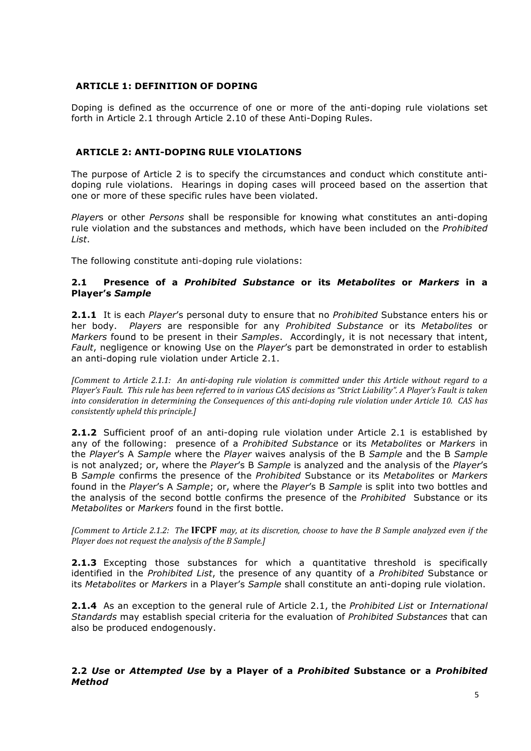## ARTICLE 1: DEFINITION OF DOPING

Doping is defined as the occurrence of one or more of the anti-doping rule violations set forth in Article 2.1 through Article 2.10 of these Anti-Doping Rules.

## ARTICLE 2: ANTI-DOPING RULE VIOLATIONS

The purpose of Article 2 is to specify the circumstances and conduct which constitute anti-doping rule violations. Hearings in doping cases will proceed based on the assertion that one or more of these specific rules have been violated.

*Player*s or other *Persons* shall be responsible for knowing what constitutes an anti-doping rule violation and the substances and methods, which have been included on the *Prohibited List*.

The following constitute anti-doping rule violations:

### 2.1 Presence of a *Prohibited Substance* or its *Metabolites* or *Markers* in a Player's *Sample*

**2.1.1** It is each *Player*'s personal duty to ensure that no *Prohibited* Substance enters his or her body. *Players* are responsible for any *Prohibited Substance* or its *Metabolites* or *Markers* found to be present in their *Samples*. Accordingly, it is not necessary that intent, *Fault*, negligence or knowing Use on the *Player*'s part be demonstrated in order to establish an anti-doping rule violation under Article 2.1.

*[Comment to Article 2.1.1: An anti-doping rule violation is committed under this Article without regard to a Player's Fault. This rule has been referred to in various CAS decisions as "Strict Liability". A Player's Fault is taken into consideration in determining the Consequences of this anti-doping rule violation under Article 10. CAS has consistently upheld this principle.]*

**2.1.2** Sufficient proof of an anti-doping rule violation under Article 2.1 is established by any of the following: presence of a *Prohibited Substance* or its *Metabolites* or *Markers* in the *Player*'s A *Sample* where the *Player* waives analysis of the B *Sample* and the B *Sample* is not analyzed; or, where the *Player*'s B *Sample* is analyzed and the analysis of the *Player*'s B *Sample* confirms the presence of the *Prohibited* Substance or its *Metabolites* or *Markers* found in the *Player*'s A *Sample*; or, where the *Player*'s B *Sample* is split into two bottles and the analysis of the second bottle confirms the presence of the *Prohibited* Substance or its *Metabolites* or *Markers* found in the first bottle.

*[Comment to Article 2.1.2: The* **IFCPF** *may, at its discretion, choose to have the B Sample analyzed even if the Player does not request the analysis of the B Sample.]*

**2.1.3** Excepting those substances for which a quantitative threshold is specifically identified in the *Prohibited List*, the presence of any quantity of a *Prohibited* Substance or its *Metabolites* or *Markers* in a Player's *Sample* shall constitute an anti-doping rule violation.

**2.1.4** As an exception to the general rule of Article 2.1, the *Prohibited List* or *International Standards* may establish special criteria for the evaluation of *Prohibited Substances* that can also be produced endogenously.

### 2.2 *Use* or *Attempted Use* by a Player of a *Prohibited* Substance or a *Prohibited Method*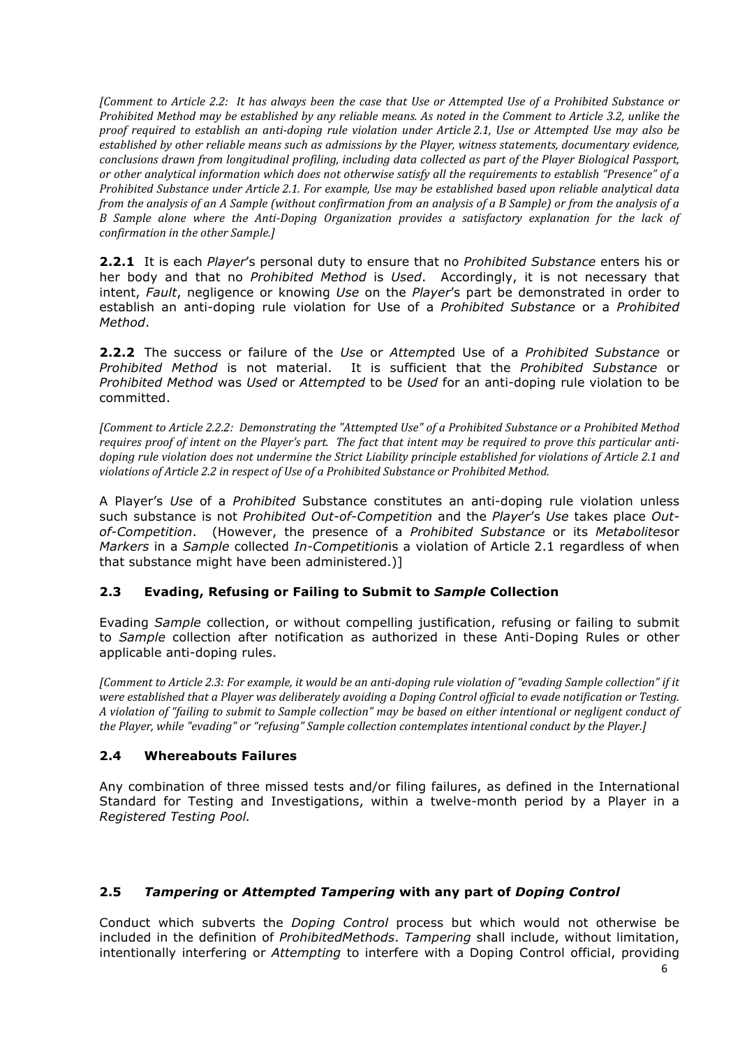*[Comment to Article 2.2: It has always been the case that Use or Attempted Use of a Prohibited Substance or Prohibited Method may be established by any reliable means. As noted in the Comment to Article 3.2, unlike the proof required to establish an anti-doping rule violation under Article 2.1, Use or Attempted Use may also be established by other reliable means such as admissions by the Player, witness statements, documentary evidence, conclusions drawn from longitudinal profiling, including data collected as part of the Player Biological Passport, or other analytical information which does not otherwise satisfy all the requirements to establish "Presence" of a Prohibited Substance under Article 2.1. For example, Use may be established based upon reliable analytical data from the analysis of an A Sample (without confirmation from an analysis of a B Sample) or from the analysis of a B Sample alone where the Anti-Doping Organization provides a satisfactory explanation for the lack of confirmation in the other Sample.]*

**2.2.1** It is each *Player*'s personal duty to ensure that no *Prohibited Substance* enters his or her body and that no *Prohibited Method* is *Used*. Accordingly, it is not necessary that intent, *Fault*, negligence or knowing *Use* on the *Player*'s part be demonstrated in order to establish an anti-doping rule violation for Use of a *Prohibited Substance* or a *Prohibited Method*.

**2.2.2** The success or failure of the *Use* or *Attempt*ed Use of a *Prohibited Substance* or *Prohibited Method* is not material. It is sufficient that the *Prohibited Substance* or *Prohibited Method* was *Used* or *Attempted* to be *Used* for an anti-doping rule violation to be committed.

*[Comment to Article 2.2.2: Demonstrating the "Attempted Use" of a Prohibited Substance or a Prohibited Method requires proof of intent on the Player's part. The fact that intent may be required to prove this particular anti-doping rule violation does not undermine the Strict Liability principle established for violations of Article 2.1 and violations of Article 2.2 in respect of Use of a Prohibited Substance or Prohibited Method.*

A Player's *Use* of a *Prohibited* Substance constitutes an anti-doping rule violation unless such substance is not *Prohibited Out-of-Competition* and the *Player*'s *Use* takes place *Out-of-Competition*. (However, the presence of a *Prohibited Substance* or its *Metabolites*or *Markers* in a *Sample* collected *In-Competition*is a violation of Article 2.1 regardless of when that substance might have been administered.)]

### 2.3 Evading, Refusing or Failing to Submit to *Sample* Collection

Evading *Sample* collection, or without compelling justification, refusing or failing to submit to *Sample* collection after notification as authorized in these Anti-Doping Rules or other applicable anti-doping rules.

*[Comment to Article 2.3: For example, it would be an anti-doping rule violation of "evading Sample collection" if it were established that a Player was deliberately avoiding a Doping Control official to evade notification or Testing. A violation of "failing to submit to Sample collection" may be based on either intentional or negligent conduct of the Player, while "evading" or "refusing" Sample collection contemplates intentional conduct by the Player.]*

### 2.4 Whereabouts Failures

Any combination of three missed tests and/or filing failures, as defined in the International Standard for Testing and Investigations, within a twelve-month period by a Player in a *Registered Testing Pool.*

### 2.5 *Tampering* or *Attempted Tampering* with any part of *Doping Control*

Conduct which subverts the *Doping Control* process but which would not otherwise be included in the definition of *ProhibitedMethods*. *Tampering* shall include, without limitation, intentionally interfering or *Attempting* to interfere with a Doping Control official, providing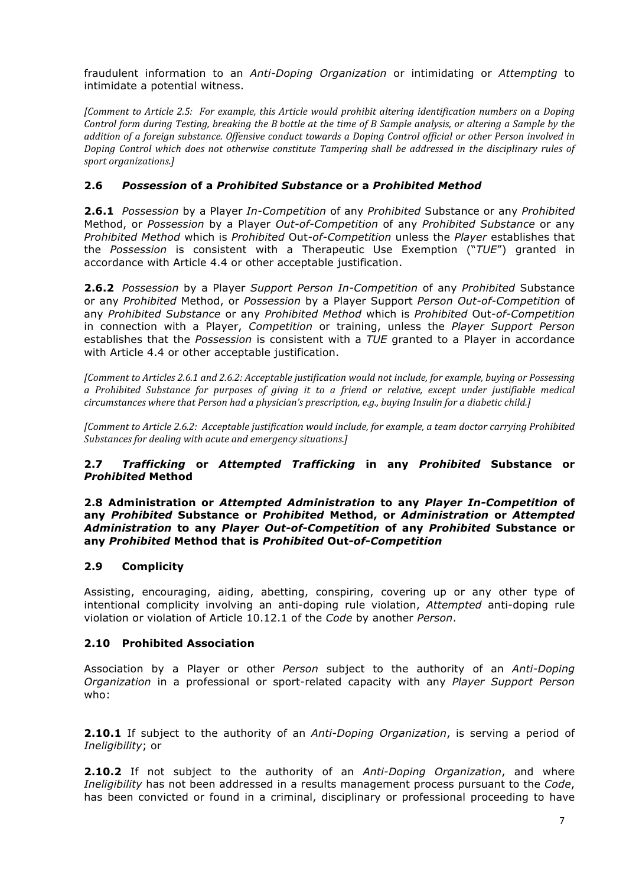fraudulent information to an *Anti-Doping Organization* or intimidating or *Attempting* to intimidate a potential witness.

*[Comment to Article 2.5: For example, this Article would prohibit altering identification numbers on a Doping Control form during Testing, breaking the B bottle at the time of B Sample analysis, or altering a Sample by the addition of a foreign substance. Offensive conduct towards a Doping Control official or other Person involved in Doping Control which does not otherwise constitute Tampering shall be addressed in the disciplinary rules of sport organizations.]*

### 2.6 *Possession* of a *Prohibited Substance* or a *Prohibited Method*

**2.6.1** *Possession* by a Player *In-Competition* of any *Prohibited* Substance or any *Prohibited* Method, or *Possession* by a Player *Out-of-Competition* of any *Prohibited Substance* or any *Prohibited Method* which is *Prohibited* Out-*of-Competition* unless the *Player* establishes that the *Possession* is consistent with a Therapeutic Use Exemption ("*TUE*") granted in accordance with Article 4.4 or other acceptable justification.

**2.6.2** *Possession* by a Player *Support Person In-Competition* of any *Prohibited* Substance or any *Prohibited* Method, or *Possession* by a Player Support *Person Out-of-Competition* of any *Prohibited Substance* or any *Prohibited Method* which is *Prohibited* Out-*of-Competition* in connection with a Player, *Competition* or training, unless the *Player Support Person* establishes that the *Possession* is consistent with a *TUE* granted to a Player in accordance with Article 4.4 or other acceptable justification.

*[Comment to Articles 2.6.1 and 2.6.2: Acceptable justification would not include, for example, buying or Possessing a Prohibited Substance for purposes of giving it to a friend or relative, except under justifiable medical circumstances where that Person had a physician's prescription, e.g., buying Insulin for a diabetic child.]*

*[Comment to Article 2.6.2: Acceptable justification would include, for example, a team doctor carrying Prohibited Substances for dealing with acute and emergency situations.]*

### 2.7 *Trafficking* or *Attempted Trafficking* in any *Prohibited* Substance or *Prohibited* Method

### 2.8 Administration or *Attempted Administration* to any *Player In-Competition* of any *Prohibited* Substance or *Prohibited* Method, or *Administration* or *Attempted Administration* to any *Player Out-of-Competition* of any *Prohibited* Substance or any *Prohibited* Method that is *Prohibited* Out-*of-Competition*

### 2.9 Complicity

Assisting, encouraging, aiding, abetting, conspiring, covering up or any other type of intentional complicity involving an anti-doping rule violation, *Attempted* anti-doping rule violation or violation of Article 10.12.1 of the *Code* by another *Person*.

### 2.10 Prohibited Association

Association by a Player or other *Person* subject to the authority of an *Anti-Doping Organization* in a professional or sport-related capacity with any *Player Support Person* who:

**2.10.1** If subject to the authority of an *Anti-Doping Organization*, is serving a period of *Ineligibility*; or

**2.10.2** If not subject to the authority of an *Anti-Doping Organization*, and where *Ineligibility* has not been addressed in a results management process pursuant to the *Code*, has been convicted or found in a criminal, disciplinary or professional proceeding to have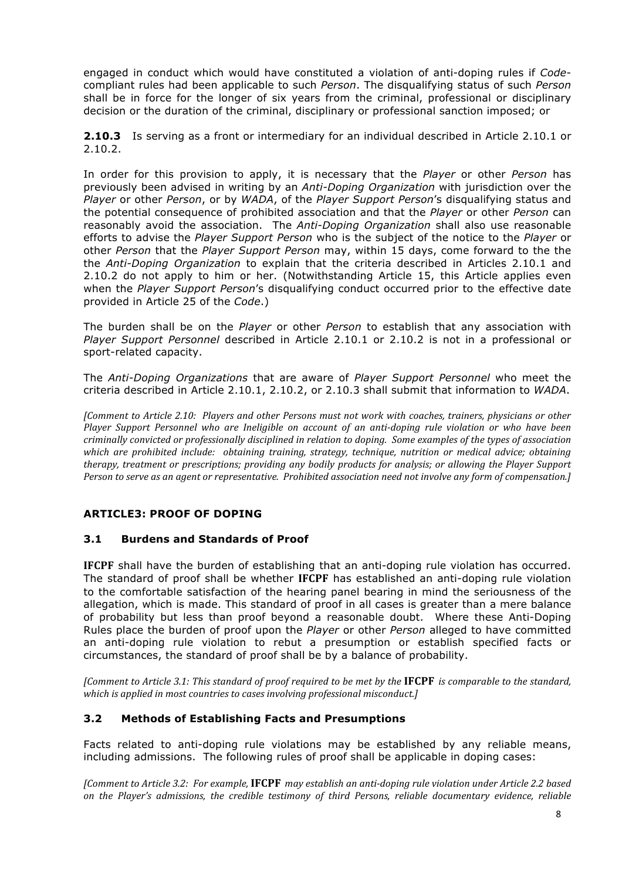engaged in conduct which would have constituted a violation of anti-doping rules if *Code*-compliant rules had been applicable to such *Person*. The disqualifying status of such *Person* shall be in force for the longer of six years from the criminal, professional or disciplinary decision or the duration of the criminal, disciplinary or professional sanction imposed; or

**2.10.3** Is serving as a front or intermediary for an individual described in Article 2.10.1 or 2.10.2.

In order for this provision to apply, it is necessary that the *Player* or other *Person* has previously been advised in writing by an *Anti-Doping Organization* with jurisdiction over the *Player* or other *Person*, or by *WADA*, of the *Player Support Person*'s disqualifying status and the potential consequence of prohibited association and that the *Player* or other *Person* can reasonably avoid the association. The *Anti-Doping Organization* shall also use reasonable efforts to advise the *Player Support Person* who is the subject of the notice to the *Player* or other *Person* that the *Player Support Person* may, within 15 days, come forward to the the the *Anti-Doping Organization* to explain that the criteria described in Articles 2.10.1 and 2.10.2 do not apply to him or her. (Notwithstanding Article 15, this Article applies even when the *Player Support Person*'s disqualifying conduct occurred prior to the effective date provided in Article 25 of the *Code*.)

The burden shall be on the *Player* or other *Person* to establish that any association with *Player Support Personnel* described in Article 2.10.1 or 2.10.2 is not in a professional or sport-related capacity.

The *Anti-Doping Organizations* that are aware of *Player Support Personnel* who meet the criteria described in Article 2.10.1, 2.10.2, or 2.10.3 shall submit that information to *WADA*.

*[Comment to Article 2.10: Players and other Persons must not work with coaches, trainers, physicians or other Player Support Personnel who are Ineligible on account of an anti-doping rule violation or who have been criminally convicted or professionally disciplined in relation to doping. Some examples of the types of association which are prohibited include: obtaining training, strategy, technique, nutrition or medical advice; obtaining therapy, treatment or prescriptions; providing any bodily products for analysis; or allowing the Player Support Person to serve as an agent or representative. Prohibited association need not involve any form of compensation.]*

## ARTICLE3: PROOF OF DOPING

### 3.1 Burdens and Standards of Proof

**IFCPF** shall have the burden of establishing that an anti-doping rule violation has occurred. The standard of proof shall be whether **IFCPF** has established an anti-doping rule violation to the comfortable satisfaction of the hearing panel bearing in mind the seriousness of the allegation, which is made. This standard of proof in all cases is greater than a mere balance of probability but less than proof beyond a reasonable doubt. Where these Anti-Doping Rules place the burden of proof upon the *Player* or other *Person* alleged to have committed an anti-doping rule violation to rebut a presumption or establish specified facts or circumstances, the standard of proof shall be by a balance of probability.

*[Comment to Article 3.1: This standard of proof required to be met by the **IFCPF** is comparable to the standard, which is applied in most countries to cases involving professional misconduct.]*

### 3.2 Methods of Establishing Facts and Presumptions

Facts related to anti-doping rule violations may be established by any reliable means, including admissions. The following rules of proof shall be applicable in doping cases:

*[Comment to Article 3.2: For example, **IFCPF** may establish an anti-doping rule violation under Article 2.2 based on the Player's admissions, the credible testimony of third Persons, reliable documentary evidence, reliable*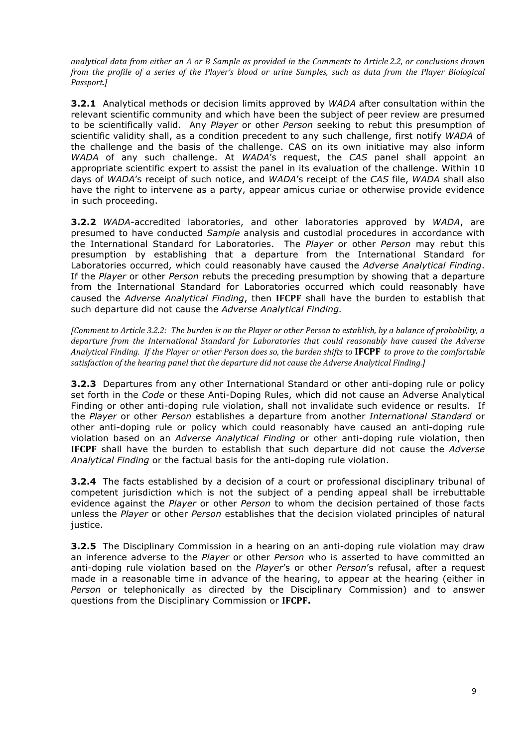*analytical data from either an A or B Sample as provided in the Comments to Article 2.2, or conclusions drawn from the profile of a series of the Player's blood or urine Samples, such as data from the Player Biological Passport.]*

**3.2.1** Analytical methods or decision limits approved by *WADA* after consultation within the relevant scientific community and which have been the subject of peer review are presumed to be scientifically valid. Any *Player* or other *Person* seeking to rebut this presumption of scientific validity shall, as a condition precedent to any such challenge, first notify *WADA* of the challenge and the basis of the challenge. CAS on its own initiative may also inform *WADA* of any such challenge. At *WADA*'s request, the *CAS* panel shall appoint an appropriate scientific expert to assist the panel in its evaluation of the challenge. Within 10 days of *WADA*'s receipt of such notice, and *WADA*'s receipt of the *CAS* file, *WADA* shall also have the right to intervene as a party, appear amicus curiae or otherwise provide evidence in such proceeding.

**3.2.2** *WADA*-accredited laboratories, and other laboratories approved by *WADA*, are presumed to have conducted *Sample* analysis and custodial procedures in accordance with the International Standard for Laboratories. The *Player* or other *Person* may rebut this presumption by establishing that a departure from the International Standard for Laboratories occurred, which could reasonably have caused the *Adverse Analytical Finding*. If the *Player* or other *Person* rebuts the preceding presumption by showing that a departure from the International Standard for Laboratories occurred which could reasonably have caused the *Adverse Analytical Finding*, then **IFCPF** shall have the burden to establish that such departure did not cause the *Adverse Analytical Finding.*

*[Comment to Article 3.2.2: The burden is on the Player or other Person to establish, by a balance of probability, a departure from the International Standard for Laboratories that could reasonably have caused the Adverse Analytical Finding. If the Player or other Person does so, the burden shifts to* ***IFCPF*** *to prove to the comfortable satisfaction of the hearing panel that the departure did not cause the Adverse Analytical Finding.]*

**3.2.3** Departures from any other International Standard or other anti-doping rule or policy set forth in the *Code* or these Anti-Doping Rules, which did not cause an Adverse Analytical Finding or other anti-doping rule violation, shall not invalidate such evidence or results. If the *Player* or other *Person* establishes a departure from another *International Standard* or other anti-doping rule or policy which could reasonably have caused an anti-doping rule violation based on an *Adverse Analytical Finding* or other anti-doping rule violation, then **IFCPF** shall have the burden to establish that such departure did not cause the *Adverse Analytical Finding* or the factual basis for the anti-doping rule violation.

**3.2.4** The facts established by a decision of a court or professional disciplinary tribunal of competent jurisdiction which is not the subject of a pending appeal shall be irrebuttable evidence against the *Player* or other *Person* to whom the decision pertained of those facts unless the *Player* or other *Person* establishes that the decision violated principles of natural justice.

**3.2.5** The Disciplinary Commission in a hearing on an anti-doping rule violation may draw an inference adverse to the *Player* or other *Person* who is asserted to have committed an anti-doping rule violation based on the *Player*'s or other *Person*'s refusal, after a request made in a reasonable time in advance of the hearing, to appear at the hearing (either in *Person* or telephonically as directed by the Disciplinary Commission) and to answer questions from the Disciplinary Commission or **IFCPF.**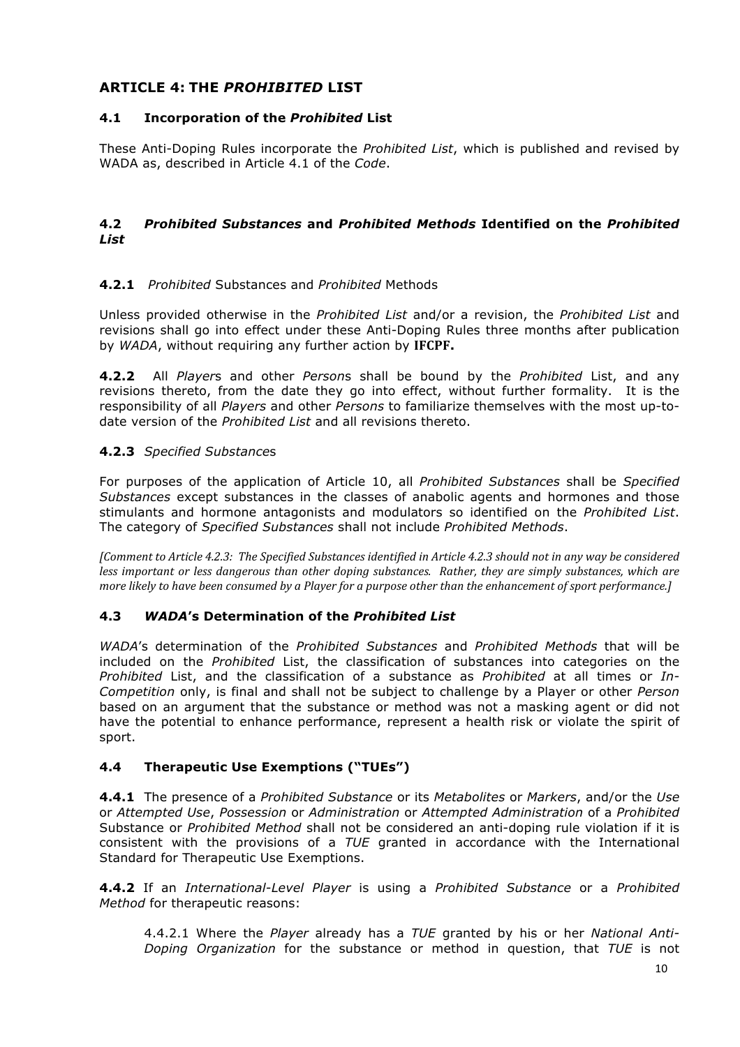## ARTICLE 4: THE *PROHIBITED* LIST

### 4.1 Incorporation of the *Prohibited* List

These Anti-Doping Rules incorporate the *Prohibited List*, which is published and revised by WADA as, described in Article 4.1 of the *Code*.

### 4.2 *Prohibited Substances* and *Prohibited Methods* Identified on the *Prohibited List*

#### 4.2.1 *Prohibited* Substances and *Prohibited* Methods

Unless provided otherwise in the *Prohibited List* and/or a revision, the *Prohibited List* and revisions shall go into effect under these Anti-Doping Rules three months after publication by *WADA*, without requiring any further action by **IFCPF.**

**4.2.2** All *Player*s and other *Person*s shall be bound by the *Prohibited* List, and any revisions thereto, from the date they go into effect, without further formality. It is the responsibility of all *Players* and other *Persons* to familiarize themselves with the most up-to-date version of the *Prohibited List* and all revisions thereto.

#### 4.2.3 *Specified Substance*s

For purposes of the application of Article 10, all *Prohibited Substances* shall be *Specified Substances* except substances in the classes of anabolic agents and hormones and those stimulants and hormone antagonists and modulators so identified on the *Prohibited List*. The category of *Specified Substances* shall not include *Prohibited Methods*.

*[Comment to Article 4.2.3: The Specified Substances identified in Article 4.2.3 should not in any way be considered less important or less dangerous than other doping substances. Rather, they are simply substances, which are more likely to have been consumed by a Player for a purpose other than the enhancement of sport performance.]*

### 4.3 *WADA*'s Determination of the *Prohibited List*

*WADA*'s determination of the *Prohibited Substances* and *Prohibited Methods* that will be included on the *Prohibited* List, the classification of substances into categories on the *Prohibited* List, and the classification of a substance as *Prohibited* at all times or *In-Competition* only, is final and shall not be subject to challenge by a Player or other *Person* based on an argument that the substance or method was not a masking agent or did not have the potential to enhance performance, represent a health risk or violate the spirit of sport.

### 4.4 Therapeutic Use Exemptions ("TUEs")

**4.4.1** The presence of a *Prohibited Substance* or its *Metabolites* or *Markers*, and/or the *Use* or *Attempted Use*, *Possession* or *Administration* or *Attempted Administration* of a *Prohibited* Substance or *Prohibited Method* shall not be considered an anti-doping rule violation if it is consistent with the provisions of a *TUE* granted in accordance with the International Standard for Therapeutic Use Exemptions.

**4.4.2** If an *International-Level Player* is using a *Prohibited Substance* or a *Prohibited Method* for therapeutic reasons:

4.4.2.1 Where the *Player* already has a *TUE* granted by his or her *National Anti-Doping Organization* for the substance or method in question, that *TUE* is not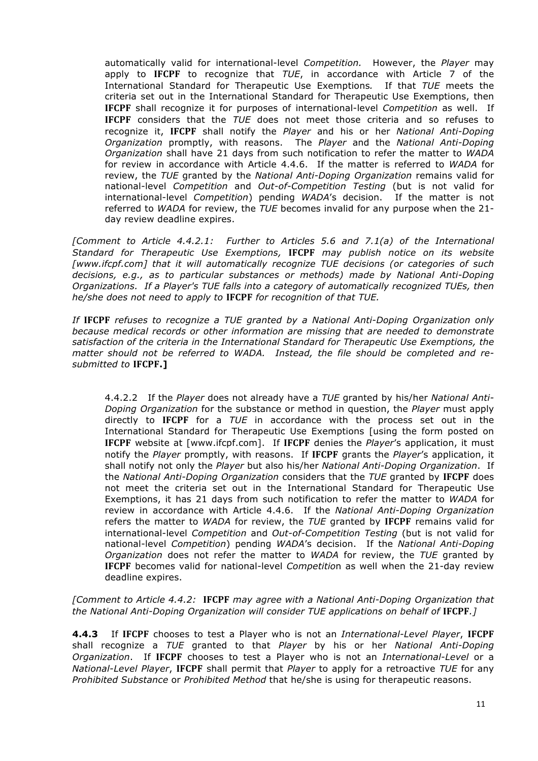automatically valid for international-level *Competition.* However, the *Player* may apply to **IFCPF** to recognize that *TUE*, in accordance with Article 7 of the International Standard for Therapeutic Use Exemptions*.* If that *TUE* meets the criteria set out in the International Standard for Therapeutic Use Exemptions, then **IFCPF** shall recognize it for purposes of international-level *Competition* as well. If **IFCPF** considers that the *TUE* does not meet those criteria and so refuses to recognize it, **IFCPF** shall notify the *Player* and his or her *National Anti-Doping Organization* promptly, with reasons. The *Player* and the *National Anti-Doping Organization* shall have 21 days from such notification to refer the matter to *WADA* for review in accordance with Article 4.4.6. If the matter is referred to *WADA* for review, the *TUE* granted by the *National Anti-Doping Organization* remains valid for national-level *Competition* and *Out-of-Competition Testing* (but is not valid for international-level *Competition*) pending *WADA*'s decision. If the matter is not referred to *WADA* for review, the *TUE* becomes invalid for any purpose when the 21-day review deadline expires.

*[Comment to Article 4.4.2.1: Further to Articles 5.6 and 7.1(a) of the International Standard for Therapeutic Use Exemptions,* **IFCPF** *may publish notice on its website [www.ifcpf.com] that it will automatically recognize TUE decisions (or categories of such decisions, e.g., as to particular substances or methods) made by National Anti-Doping Organizations. If a Player's TUE falls into a category of automatically recognized TUEs, then he/she does not need to apply to* **IFCPF** *for recognition of that TUE.*

*If* **IFCPF** *refuses to recognize a TUE granted by a National Anti-Doping Organization only because medical records or other information are missing that are needed to demonstrate satisfaction of the criteria in the International Standard for Therapeutic Use Exemptions, the matter should not be referred to WADA. Instead, the file should be completed and re-submitted to* **IFCPF.]**

4.4.2.2 If the *Player* does not already have a *TUE* granted by his/her *National Anti-Doping Organization* for the substance or method in question, the *Player* must apply directly to **IFCPF** for a *TUE* in accordance with the process set out in the International Standard for Therapeutic Use Exemptions [using the form posted on **IFCPF** website at [www.ifcpf.com]. If **IFCPF** denies the *Player*'s application, it must notify the *Player* promptly, with reasons. If **IFCPF** grants the *Player*'s application, it shall notify not only the *Player* but also his/her *National Anti-Doping Organization*. If the *National Anti-Doping Organization* considers that the *TUE* granted by **IFCPF** does not meet the criteria set out in the International Standard for Therapeutic Use Exemptions, it has 21 days from such notification to refer the matter to *WADA* for review in accordance with Article 4.4.6. If the *National Anti-Doping Organization* refers the matter to *WADA* for review, the *TUE* granted by **IFCPF** remains valid for international-level *Competition* and *Out-of-Competition Testing* (but is not valid for national-level *Competition*) pending *WADA*'s decision. If the *National Anti-Doping Organization* does not refer the matter to *WADA* for review, the *TUE* granted by **IFCPF** becomes valid for national-level *Competition* as well when the 21-day review deadline expires.

*[Comment to Article 4.4.2:* **IFCPF** *may agree with a National Anti-Doping Organization that the National Anti-Doping Organization will consider TUE applications on behalf of* **IFCPF***.]*

**4.4.3** If **IFCPF** chooses to test a Player who is not an *International-Level Player*, **IFCPF** shall recognize a *TUE* granted to that *Player* by his or her *National Anti-Doping Organization*. If **IFCPF** chooses to test a Player who is not an *International-Level* or a *National-Level Player*, **IFCPF** shall permit that *Player* to apply for a retroactive *TUE* for any *Prohibited Substance* or *Prohibited Method* that he/she is using for therapeutic reasons.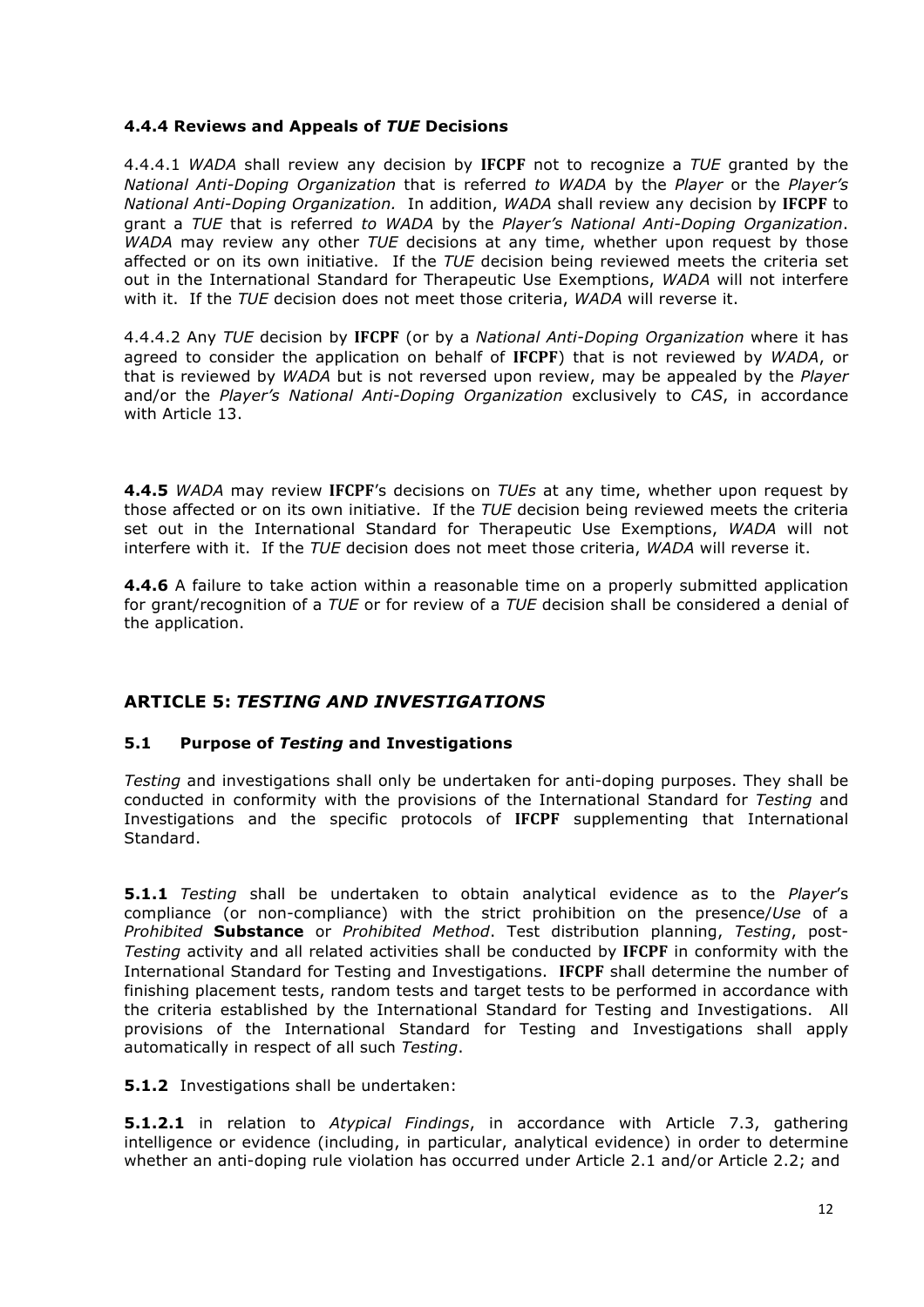**4.4.4 Reviews and Appeals of *TUE* Decisions**

4.4.4.1 *WADA* shall review any decision by **IFCPF** not to recognize a *TUE* granted by the *National Anti-Doping Organization* that is referred *to WADA* by the *Player* or the *Player's National Anti-Doping Organization.* In addition, *WADA* shall review any decision by **IFCPF** to grant a *TUE* that is referred *to WADA* by the *Player's National Anti-Doping Organization*. *WADA* may review any other *TUE* decisions at any time, whether upon request by those affected or on its own initiative. If the *TUE* decision being reviewed meets the criteria set out in the International Standard for Therapeutic Use Exemptions, *WADA* will not interfere with it. If the *TUE* decision does not meet those criteria, *WADA* will reverse it.

4.4.4.2 Any *TUE* decision by **IFCPF** (or by a *National Anti-Doping Organization* where it has agreed to consider the application on behalf of **IFCPF**) that is not reviewed by *WADA*, or that is reviewed by *WADA* but is not reversed upon review, may be appealed by the *Player* and/or the *Player's National Anti-Doping Organization* exclusively to *CAS*, in accordance with Article 13.

**4.4.5** *WADA* may review **IFCPF**'s decisions on *TUEs* at any time, whether upon request by those affected or on its own initiative. If the *TUE* decision being reviewed meets the criteria set out in the International Standard for Therapeutic Use Exemptions, *WADA* will not interfere with it. If the *TUE* decision does not meet those criteria, *WADA* will reverse it.

**4.4.6** A failure to take action within a reasonable time on a properly submitted application for grant/recognition of a *TUE* or for review of a *TUE* decision shall be considered a denial of the application.

## ARTICLE 5: *TESTING AND INVESTIGATIONS*

### 5.1 Purpose of *Testing* and Investigations

*Testing* and investigations shall only be undertaken for anti-doping purposes. They shall be conducted in conformity with the provisions of the International Standard for *Testing* and Investigations and the specific protocols of **IFCPF** supplementing that International Standard.

**5.1.1** *Testing* shall be undertaken to obtain analytical evidence as to the *Player*'s compliance (or non-compliance) with the strict prohibition on the presence/*Use* of a *Prohibited* **Substance** or *Prohibited Method*. Test distribution planning, *Testing*, post-*Testing* activity and all related activities shall be conducted by **IFCPF** in conformity with the International Standard for Testing and Investigations. **IFCPF** shall determine the number of finishing placement tests, random tests and target tests to be performed in accordance with the criteria established by the International Standard for Testing and Investigations. All provisions of the International Standard for Testing and Investigations shall apply automatically in respect of all such *Testing*.

**5.1.2** Investigations shall be undertaken:

**5.1.2.1** in relation to *Atypical Findings*, in accordance with Article 7.3, gathering intelligence or evidence (including, in particular, analytical evidence) in order to determine whether an anti-doping rule violation has occurred under Article 2.1 and/or Article 2.2; and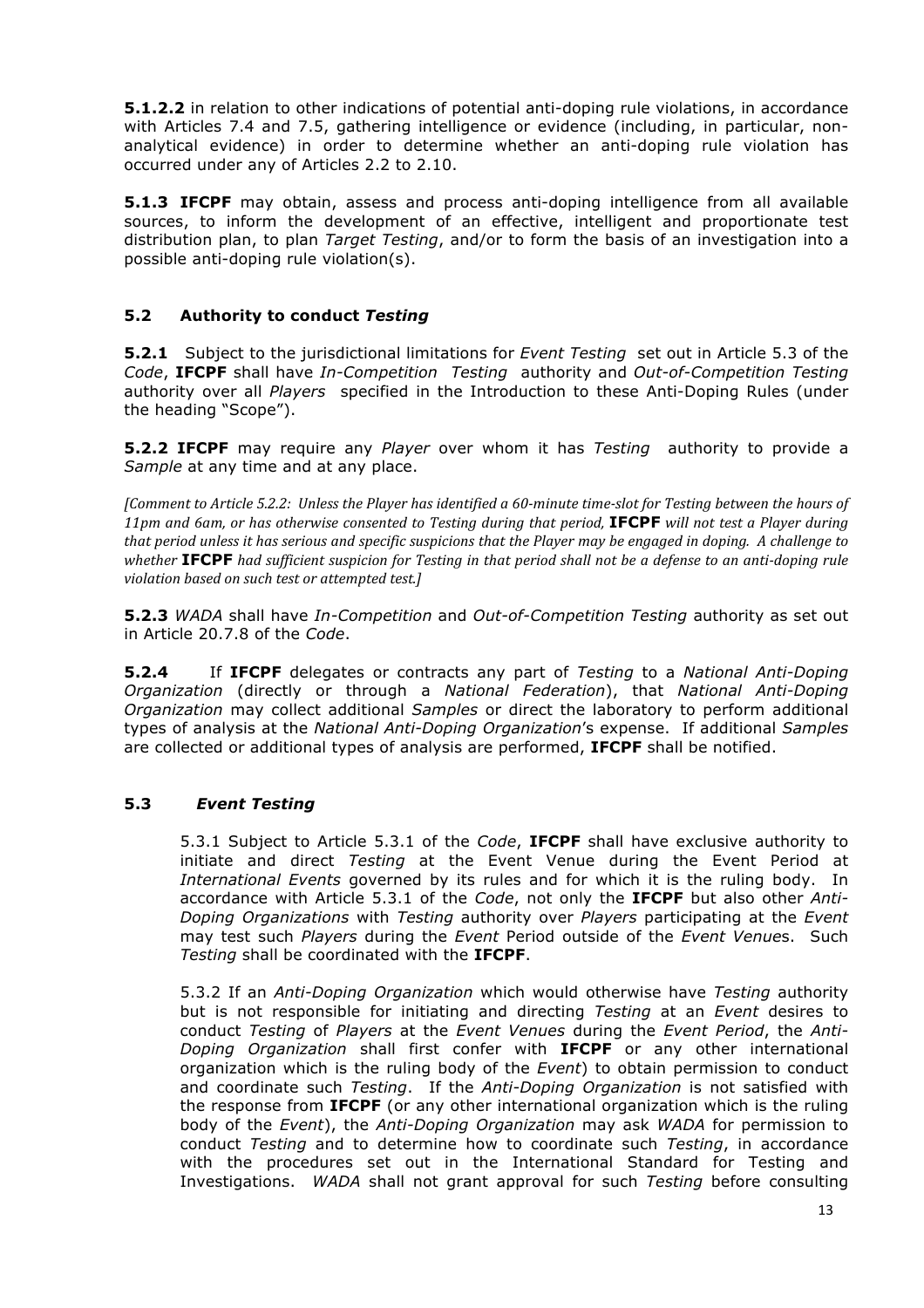**5.1.2.2** in relation to other indications of potential anti-doping rule violations, in accordance with Articles 7.4 and 7.5, gathering intelligence or evidence (including, in particular, non-analytical evidence) in order to determine whether an anti-doping rule violation has occurred under any of Articles 2.2 to 2.10.

**5.1.3 IFCPF** may obtain, assess and process anti-doping intelligence from all available sources, to inform the development of an effective, intelligent and proportionate test distribution plan, to plan *Target Testing*, and/or to form the basis of an investigation into a possible anti-doping rule violation(s).

### 5.2 Authority to conduct *Testing*

**5.2.1** Subject to the jurisdictional limitations for *Event Testing* set out in Article 5.3 of the *Code*, **IFCPF** shall have *In-Competition Testing* authority and *Out-of-Competition Testing* authority over all *Players* specified in the Introduction to these Anti-Doping Rules (under the heading "Scope").

**5.2.2 IFCPF** may require any *Player* over whom it has *Testing* authority to provide a *Sample* at any time and at any place.

*[Comment to Article 5.2.2: Unless the Player has identified a 60-minute time-slot for Testing between the hours of 11pm and 6am, or has otherwise consented to Testing during that period,* **IFCPF** *will not test a Player during that period unless it has serious and specific suspicions that the Player may be engaged in doping. A challenge to whether* **IFCPF** *had sufficient suspicion for Testing in that period shall not be a defense to an anti-doping rule violation based on such test or attempted test.]*

**5.2.3** *WADA* shall have *In-Competition* and *Out-of-Competition Testing* authority as set out in Article 20.7.8 of the *Code*.

**5.2.4** If **IFCPF** delegates or contracts any part of *Testing* to a *National Anti-Doping Organization* (directly or through a *National Federation*), that *National Anti-Doping Organization* may collect additional *Samples* or direct the laboratory to perform additional types of analysis at the *National Anti-Doping Organization*'s expense. If additional *Samples* are collected or additional types of analysis are performed, **IFCPF** shall be notified.

### 5.3 *Event Testing*

5.3.1 Subject to Article 5.3.1 of the *Code*, **IFCPF** shall have exclusive authority to initiate and direct *Testing* at the Event Venue during the Event Period at *International Events* governed by its rules and for which it is the ruling body. In accordance with Article 5.3.1 of the *Code*, not only the **IFCPF** but also other *Anti-Doping Organizations* with *Testing* authority over *Players* participating at the *Event* may test such *Players* during the *Event* Period outside of the *Event Venue*s. Such *Testing* shall be coordinated with the **IFCPF**.

5.3.2 If an *Anti-Doping Organization* which would otherwise have *Testing* authority but is not responsible for initiating and directing *Testing* at an *Event* desires to conduct *Testing* of *Players* at the *Event Venues* during the *Event Period*, the *Anti-Doping Organization* shall first confer with **IFCPF** or any other international organization which is the ruling body of the *Event*) to obtain permission to conduct and coordinate such *Testing*. If the *Anti-Doping Organization* is not satisfied with the response from **IFCPF** (or any other international organization which is the ruling body of the *Event*), the *Anti-Doping Organization* may ask *WADA* for permission to conduct *Testing* and to determine how to coordinate such *Testing*, in accordance with the procedures set out in the International Standard for Testing and Investigations. *WADA* shall not grant approval for such *Testing* before consulting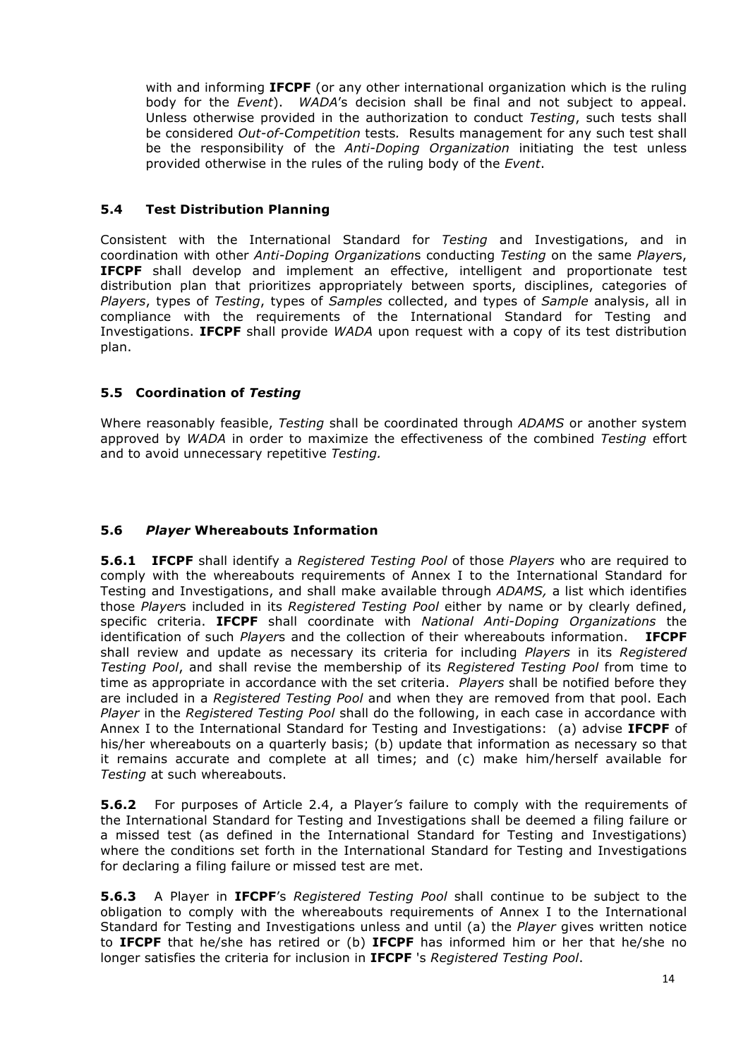with and informing **IFCPF** (or any other international organization which is the ruling body for the *Event*). *WADA*'s decision shall be final and not subject to appeal. Unless otherwise provided in the authorization to conduct *Testing*, such tests shall be considered *Out-of-Competition* tests. Results management for any such test shall be the responsibility of the *Anti-Doping Organization* initiating the test unless provided otherwise in the rules of the ruling body of the *Event*.

### 5.4 Test Distribution Planning

Consistent with the International Standard for *Testing* and Investigations, and in coordination with other *Anti-Doping Organization*s conducting *Testing* on the same *Player*s, **IFCPF** shall develop and implement an effective, intelligent and proportionate test distribution plan that prioritizes appropriately between sports, disciplines, categories of *Players*, types of *Testing*, types of *Samples* collected, and types of *Sample* analysis, all in compliance with the requirements of the International Standard for Testing and Investigations. **IFCPF** shall provide *WADA* upon request with a copy of its test distribution plan.

### 5.5 Coordination of *Testing*

Where reasonably feasible, *Testing* shall be coordinated through *ADAMS* or another system approved by *WADA* in order to maximize the effectiveness of the combined *Testing* effort and to avoid unnecessary repetitive *Testing.*

### 5.6 *Player* Whereabouts Information

**5.6.1** **IFCPF** shall identify a *Registered Testing Pool* of those *Players* who are required to comply with the whereabouts requirements of Annex I to the International Standard for Testing and Investigations, and shall make available through *ADAMS,* a list which identifies those *Player*s included in its *Registered Testing Pool* either by name or by clearly defined, specific criteria. **IFCPF** shall coordinate with *National Anti-Doping Organizations* the identification of such *Player*s and the collection of their whereabouts information. **IFCPF** shall review and update as necessary its criteria for including *Players* in its *Registered Testing Pool*, and shall revise the membership of its *Registered Testing Pool* from time to time as appropriate in accordance with the set criteria. *Players* shall be notified before they are included in a *Registered Testing Pool* and when they are removed from that pool. Each *Player* in the *Registered Testing Pool* shall do the following, in each case in accordance with Annex I to the International Standard for Testing and Investigations: (a) advise **IFCPF** of his/her whereabouts on a quarterly basis; (b) update that information as necessary so that it remains accurate and complete at all times; and (c) make him/herself available for *Testing* at such whereabouts.

**5.6.2** For purposes of Article 2.4, a Player*'s* failure to comply with the requirements of the International Standard for Testing and Investigations shall be deemed a filing failure or a missed test (as defined in the International Standard for Testing and Investigations) where the conditions set forth in the International Standard for Testing and Investigations for declaring a filing failure or missed test are met.

**5.6.3** A Player in **IFCPF**'s *Registered Testing Pool* shall continue to be subject to the obligation to comply with the whereabouts requirements of Annex I to the International Standard for Testing and Investigations unless and until (a) the *Player* gives written notice to **IFCPF** that he/she has retired or (b) **IFCPF** has informed him or her that he/she no longer satisfies the criteria for inclusion in **IFCPF** 's *Registered Testing Pool*.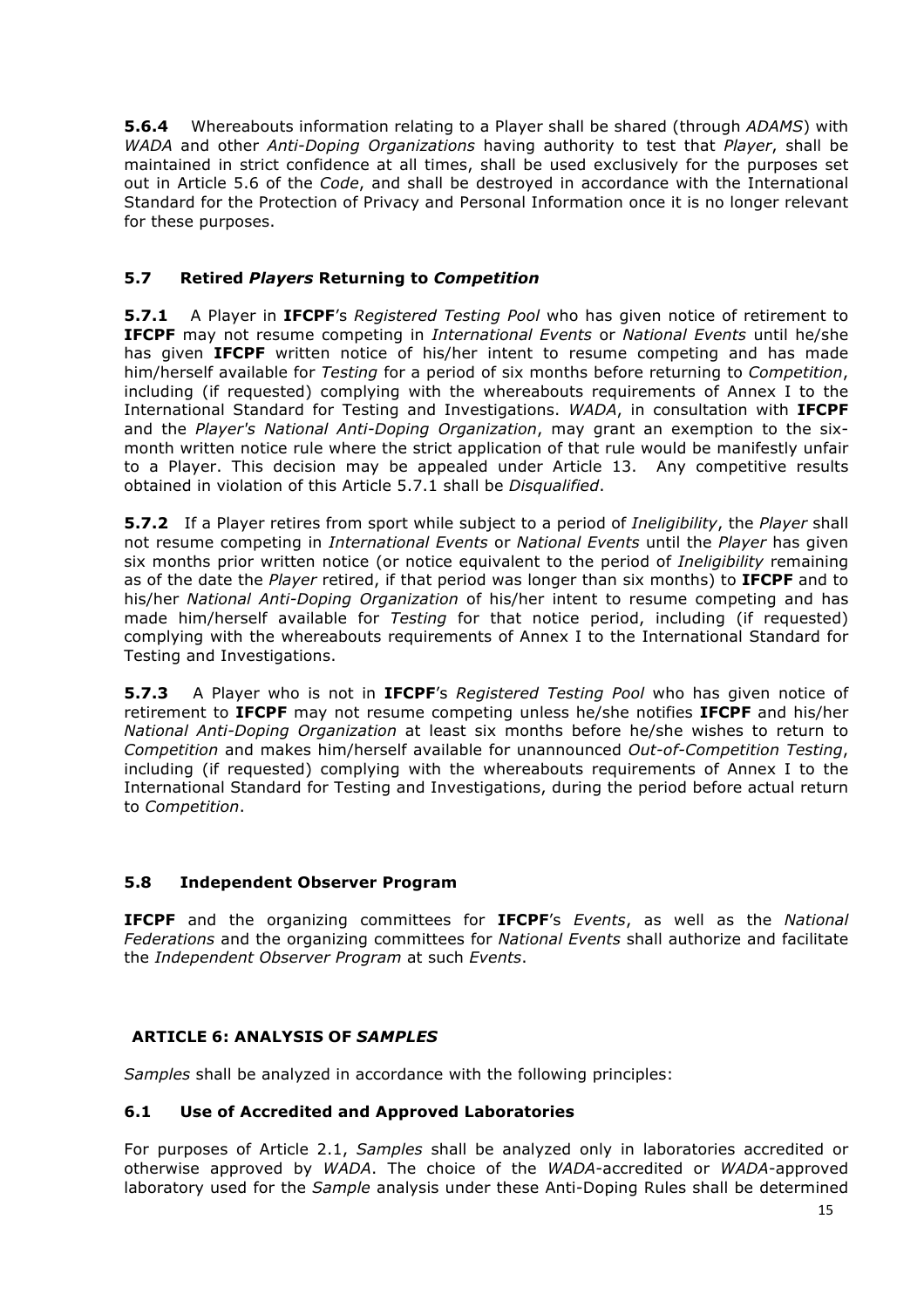**5.6.4** Whereabouts information relating to a Player shall be shared (through *ADAMS*) with *WADA* and other *Anti-Doping Organizations* having authority to test that *Player*, shall be maintained in strict confidence at all times, shall be used exclusively for the purposes set out in Article 5.6 of the *Code*, and shall be destroyed in accordance with the International Standard for the Protection of Privacy and Personal Information once it is no longer relevant for these purposes.

### 5.7 Retired *Players* Returning to *Competition*

**5.7.1** A Player in **IFCPF**'s *Registered Testing Pool* who has given notice of retirement to **IFCPF** may not resume competing in *International Events* or *National Events* until he/she has given **IFCPF** written notice of his/her intent to resume competing and has made him/herself available for *Testing* for a period of six months before returning to *Competition*, including (if requested) complying with the whereabouts requirements of Annex I to the International Standard for Testing and Investigations. *WADA*, in consultation with **IFCPF** and the *Player's National Anti-Doping Organization*, may grant an exemption to the six-month written notice rule where the strict application of that rule would be manifestly unfair to a Player. This decision may be appealed under Article 13. Any competitive results obtained in violation of this Article 5.7.1 shall be *Disqualified*.

**5.7.2** If a Player retires from sport while subject to a period of *Ineligibility*, the *Player* shall not resume competing in *International Events* or *National Events* until the *Player* has given six months prior written notice (or notice equivalent to the period of *Ineligibility* remaining as of the date the *Player* retired, if that period was longer than six months) to **IFCPF** and to his/her *National Anti-Doping Organization* of his/her intent to resume competing and has made him/herself available for *Testing* for that notice period, including (if requested) complying with the whereabouts requirements of Annex I to the International Standard for Testing and Investigations.

**5.7.3** A Player who is not in **IFCPF**'s *Registered Testing Pool* who has given notice of retirement to **IFCPF** may not resume competing unless he/she notifies **IFCPF** and his/her *National Anti-Doping Organization* at least six months before he/she wishes to return to *Competition* and makes him/herself available for unannounced *Out-of-Competition Testing*, including (if requested) complying with the whereabouts requirements of Annex I to the International Standard for Testing and Investigations, during the period before actual return to *Competition*.

### 5.8 Independent Observer Program

**IFCPF** and the organizing committees for **IFCPF**'s *Events*, as well as the *National Federations* and the organizing committees for *National Events* shall authorize and facilitate the *Independent Observer Program* at such *Events*.

## ARTICLE 6: ANALYSIS OF *SAMPLES*

*Samples* shall be analyzed in accordance with the following principles:

### 6.1 Use of Accredited and Approved Laboratories

For purposes of Article 2.1, *Samples* shall be analyzed only in laboratories accredited or otherwise approved by *WADA*. The choice of the *WADA*-accredited or *WADA*-approved laboratory used for the *Sample* analysis under these Anti-Doping Rules shall be determined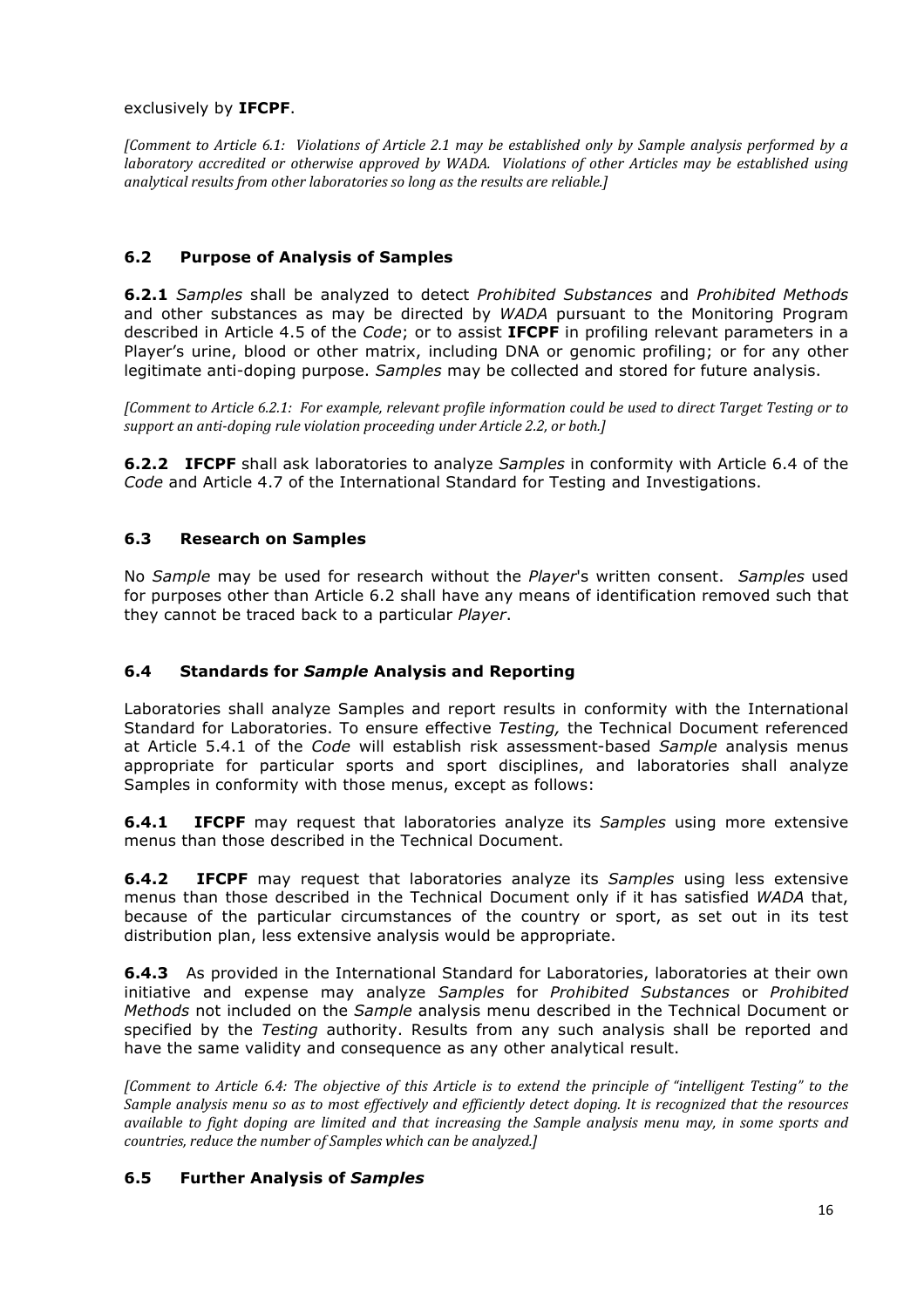exclusively by **IFCPF**.

*[Comment to Article 6.1: Violations of Article 2.1 may be established only by Sample analysis performed by a laboratory accredited or otherwise approved by WADA. Violations of other Articles may be established using analytical results from other laboratories so long as the results are reliable.]*

### 6.2 Purpose of Analysis of Samples

**6.2.1** *Samples* shall be analyzed to detect *Prohibited Substances* and *Prohibited Methods* and other substances as may be directed by *WADA* pursuant to the Monitoring Program described in Article 4.5 of the *Code*; or to assist **IFCPF** in profiling relevant parameters in a Player's urine, blood or other matrix, including DNA or genomic profiling; or for any other legitimate anti-doping purpose. *Samples* may be collected and stored for future analysis.

*[Comment to Article 6.2.1: For example, relevant profile information could be used to direct Target Testing or to support an anti-doping rule violation proceeding under Article 2.2, or both.]*

**6.2.2** **IFCPF** shall ask laboratories to analyze *Samples* in conformity with Article 6.4 of the *Code* and Article 4.7 of the International Standard for Testing and Investigations.

### 6.3 Research on Samples

No *Sample* may be used for research without the *Player*'s written consent. *Samples* used for purposes other than Article 6.2 shall have any means of identification removed such that they cannot be traced back to a particular *Player*.

### 6.4 Standards for *Sample* Analysis and Reporting

Laboratories shall analyze Samples and report results in conformity with the International Standard for Laboratories. To ensure effective *Testing,* the Technical Document referenced at Article 5.4.1 of the *Code* will establish risk assessment-based *Sample* analysis menus appropriate for particular sports and sport disciplines, and laboratories shall analyze Samples in conformity with those menus, except as follows:

**6.4.1** **IFCPF** may request that laboratories analyze its *Samples* using more extensive menus than those described in the Technical Document.

**6.4.2** **IFCPF** may request that laboratories analyze its *Samples* using less extensive menus than those described in the Technical Document only if it has satisfied *WADA* that, because of the particular circumstances of the country or sport, as set out in its test distribution plan, less extensive analysis would be appropriate.

**6.4.3** As provided in the International Standard for Laboratories, laboratories at their own initiative and expense may analyze *Samples* for *Prohibited Substances* or *Prohibited Methods* not included on the *Sample* analysis menu described in the Technical Document or specified by the *Testing* authority. Results from any such analysis shall be reported and have the same validity and consequence as any other analytical result.

*[Comment to Article 6.4: The objective of this Article is to extend the principle of "intelligent Testing" to the Sample analysis menu so as to most effectively and efficiently detect doping. It is recognized that the resources available to fight doping are limited and that increasing the Sample analysis menu may, in some sports and countries, reduce the number of Samples which can be analyzed.]*

### 6.5 Further Analysis of *Samples*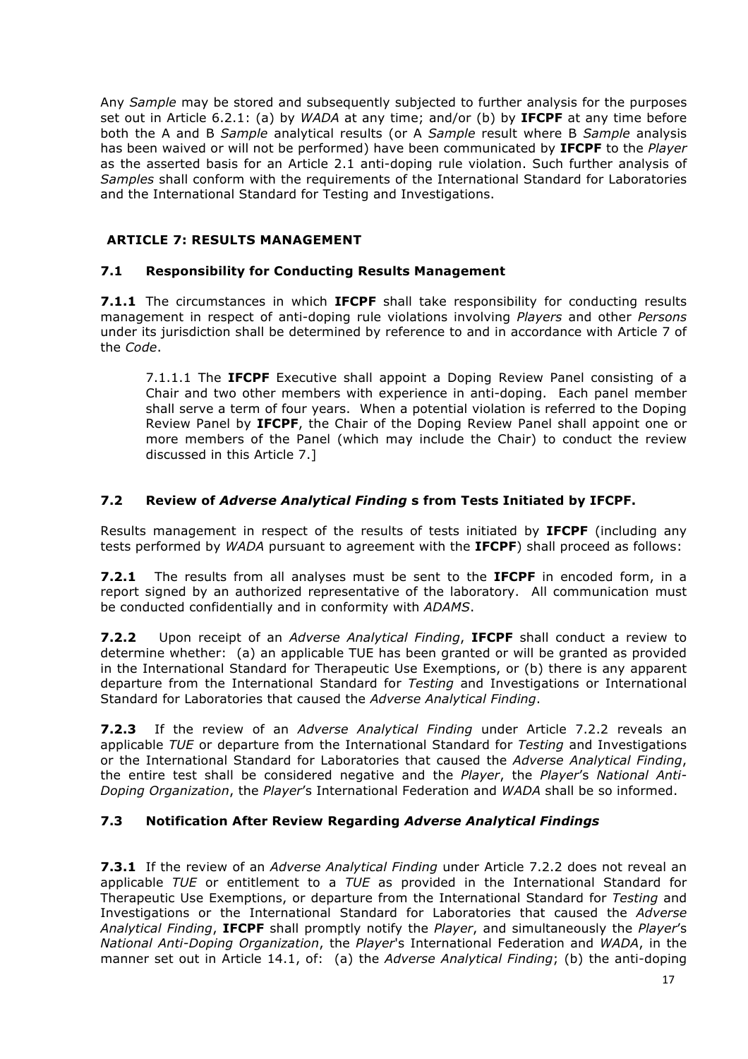Any *Sample* may be stored and subsequently subjected to further analysis for the purposes set out in Article 6.2.1: (a) by *WADA* at any time; and/or (b) by **IFCPF** at any time before both the A and B *Sample* analytical results (or A *Sample* result where B *Sample* analysis has been waived or will not be performed) have been communicated by **IFCPF** to the *Player* as the asserted basis for an Article 2.1 anti-doping rule violation. Such further analysis of *Samples* shall conform with the requirements of the International Standard for Laboratories and the International Standard for Testing and Investigations.

## ARTICLE 7: RESULTS MANAGEMENT

### 7.1 Responsibility for Conducting Results Management

**7.1.1** The circumstances in which **IFCPF** shall take responsibility for conducting results management in respect of anti-doping rule violations involving *Players* and other *Persons* under its jurisdiction shall be determined by reference to and in accordance with Article 7 of the *Code*.

7.1.1.1 The **IFCPF** Executive shall appoint a Doping Review Panel consisting of a Chair and two other members with experience in anti-doping. Each panel member shall serve a term of four years. When a potential violation is referred to the Doping Review Panel by **IFCPF**, the Chair of the Doping Review Panel shall appoint one or more members of the Panel (which may include the Chair) to conduct the review discussed in this Article 7.]

### 7.2 Review of *Adverse Analytical Finding* s from Tests Initiated by IFCPF.

Results management in respect of the results of tests initiated by **IFCPF** (including any tests performed by *WADA* pursuant to agreement with the **IFCPF**) shall proceed as follows:

**7.2.1** The results from all analyses must be sent to the **IFCPF** in encoded form, in a report signed by an authorized representative of the laboratory. All communication must be conducted confidentially and in conformity with *ADAMS*.

**7.2.2** Upon receipt of an *Adverse Analytical Finding*, **IFCPF** shall conduct a review to determine whether: (a) an applicable TUE has been granted or will be granted as provided in the International Standard for Therapeutic Use Exemptions, or (b) there is any apparent departure from the International Standard for *Testing* and Investigations or International Standard for Laboratories that caused the *Adverse Analytical Finding*.

**7.2.3** If the review of an *Adverse Analytical Finding* under Article 7.2.2 reveals an applicable *TUE* or departure from the International Standard for *Testing* and Investigations or the International Standard for Laboratories that caused the *Adverse Analytical Finding*, the entire test shall be considered negative and the *Player*, the *Player*'s *National Anti-Doping Organization*, the *Player*'s International Federation and *WADA* shall be so informed.

### 7.3 Notification After Review Regarding *Adverse Analytical Findings*

**7.3.1** If the review of an *Adverse Analytical Finding* under Article 7.2.2 does not reveal an applicable *TUE* or entitlement to a *TUE* as provided in the International Standard for Therapeutic Use Exemptions, or departure from the International Standard for *Testing* and Investigations or the International Standard for Laboratories that caused the *Adverse Analytical Finding*, **IFCPF** shall promptly notify the *Player*, and simultaneously the *Player*'s *National Anti-Doping Organization*, the *Player*'s International Federation and *WADA*, in the manner set out in Article 14.1, of: (a) the *Adverse Analytical Finding*; (b) the anti-doping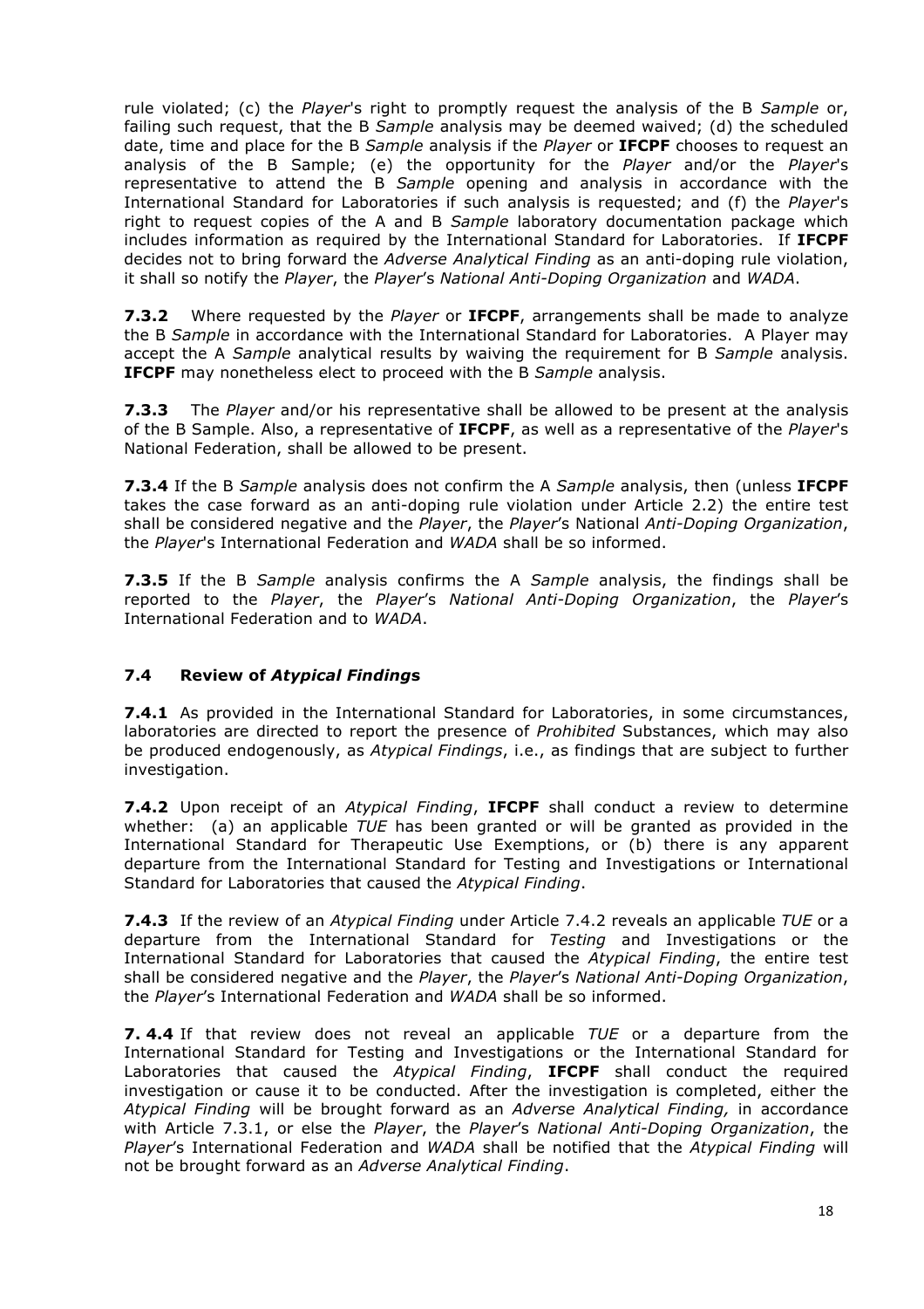rule violated; (c) the *Player*'s right to promptly request the analysis of the B *Sample* or, failing such request, that the B *Sample* analysis may be deemed waived; (d) the scheduled date, time and place for the B *Sample* analysis if the *Player* or **IFCPF** chooses to request an analysis of the B Sample; (e) the opportunity for the *Player* and/or the *Player*'s representative to attend the B *Sample* opening and analysis in accordance with the International Standard for Laboratories if such analysis is requested; and (f) the *Player*'s right to request copies of the A and B *Sample* laboratory documentation package which includes information as required by the International Standard for Laboratories. If **IFCPF** decides not to bring forward the *Adverse Analytical Finding* as an anti-doping rule violation, it shall so notify the *Player*, the *Player*'s *National Anti-Doping Organization* and *WADA*.

**7.3.2** Where requested by the *Player* or **IFCPF**, arrangements shall be made to analyze the B *Sample* in accordance with the International Standard for Laboratories. A Player may accept the A *Sample* analytical results by waiving the requirement for B *Sample* analysis. **IFCPF** may nonetheless elect to proceed with the B *Sample* analysis.

**7.3.3** The *Player* and/or his representative shall be allowed to be present at the analysis of the B Sample. Also, a representative of **IFCPF**, as well as a representative of the *Player*'s National Federation, shall be allowed to be present.

**7.3.4** If the B *Sample* analysis does not confirm the A *Sample* analysis, then (unless **IFCPF** takes the case forward as an anti-doping rule violation under Article 2.2) the entire test shall be considered negative and the *Player*, the *Player*'s National *Anti-Doping Organization*, the *Player*'s International Federation and *WADA* shall be so informed.

**7.3.5** If the B *Sample* analysis confirms the A *Sample* analysis, the findings shall be reported to the *Player*, the *Player*'s *National Anti-Doping Organization*, the *Player*'s International Federation and to *WADA*.

### 7.4 Review of *Atypical Findings*

**7.4.1** As provided in the International Standard for Laboratories, in some circumstances, laboratories are directed to report the presence of *Prohibited* Substances, which may also be produced endogenously, as *Atypical Findings*, i.e., as findings that are subject to further investigation.

**7.4.2** Upon receipt of an *Atypical Finding*, **IFCPF** shall conduct a review to determine whether: (a) an applicable *TUE* has been granted or will be granted as provided in the International Standard for Therapeutic Use Exemptions, or (b) there is any apparent departure from the International Standard for Testing and Investigations or International Standard for Laboratories that caused the *Atypical Finding*.

**7.4.3** If the review of an *Atypical Finding* under Article 7.4.2 reveals an applicable *TUE* or a departure from the International Standard for *Testing* and Investigations or the International Standard for Laboratories that caused the *Atypical Finding*, the entire test shall be considered negative and the *Player*, the *Player*'s *National Anti-Doping Organization*, the *Player*'s International Federation and *WADA* shall be so informed.

**7. 4.4** If that review does not reveal an applicable *TUE* or a departure from the International Standard for Testing and Investigations or the International Standard for Laboratories that caused the *Atypical Finding*, **IFCPF** shall conduct the required investigation or cause it to be conducted. After the investigation is completed, either the *Atypical Finding* will be brought forward as an *Adverse Analytical Finding,* in accordance with Article 7.3.1, or else the *Player*, the *Player*'s *National Anti-Doping Organization*, the *Player*'s International Federation and *WADA* shall be notified that the *Atypical Finding* will not be brought forward as an *Adverse Analytical Finding*.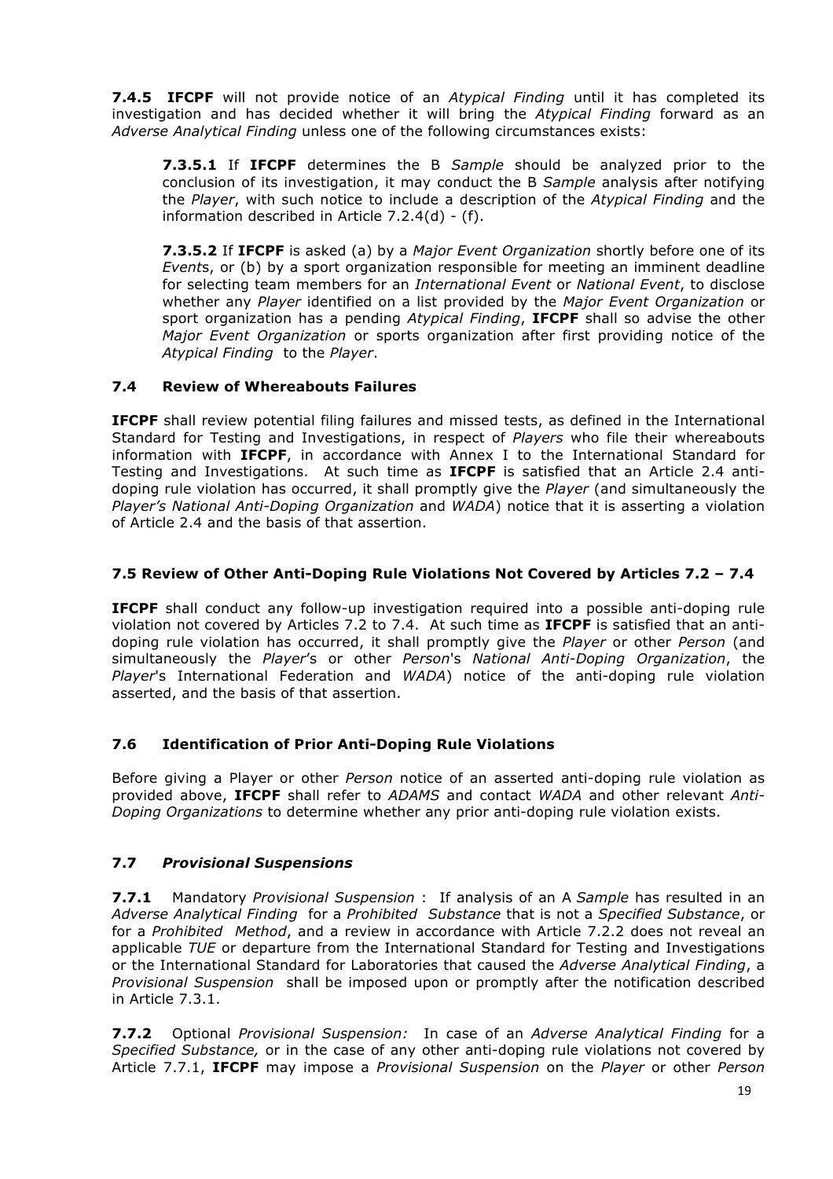**7.4.5 IFCPF** will not provide notice of an *Atypical Finding* until it has completed its investigation and has decided whether it will bring the *Atypical Finding* forward as an *Adverse Analytical Finding* unless one of the following circumstances exists:

> **7.3.5.1** If **IFCPF** determines the B *Sample* should be analyzed prior to the conclusion of its investigation, it may conduct the B *Sample* analysis after notifying the *Player*, with such notice to include a description of the *Atypical Finding* and the information described in Article 7.2.4(d) - (f).
>
> **7.3.5.2** If **IFCPF** is asked (a) by a *Major Event Organization* shortly before one of its *Event*s, or (b) by a sport organization responsible for meeting an imminent deadline for selecting team members for an *International Event* or *National Event*, to disclose whether any *Player* identified on a list provided by the *Major Event Organization* or sport organization has a pending *Atypical Finding*, **IFCPF** shall so advise the other *Major Event Organization* or sports organization after first providing notice of the *Atypical Finding* to the *Player*.

### 7.4 Review of Whereabouts Failures

**IFCPF** shall review potential filing failures and missed tests, as defined in the International Standard for Testing and Investigations, in respect of *Players* who file their whereabouts information with **IFCPF**, in accordance with Annex I to the International Standard for Testing and Investigations. At such time as **IFCPF** is satisfied that an Article 2.4 anti-doping rule violation has occurred, it shall promptly give the *Player* (and simultaneously the *Player's National Anti-Doping Organization* and *WADA*) notice that it is asserting a violation of Article 2.4 and the basis of that assertion.

### 7.5 Review of Other Anti-Doping Rule Violations Not Covered by Articles 7.2 – 7.4

**IFCPF** shall conduct any follow-up investigation required into a possible anti-doping rule violation not covered by Articles 7.2 to 7.4. At such time as **IFCPF** is satisfied that an anti-doping rule violation has occurred, it shall promptly give the *Player* or other *Person* (and simultaneously the *Player*'s or other *Person*'s *National Anti-Doping Organization*, the *Player*'s International Federation and *WADA*) notice of the anti-doping rule violation asserted, and the basis of that assertion.

### 7.6 Identification of Prior Anti-Doping Rule Violations

Before giving a Player or other *Person* notice of an asserted anti-doping rule violation as provided above, **IFCPF** shall refer to *ADAMS* and contact *WADA* and other relevant *Anti-Doping Organizations* to determine whether any prior anti-doping rule violation exists.

### 7.7 *Provisional Suspensions*

**7.7.1** Mandatory *Provisional Suspension* : If analysis of an A *Sample* has resulted in an *Adverse Analytical Finding* for a *Prohibited Substance* that is not a *Specified Substance*, or for a *Prohibited Method*, and a review in accordance with Article 7.2.2 does not reveal an applicable *TUE* or departure from the International Standard for Testing and Investigations or the International Standard for Laboratories that caused the *Adverse Analytical Finding*, a *Provisional Suspension* shall be imposed upon or promptly after the notification described in Article 7.3.1.

**7.7.2** Optional *Provisional Suspension:* In case of an *Adverse Analytical Finding* for a *Specified Substance,* or in the case of any other anti-doping rule violations not covered by Article 7.7.1, **IFCPF** may impose a *Provisional Suspension* on the *Player* or other *Person*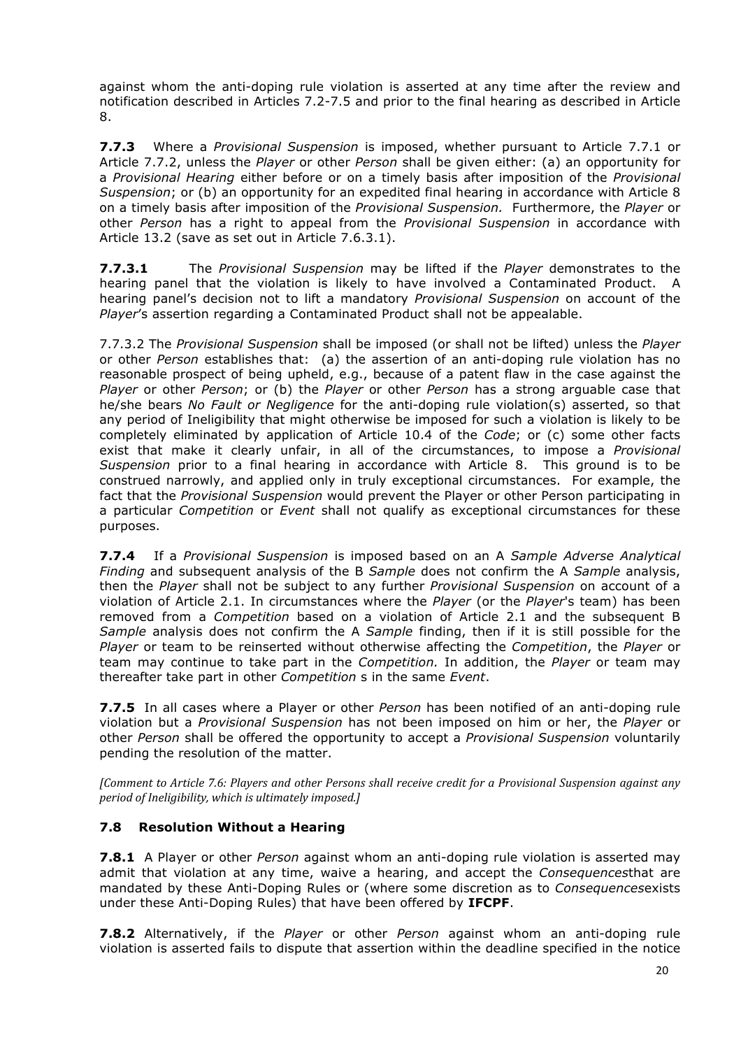against whom the anti-doping rule violation is asserted at any time after the review and notification described in Articles 7.2-7.5 and prior to the final hearing as described in Article 8.

**7.7.3** Where a *Provisional Suspension* is imposed, whether pursuant to Article 7.7.1 or Article 7.7.2, unless the *Player* or other *Person* shall be given either: (a) an opportunity for a *Provisional Hearing* either before or on a timely basis after imposition of the *Provisional Suspension*; or (b) an opportunity for an expedited final hearing in accordance with Article 8 on a timely basis after imposition of the *Provisional Suspension.* Furthermore, the *Player* or other *Person* has a right to appeal from the *Provisional Suspension* in accordance with Article 13.2 (save as set out in Article 7.6.3.1).

**7.7.3.1** The *Provisional Suspension* may be lifted if the *Player* demonstrates to the hearing panel that the violation is likely to have involved a Contaminated Product. A hearing panel's decision not to lift a mandatory *Provisional Suspension* on account of the *Player*'s assertion regarding a Contaminated Product shall not be appealable.

7.7.3.2 The *Provisional Suspension* shall be imposed (or shall not be lifted) unless the *Player* or other *Person* establishes that: (a) the assertion of an anti-doping rule violation has no reasonable prospect of being upheld, e.g., because of a patent flaw in the case against the *Player* or other *Person*; or (b) the *Player* or other *Person* has a strong arguable case that he/she bears *No Fault or Negligence* for the anti-doping rule violation(s) asserted, so that any period of Ineligibility that might otherwise be imposed for such a violation is likely to be completely eliminated by application of Article 10.4 of the *Code*; or (c) some other facts exist that make it clearly unfair, in all of the circumstances, to impose a *Provisional Suspension* prior to a final hearing in accordance with Article 8. This ground is to be construed narrowly, and applied only in truly exceptional circumstances. For example, the fact that the *Provisional Suspension* would prevent the Player or other Person participating in a particular *Competition* or *Event* shall not qualify as exceptional circumstances for these purposes.

**7.7.4** If a *Provisional Suspension* is imposed based on an A *Sample Adverse Analytical Finding* and subsequent analysis of the B *Sample* does not confirm the A *Sample* analysis, then the *Player* shall not be subject to any further *Provisional Suspension* on account of a violation of Article 2.1. In circumstances where the *Player* (or the *Player*'s team) has been removed from a *Competition* based on a violation of Article 2.1 and the subsequent B *Sample* analysis does not confirm the A *Sample* finding, then if it is still possible for the *Player* or team to be reinserted without otherwise affecting the *Competition*, the *Player* or team may continue to take part in the *Competition.* In addition, the *Player* or team may thereafter take part in other *Competition* s in the same *Event*.

**7.7.5** In all cases where a Player or other *Person* has been notified of an anti-doping rule violation but a *Provisional Suspension* has not been imposed on him or her, the *Player* or other *Person* shall be offered the opportunity to accept a *Provisional Suspension* voluntarily pending the resolution of the matter.

*[Comment to Article 7.6: Players and other Persons shall receive credit for a Provisional Suspension against any period of Ineligibility, which is ultimately imposed.]*

### 7.8 Resolution Without a Hearing

**7.8.1** A Player or other *Person* against whom an anti-doping rule violation is asserted may admit that violation at any time, waive a hearing, and accept the *Consequences*that are mandated by these Anti-Doping Rules or (where some discretion as to *Consequences*exists under these Anti-Doping Rules) that have been offered by **IFCPF**.

**7.8.2** Alternatively, if the *Player* or other *Person* against whom an anti-doping rule violation is asserted fails to dispute that assertion within the deadline specified in the notice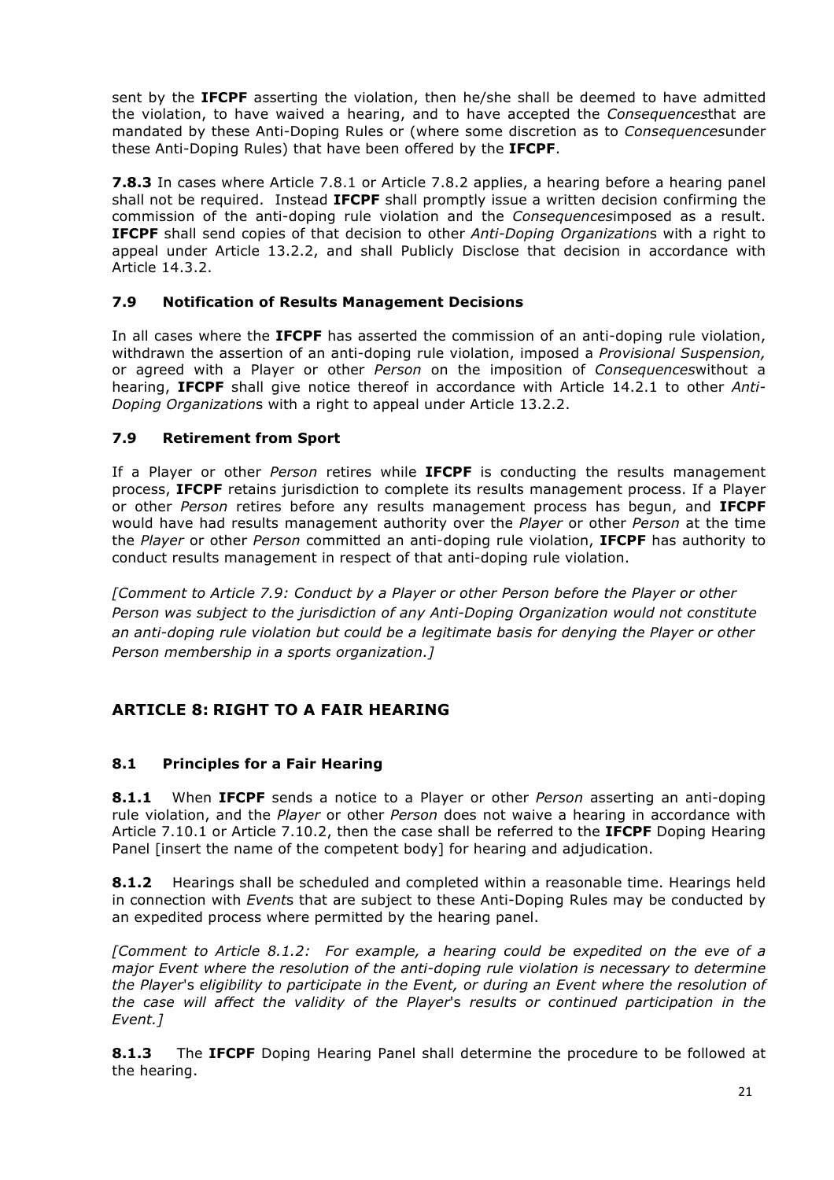sent by the **IFCPF** asserting the violation, then he/she shall be deemed to have admitted the violation, to have waived a hearing, and to have accepted the *Consequences*that are mandated by these Anti-Doping Rules or (where some discretion as to *Consequences*under these Anti-Doping Rules) that have been offered by the **IFCPF**.

**7.8.3** In cases where Article 7.8.1 or Article 7.8.2 applies, a hearing before a hearing panel shall not be required. Instead **IFCPF** shall promptly issue a written decision confirming the commission of the anti-doping rule violation and the *Consequences*imposed as a result. **IFCPF** shall send copies of that decision to other *Anti-Doping Organization*s with a right to appeal under Article 13.2.2, and shall Publicly Disclose that decision in accordance with Article 14.3.2.

### 7.9 Notification of Results Management Decisions

In all cases where the **IFCPF** has asserted the commission of an anti-doping rule violation, withdrawn the assertion of an anti-doping rule violation, imposed a *Provisional Suspension,* or agreed with a Player or other *Person* on the imposition of *Consequences*without a hearing, **IFCPF** shall give notice thereof in accordance with Article 14.2.1 to other *Anti-Doping Organization*s with a right to appeal under Article 13.2.2.

### 7.9 Retirement from Sport

If a Player or other *Person* retires while **IFCPF** is conducting the results management process, **IFCPF** retains jurisdiction to complete its results management process. If a Player or other *Person* retires before any results management process has begun, and **IFCPF** would have had results management authority over the *Player* or other *Person* at the time the *Player* or other *Person* committed an anti-doping rule violation, **IFCPF** has authority to conduct results management in respect of that anti-doping rule violation.

*[Comment to Article 7.9: Conduct by a Player or other Person before the Player or other Person was subject to the jurisdiction of any Anti-Doping Organization would not constitute an anti-doping rule violation but could be a legitimate basis for denying the Player or other Person membership in a sports organization.]*

## ARTICLE 8: RIGHT TO A FAIR HEARING

### 8.1 Principles for a Fair Hearing

**8.1.1** When **IFCPF** sends a notice to a Player or other *Person* asserting an anti-doping rule violation, and the *Player* or other *Person* does not waive a hearing in accordance with Article 7.10.1 or Article 7.10.2, then the case shall be referred to the **IFCPF** Doping Hearing Panel [insert the name of the competent body] for hearing and adjudication.

**8.1.2** Hearings shall be scheduled and completed within a reasonable time. Hearings held in connection with *Event*s that are subject to these Anti-Doping Rules may be conducted by an expedited process where permitted by the hearing panel.

*[Comment to Article 8.1.2: For example, a hearing could be expedited on the eve of a major Event where the resolution of the anti-doping rule violation is necessary to determine the Player's eligibility to participate in the Event, or during an Event where the resolution of the case will affect the validity of the Player's results or continued participation in the Event.]*

**8.1.3** The **IFCPF** Doping Hearing Panel shall determine the procedure to be followed at the hearing.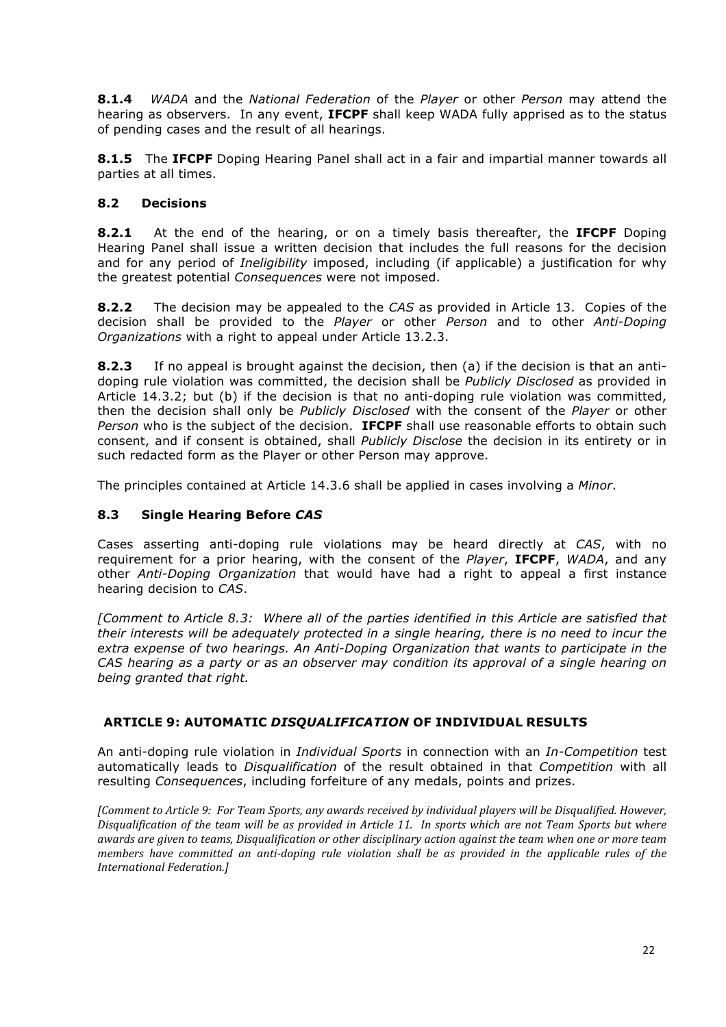**8.1.4** *WADA* and the *National Federation* of the *Player* or other *Person* may attend the hearing as observers. In any event, **IFCPF** shall keep WADA fully apprised as to the status of pending cases and the result of all hearings.

**8.1.5** The **IFCPF** Doping Hearing Panel shall act in a fair and impartial manner towards all parties at all times.

### 8.2 Decisions

**8.2.1** At the end of the hearing, or on a timely basis thereafter, the **IFCPF** Doping Hearing Panel shall issue a written decision that includes the full reasons for the decision and for any period of *Ineligibility* imposed, including (if applicable) a justification for why the greatest potential *Consequences* were not imposed.

**8.2.2** The decision may be appealed to the *CAS* as provided in Article 13. Copies of the decision shall be provided to the *Player* or other *Person* and to other *Anti-Doping Organizations* with a right to appeal under Article 13.2.3.

**8.2.3** If no appeal is brought against the decision, then (a) if the decision is that an anti-doping rule violation was committed, the decision shall be *Publicly Disclosed* as provided in Article 14.3.2; but (b) if the decision is that no anti-doping rule violation was committed, then the decision shall only be *Publicly Disclosed* with the consent of the *Player* or other *Person* who is the subject of the decision. **IFCPF** shall use reasonable efforts to obtain such consent, and if consent is obtained, shall *Publicly Disclose* the decision in its entirety or in such redacted form as the Player or other Person may approve.

The principles contained at Article 14.3.6 shall be applied in cases involving a *Minor*.

### 8.3 Single Hearing Before *CAS*

Cases asserting anti-doping rule violations may be heard directly at *CAS*, with no requirement for a prior hearing, with the consent of the *Player*, **IFCPF**, *WADA*, and any other *Anti-Doping Organization* that would have had a right to appeal a first instance hearing decision to *CAS*.

*[Comment to Article 8.3: Where all of the parties identified in this Article are satisfied that their interests will be adequately protected in a single hearing, there is no need to incur the extra expense of two hearings. An Anti-Doping Organization that wants to participate in the CAS hearing as a party or as an observer may condition its approval of a single hearing on being granted that right.*

## ARTICLE 9: AUTOMATIC *DISQUALIFICATION* OF INDIVIDUAL RESULTS

An anti-doping rule violation in *Individual Sports* in connection with an *In-Competition* test automatically leads to *Disqualification* of the result obtained in that *Competition* with all resulting *Consequences*, including forfeiture of any medals, points and prizes.

*[Comment to Article 9: For Team Sports, any awards received by individual players will be Disqualified. However, Disqualification of the team will be as provided in Article 11. In sports which are not Team Sports but where awards are given to teams, Disqualification or other disciplinary action against the team when one or more team members have committed an anti-doping rule violation shall be as provided in the applicable rules of the International Federation.]*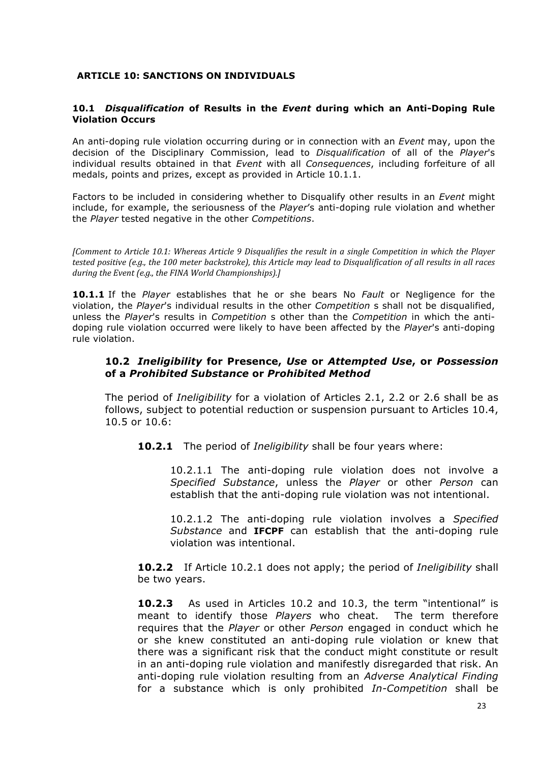## ARTICLE 10: SANCTIONS ON INDIVIDUALS

### 10.1 *Disqualification* of Results in the *Event* during which an Anti-Doping Rule Violation Occurs

An anti-doping rule violation occurring during or in connection with an *Event* may, upon the decision of the Disciplinary Commission, lead to *Disqualification* of all of the *Player*'s individual results obtained in that *Event* with all *Consequences*, including forfeiture of all medals, points and prizes, except as provided in Article 10.1.1.

Factors to be included in considering whether to Disqualify other results in an *Event* might include, for example, the seriousness of the *Player*'s anti-doping rule violation and whether the *Player* tested negative in the other *Competitions*.

*[Comment to Article 10.1: Whereas Article 9 Disqualifies the result in a single Competition in which the Player tested positive (e.g., the 100 meter backstroke), this Article may lead to Disqualification of all results in all races during the Event (e.g., the FINA World Championships).]*

**10.1.1** If the *Player* establishes that he or she bears No *Fault* or Negligence for the violation, the *Player*'s individual results in the other *Competition* s shall not be disqualified, unless the *Player*'s results in *Competition* s other than the *Competition* in which the anti-doping rule violation occurred were likely to have been affected by the *Player*'s anti-doping rule violation.

### 10.2 *Ineligibility* for Presence, *Use* or *Attempted Use*, or *Possession* of a *Prohibited Substance* or *Prohibited Method*

The period of *Ineligibility* for a violation of Articles 2.1, 2.2 or 2.6 shall be as follows, subject to potential reduction or suspension pursuant to Articles 10.4, 10.5 or 10.6:

**10.2.1** The period of *Ineligibility* shall be four years where:

10.2.1.1 The anti-doping rule violation does not involve a *Specified Substance*, unless the *Player* or other *Person* can establish that the anti-doping rule violation was not intentional.

10.2.1.2 The anti-doping rule violation involves a *Specified Substance* and **IFCPF** can establish that the anti-doping rule violation was intentional.

**10.2.2** If Article 10.2.1 does not apply; the period of *Ineligibility* shall be two years.

**10.2.3** As used in Articles 10.2 and 10.3, the term "intentional" is meant to identify those *Players* who cheat. The term therefore requires that the *Player* or other *Person* engaged in conduct which he or she knew constituted an anti-doping rule violation or knew that there was a significant risk that the conduct might constitute or result in an anti-doping rule violation and manifestly disregarded that risk. An anti-doping rule violation resulting from an *Adverse Analytical Finding* for a substance which is only prohibited *In-Competition* shall be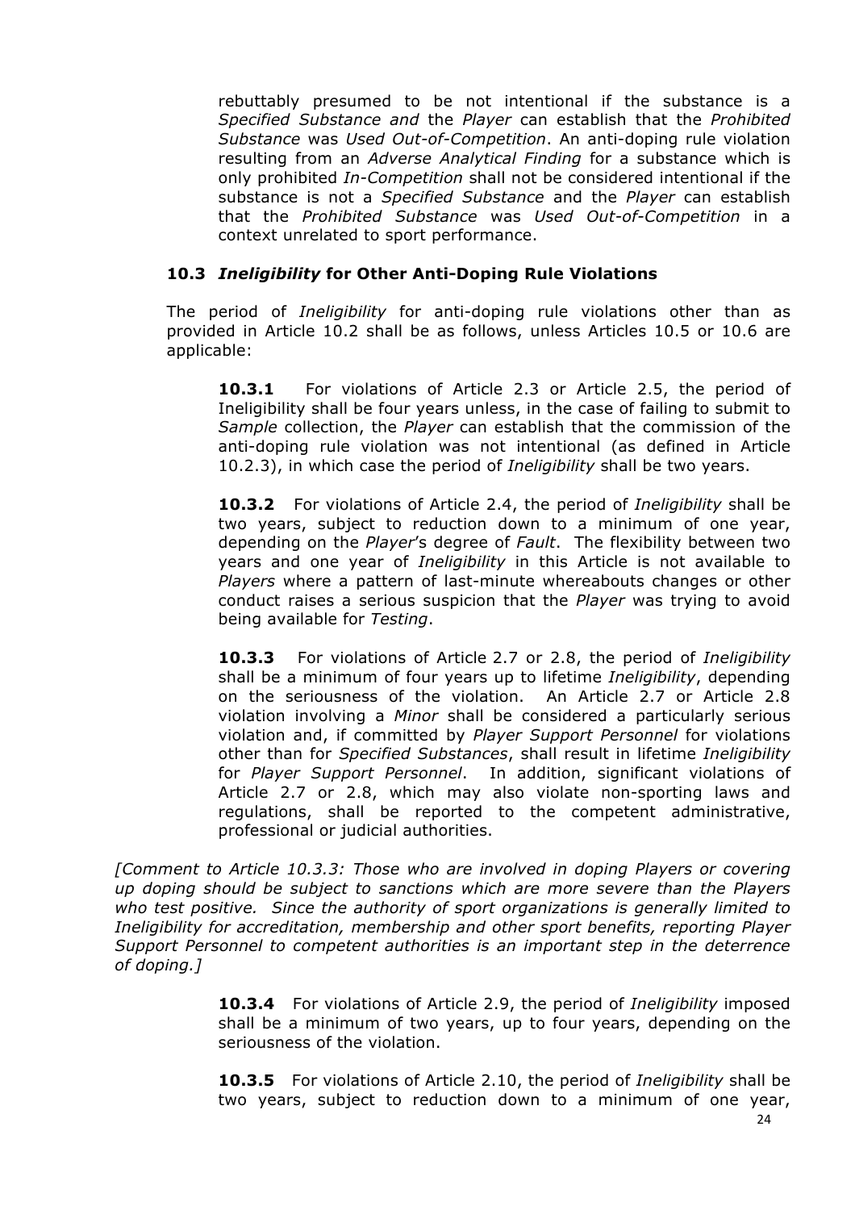rebuttably presumed to be not intentional if the substance is a *Specified Substance and* the *Player* can establish that the *Prohibited Substance* was *Used Out-of-Competition*. An anti-doping rule violation resulting from an *Adverse Analytical Finding* for a substance which is only prohibited *In-Competition* shall not be considered intentional if the substance is not a *Specified Substance* and the *Player* can establish that the *Prohibited Substance* was *Used Out-of-Competition* in a context unrelated to sport performance.

### 10.3 *Ineligibility* for Other Anti-Doping Rule Violations

The period of *Ineligibility* for anti-doping rule violations other than as provided in Article 10.2 shall be as follows, unless Articles 10.5 or 10.6 are applicable:

**10.3.1** For violations of Article 2.3 or Article 2.5, the period of Ineligibility shall be four years unless, in the case of failing to submit to *Sample* collection, the *Player* can establish that the commission of the anti-doping rule violation was not intentional (as defined in Article 10.2.3), in which case the period of *Ineligibility* shall be two years.

**10.3.2** For violations of Article 2.4, the period of *Ineligibility* shall be two years, subject to reduction down to a minimum of one year, depending on the *Player*'s degree of *Fault*. The flexibility between two years and one year of *Ineligibility* in this Article is not available to *Players* where a pattern of last-minute whereabouts changes or other conduct raises a serious suspicion that the *Player* was trying to avoid being available for *Testing*.

**10.3.3** For violations of Article 2.7 or 2.8, the period of *Ineligibility* shall be a minimum of four years up to lifetime *Ineligibility*, depending on the seriousness of the violation. An Article 2.7 or Article 2.8 violation involving a *Minor* shall be considered a particularly serious violation and, if committed by *Player Support Personnel* for violations other than for *Specified Substances*, shall result in lifetime *Ineligibility* for *Player Support Personnel*. In addition, significant violations of Article 2.7 or 2.8, which may also violate non-sporting laws and regulations, shall be reported to the competent administrative, professional or judicial authorities.

*[Comment to Article 10.3.3: Those who are involved in doping Players or covering up doping should be subject to sanctions which are more severe than the Players who test positive. Since the authority of sport organizations is generally limited to Ineligibility for accreditation, membership and other sport benefits, reporting Player Support Personnel to competent authorities is an important step in the deterrence of doping.]*

**10.3.4** For violations of Article 2.9, the period of *Ineligibility* imposed shall be a minimum of two years, up to four years, depending on the seriousness of the violation.

**10.3.5** For violations of Article 2.10, the period of *Ineligibility* shall be two years, subject to reduction down to a minimum of one year,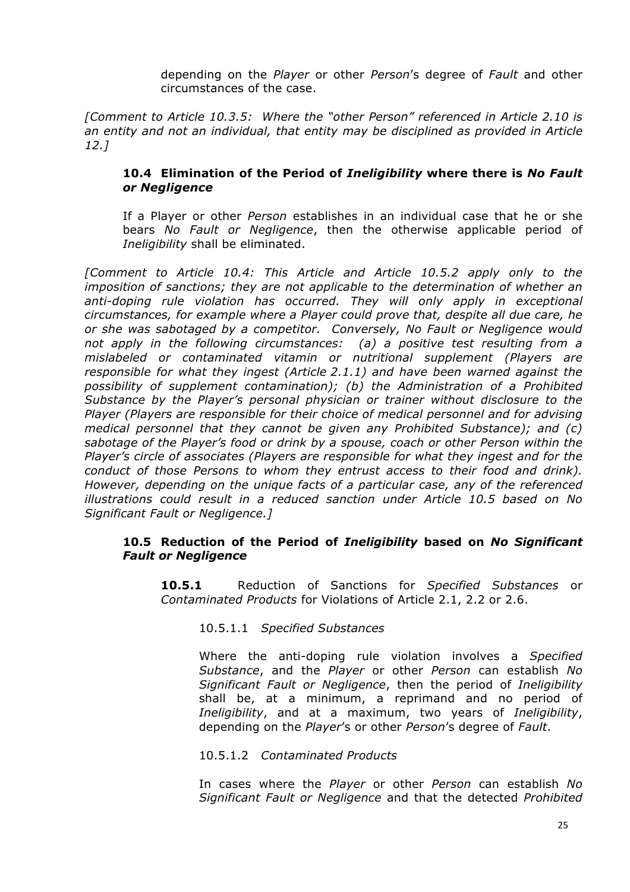depending on the *Player* or other *Person*'s degree of *Fault* and other circumstances of the case.

*[Comment to Article 10.3.5: Where the "other Person" referenced in Article 2.10 is an entity and not an individual, that entity may be disciplined as provided in Article 12.]*

### 10.4 Elimination of the Period of *Ineligibility* where there is *No Fault or Negligence*

If a Player or other *Person* establishes in an individual case that he or she bears *No Fault or Negligence*, then the otherwise applicable period of *Ineligibility* shall be eliminated.

*[Comment to Article 10.4: This Article and Article 10.5.2 apply only to the imposition of sanctions; they are not applicable to the determination of whether an anti-doping rule violation has occurred. They will only apply in exceptional circumstances, for example where a Player could prove that, despite all due care, he or she was sabotaged by a competitor. Conversely, No Fault or Negligence would not apply in the following circumstances: (a) a positive test resulting from a mislabeled or contaminated vitamin or nutritional supplement (Players are responsible for what they ingest (Article 2.1.1) and have been warned against the possibility of supplement contamination); (b) the Administration of a Prohibited Substance by the Player's personal physician or trainer without disclosure to the Player (Players are responsible for their choice of medical personnel and for advising medical personnel that they cannot be given any Prohibited Substance); and (c) sabotage of the Player's food or drink by a spouse, coach or other Person within the Player's circle of associates (Players are responsible for what they ingest and for the conduct of those Persons to whom they entrust access to their food and drink). However, depending on the unique facts of a particular case, any of the referenced illustrations could result in a reduced sanction under Article 10.5 based on No Significant Fault or Negligence.]*

### 10.5 Reduction of the Period of *Ineligibility* based on *No Significant Fault or Negligence*

**10.5.1** Reduction of Sanctions for *Specified Substances* or *Contaminated Products* for Violations of Article 2.1, 2.2 or 2.6.

10.5.1.1 *Specified Substances*

Where the anti-doping rule violation involves a *Specified Substance*, and the *Player* or other *Person* can establish *No Significant Fault or Negligence*, then the period of *Ineligibility* shall be, at a minimum, a reprimand and no period of *Ineligibility*, and at a maximum, two years of *Ineligibility*, depending on the *Player*'s or other *Person*'s degree of *Fault*.

10.5.1.2 *Contaminated Products*

In cases where the *Player* or other *Person* can establish *No Significant Fault or Negligence* and that the detected *Prohibited*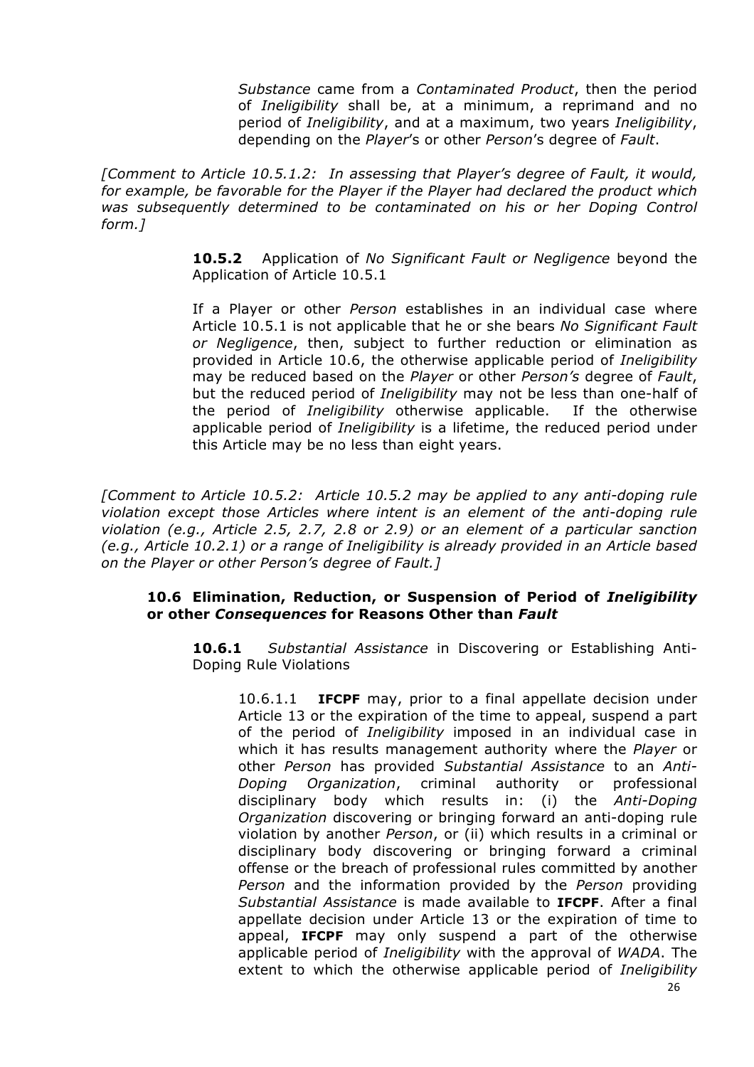*Substance* came from a *Contaminated Product*, then the period of *Ineligibility* shall be, at a minimum, a reprimand and no period of *Ineligibility*, and at a maximum, two years *Ineligibility*, depending on the *Player*'s or other *Person*'s degree of *Fault*.

*[Comment to Article 10.5.1.2: In assessing that Player's degree of Fault, it would, for example, be favorable for the Player if the Player had declared the product which was subsequently determined to be contaminated on his or her Doping Control form.]*

**10.5.2** Application of *No Significant Fault or Negligence* beyond the Application of Article 10.5.1

If a Player or other *Person* establishes in an individual case where Article 10.5.1 is not applicable that he or she bears *No Significant Fault or Negligence*, then, subject to further reduction or elimination as provided in Article 10.6, the otherwise applicable period of *Ineligibility* may be reduced based on the *Player* or other *Person's* degree of *Fault*, but the reduced period of *Ineligibility* may not be less than one-half of the period of *Ineligibility* otherwise applicable. If the otherwise applicable period of *Ineligibility* is a lifetime, the reduced period under this Article may be no less than eight years.

*[Comment to Article 10.5.2: Article 10.5.2 may be applied to any anti-doping rule violation except those Articles where intent is an element of the anti-doping rule violation (e.g., Article 2.5, 2.7, 2.8 or 2.9) or an element of a particular sanction (e.g., Article 10.2.1) or a range of Ineligibility is already provided in an Article based on the Player or other Person's degree of Fault.]*

### 10.6 Elimination, Reduction, or Suspension of Period of *Ineligibility* or other *Consequences* for Reasons Other than *Fault*

**10.6.1** *Substantial Assistance* in Discovering or Establishing Anti-Doping Rule Violations

10.6.1.1 **IFCPF** may, prior to a final appellate decision under Article 13 or the expiration of the time to appeal, suspend a part of the period of *Ineligibility* imposed in an individual case in which it has results management authority where the *Player* or other *Person* has provided *Substantial Assistance* to an *Anti-Doping Organization*, criminal authority or professional disciplinary body which results in: (i) the *Anti-Doping Organization* discovering or bringing forward an anti-doping rule violation by another *Person*, or (ii) which results in a criminal or disciplinary body discovering or bringing forward a criminal offense or the breach of professional rules committed by another *Person* and the information provided by the *Person* providing *Substantial Assistance* is made available to **IFCPF**. After a final appellate decision under Article 13 or the expiration of time to appeal, **IFCPF** may only suspend a part of the otherwise applicable period of *Ineligibility* with the approval of *WADA*. The extent to which the otherwise applicable period of *Ineligibility*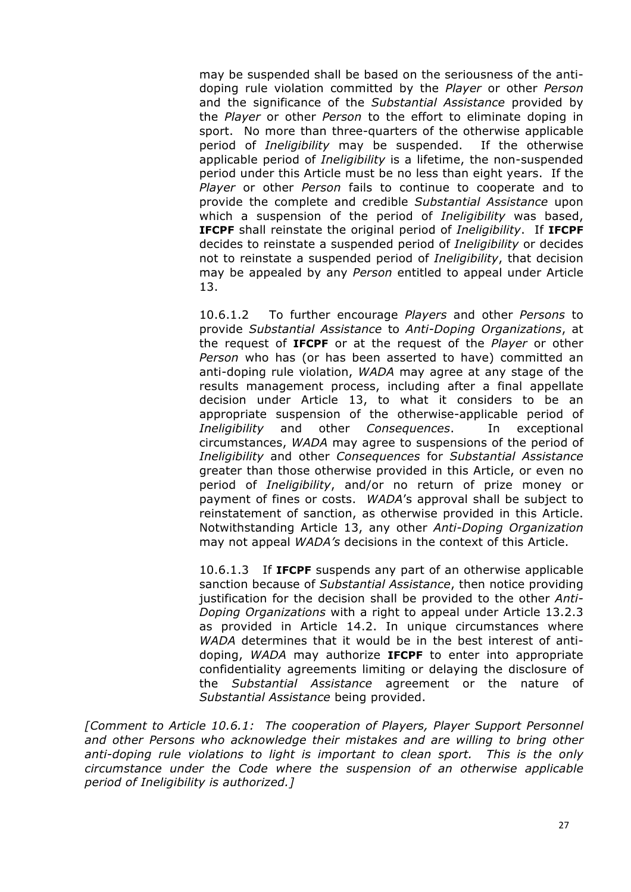may be suspended shall be based on the seriousness of the anti-doping rule violation committed by the *Player* or other *Person* and the significance of the *Substantial Assistance* provided by the *Player* or other *Person* to the effort to eliminate doping in sport. No more than three-quarters of the otherwise applicable period of *Ineligibility* may be suspended. If the otherwise applicable period of *Ineligibility* is a lifetime, the non-suspended period under this Article must be no less than eight years. If the *Player* or other *Person* fails to continue to cooperate and to provide the complete and credible *Substantial Assistance* upon which a suspension of the period of *Ineligibility* was based, **IFCPF** shall reinstate the original period of *Ineligibility*. If **IFCPF** decides to reinstate a suspended period of *Ineligibility* or decides not to reinstate a suspended period of *Ineligibility*, that decision may be appealed by any *Person* entitled to appeal under Article 13.

10.6.1.2 To further encourage *Players* and other *Persons* to provide *Substantial Assistance* to *Anti-Doping Organizations*, at the request of **IFCPF** or at the request of the *Player* or other *Person* who has (or has been asserted to have) committed an anti-doping rule violation, *WADA* may agree at any stage of the results management process, including after a final appellate decision under Article 13, to what it considers to be an appropriate suspension of the otherwise-applicable period of *Ineligibility* and other *Consequences*. In exceptional circumstances, *WADA* may agree to suspensions of the period of *Ineligibility* and other *Consequences* for *Substantial Assistance* greater than those otherwise provided in this Article, or even no period of *Ineligibility*, and/or no return of prize money or payment of fines or costs. *WADA*'s approval shall be subject to reinstatement of sanction, as otherwise provided in this Article. Notwithstanding Article 13, any other *Anti-Doping Organization* may not appeal *WADA's* decisions in the context of this Article.

10.6.1.3 If **IFCPF** suspends any part of an otherwise applicable sanction because of *Substantial Assistance*, then notice providing justification for the decision shall be provided to the other *Anti-Doping Organizations* with a right to appeal under Article 13.2.3 as provided in Article 14.2. In unique circumstances where *WADA* determines that it would be in the best interest of anti-doping, *WADA* may authorize **IFCPF** to enter into appropriate confidentiality agreements limiting or delaying the disclosure of the *Substantial Assistance* agreement or the nature of *Substantial Assistance* being provided.

*[Comment to Article 10.6.1: The cooperation of Players, Player Support Personnel and other Persons who acknowledge their mistakes and are willing to bring other anti-doping rule violations to light is important to clean sport. This is the only circumstance under the Code where the suspension of an otherwise applicable period of Ineligibility is authorized.]*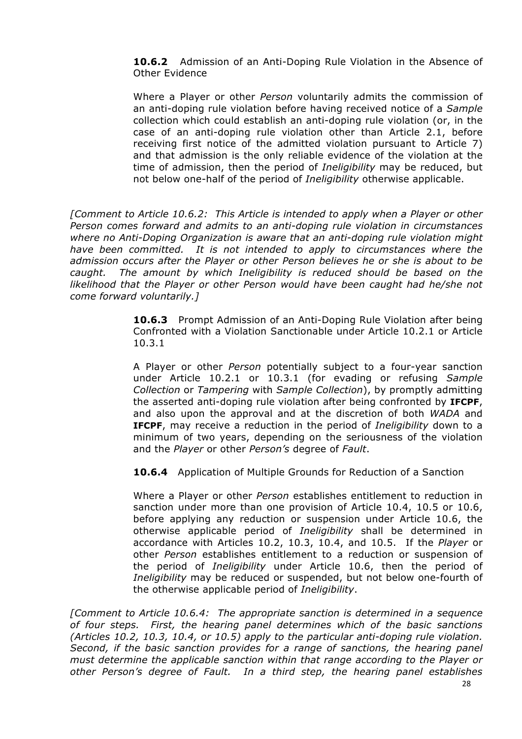**10.6.2** Admission of an Anti-Doping Rule Violation in the Absence of Other Evidence

Where a Player or other *Person* voluntarily admits the commission of an anti-doping rule violation before having received notice of a *Sample* collection which could establish an anti-doping rule violation (or, in the case of an anti-doping rule violation other than Article 2.1, before receiving first notice of the admitted violation pursuant to Article 7) and that admission is the only reliable evidence of the violation at the time of admission, then the period of *Ineligibility* may be reduced, but not below one-half of the period of *Ineligibility* otherwise applicable.

*[Comment to Article 10.6.2: This Article is intended to apply when a Player or other Person comes forward and admits to an anti-doping rule violation in circumstances where no Anti-Doping Organization is aware that an anti-doping rule violation might have been committed. It is not intended to apply to circumstances where the admission occurs after the Player or other Person believes he or she is about to be caught. The amount by which Ineligibility is reduced should be based on the likelihood that the Player or other Person would have been caught had he/she not come forward voluntarily.]*

**10.6.3** Prompt Admission of an Anti-Doping Rule Violation after being Confronted with a Violation Sanctionable under Article 10.2.1 or Article 10.3.1

A Player or other *Person* potentially subject to a four-year sanction under Article 10.2.1 or 10.3.1 (for evading or refusing *Sample Collection* or *Tampering* with *Sample Collection*), by promptly admitting the asserted anti-doping rule violation after being confronted by **IFCPF**, and also upon the approval and at the discretion of both *WADA* and **IFCPF**, may receive a reduction in the period of *Ineligibility* down to a minimum of two years, depending on the seriousness of the violation and the *Player* or other *Person's* degree of *Fault*.

**10.6.4** Application of Multiple Grounds for Reduction of a Sanction

Where a Player or other *Person* establishes entitlement to reduction in sanction under more than one provision of Article 10.4, 10.5 or 10.6, before applying any reduction or suspension under Article 10.6, the otherwise applicable period of *Ineligibility* shall be determined in accordance with Articles 10.2, 10.3, 10.4, and 10.5. If the *Player* or other *Person* establishes entitlement to a reduction or suspension of the period of *Ineligibility* under Article 10.6, then the period of *Ineligibility* may be reduced or suspended, but not below one-fourth of the otherwise applicable period of *Ineligibility*.

*[Comment to Article 10.6.4: The appropriate sanction is determined in a sequence of four steps. First, the hearing panel determines which of the basic sanctions (Articles 10.2, 10.3, 10.4, or 10.5) apply to the particular anti-doping rule violation. Second, if the basic sanction provides for a range of sanctions, the hearing panel must determine the applicable sanction within that range according to the Player or other Person's degree of Fault. In a third step, the hearing panel establishes*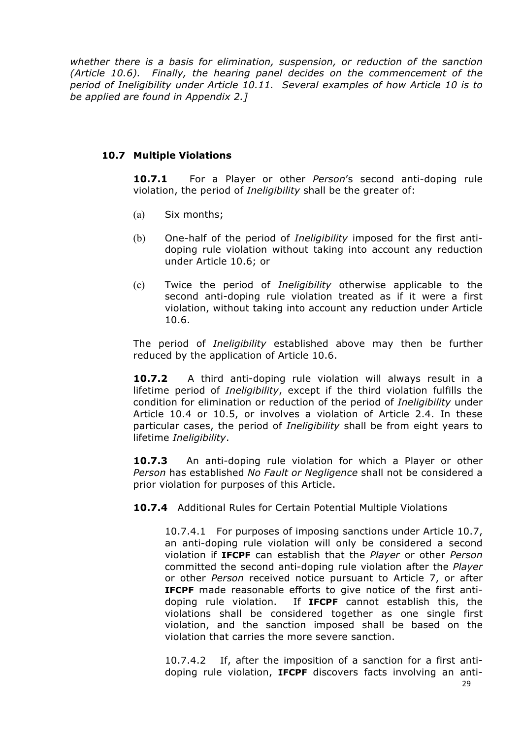*whether there is a basis for elimination, suspension, or reduction of the sanction (Article 10.6). Finally, the hearing panel decides on the commencement of the period of Ineligibility under Article 10.11. Several examples of how Article 10 is to be applied are found in Appendix 2.]*

### 10.7 Multiple Violations

**10.7.1** For a Player or other *Person*'s second anti-doping rule violation, the period of *Ineligibility* shall be the greater of:

(a) Six months;

(b) One-half of the period of *Ineligibility* imposed for the first anti-doping rule violation without taking into account any reduction under Article 10.6; or

(c) Twice the period of *Ineligibility* otherwise applicable to the second anti-doping rule violation treated as if it were a first violation, without taking into account any reduction under Article 10.6.

The period of *Ineligibility* established above may then be further reduced by the application of Article 10.6.

**10.7.2** A third anti-doping rule violation will always result in a lifetime period of *Ineligibility*, except if the third violation fulfills the condition for elimination or reduction of the period of *Ineligibility* under Article 10.4 or 10.5, or involves a violation of Article 2.4. In these particular cases, the period of *Ineligibility* shall be from eight years to lifetime *Ineligibility*.

**10.7.3** An anti-doping rule violation for which a Player or other *Person* has established *No Fault or Negligence* shall not be considered a prior violation for purposes of this Article.

**10.7.4** Additional Rules for Certain Potential Multiple Violations

10.7.4.1 For purposes of imposing sanctions under Article 10.7, an anti-doping rule violation will only be considered a second violation if **IFCPF** can establish that the *Player* or other *Person* committed the second anti-doping rule violation after the *Player* or other *Person* received notice pursuant to Article 7, or after **IFCPF** made reasonable efforts to give notice of the first anti-doping rule violation. If **IFCPF** cannot establish this, the violations shall be considered together as one single first violation, and the sanction imposed shall be based on the violation that carries the more severe sanction.

10.7.4.2 If, after the imposition of a sanction for a first anti-doping rule violation, **IFCPF** discovers facts involving an anti-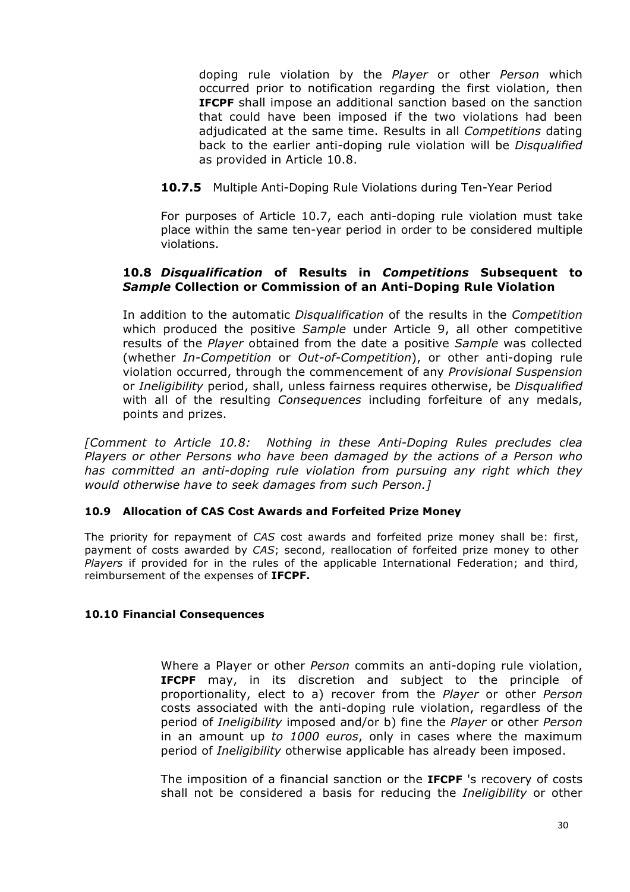doping rule violation by the *Player* or other *Person* which occurred prior to notification regarding the first violation, then **IFCPF** shall impose an additional sanction based on the sanction that could have been imposed if the two violations had been adjudicated at the same time. Results in all *Competitions* dating back to the earlier anti-doping rule violation will be *Disqualified* as provided in Article 10.8.

**10.7.5** Multiple Anti-Doping Rule Violations during Ten-Year Period

For purposes of Article 10.7, each anti-doping rule violation must take place within the same ten-year period in order to be considered multiple violations.

### 10.8 *Disqualification* of Results in *Competitions* Subsequent to *Sample* Collection or Commission of an Anti-Doping Rule Violation

In addition to the automatic *Disqualification* of the results in the *Competition* which produced the positive *Sample* under Article 9, all other competitive results of the *Player* obtained from the date a positive *Sample* was collected (whether *In-Competition* or *Out-of-Competition*), or other anti-doping rule violation occurred, through the commencement of any *Provisional Suspension* or *Ineligibility* period, shall, unless fairness requires otherwise, be *Disqualified* with all of the resulting *Consequences* including forfeiture of any medals, points and prizes.

*[Comment to Article 10.8: Nothing in these Anti-Doping Rules precludes clea Players or other Persons who have been damaged by the actions of a Person who has committed an anti-doping rule violation from pursuing any right which they would otherwise have to seek damages from such Person.]*

### 10.9 Allocation of CAS Cost Awards and Forfeited Prize Money

The priority for repayment of *CAS* cost awards and forfeited prize money shall be: first, payment of costs awarded by *CAS*; second, reallocation of forfeited prize money to other *Players* if provided for in the rules of the applicable International Federation; and third, reimbursement of the expenses of **IFCPF.**

### 10.10 Financial Consequences

Where a Player or other *Person* commits an anti-doping rule violation, **IFCPF** may, in its discretion and subject to the principle of proportionality, elect to a) recover from the *Player* or other *Person* costs associated with the anti-doping rule violation, regardless of the period of *Ineligibility* imposed and/or b) fine the *Player* or other *Person* in an amount up *to 1000 euros*, only in cases where the maximum period of *Ineligibility* otherwise applicable has already been imposed.

The imposition of a financial sanction or the **IFCPF** 's recovery of costs shall not be considered a basis for reducing the *Ineligibility* or other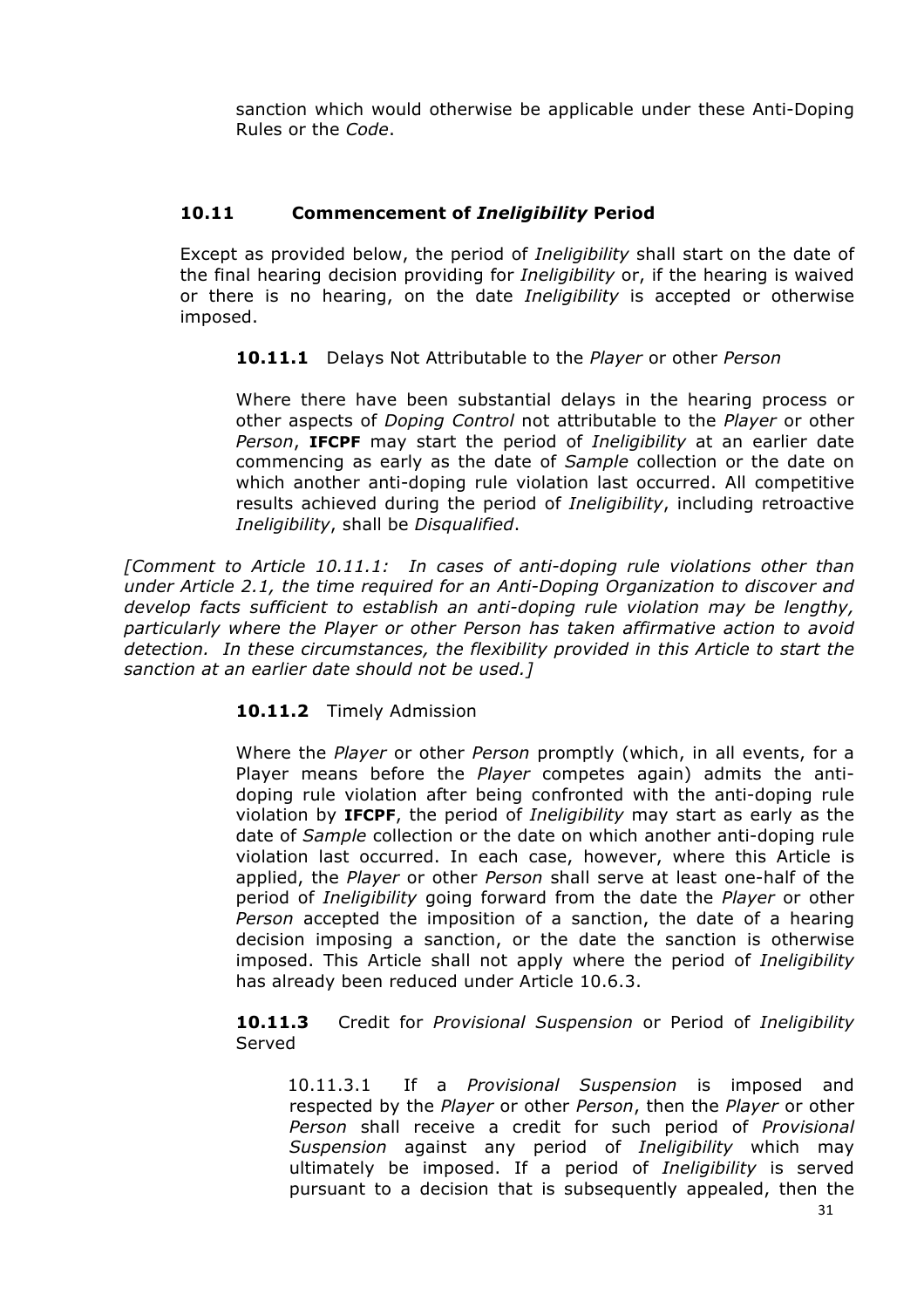sanction which would otherwise be applicable under these Anti-Doping Rules or the *Code*.

### 10.11 Commencement of *Ineligibility* Period

Except as provided below, the period of *Ineligibility* shall start on the date of the final hearing decision providing for *Ineligibility* or, if the hearing is waived or there is no hearing, on the date *Ineligibility* is accepted or otherwise imposed.

**10.11.1** Delays Not Attributable to the *Player* or other *Person*

Where there have been substantial delays in the hearing process or other aspects of *Doping Control* not attributable to the *Player* or other *Person*, **IFCPF** may start the period of *Ineligibility* at an earlier date commencing as early as the date of *Sample* collection or the date on which another anti-doping rule violation last occurred. All competitive results achieved during the period of *Ineligibility*, including retroactive *Ineligibility*, shall be *Disqualified*.

*[Comment to Article 10.11.1: In cases of anti-doping rule violations other than under Article 2.1, the time required for an Anti-Doping Organization to discover and develop facts sufficient to establish an anti-doping rule violation may be lengthy, particularly where the Player or other Person has taken affirmative action to avoid detection. In these circumstances, the flexibility provided in this Article to start the sanction at an earlier date should not be used.]*

**10.11.2** Timely Admission

Where the *Player* or other *Person* promptly (which, in all events, for a Player means before the *Player* competes again) admits the anti-doping rule violation after being confronted with the anti-doping rule violation by **IFCPF**, the period of *Ineligibility* may start as early as the date of *Sample* collection or the date on which another anti-doping rule violation last occurred. In each case, however, where this Article is applied, the *Player* or other *Person* shall serve at least one-half of the period of *Ineligibility* going forward from the date the *Player* or other *Person* accepted the imposition of a sanction, the date of a hearing decision imposing a sanction, or the date the sanction is otherwise imposed. This Article shall not apply where the period of *Ineligibility* has already been reduced under Article 10.6.3.

**10.11.3** Credit for *Provisional Suspension* or Period of *Ineligibility* Served

10.11.3.1 If a *Provisional Suspension* is imposed and respected by the *Player* or other *Person*, then the *Player* or other *Person* shall receive a credit for such period of *Provisional Suspension* against any period of *Ineligibility* which may ultimately be imposed. If a period of *Ineligibility* is served pursuant to a decision that is subsequently appealed, then the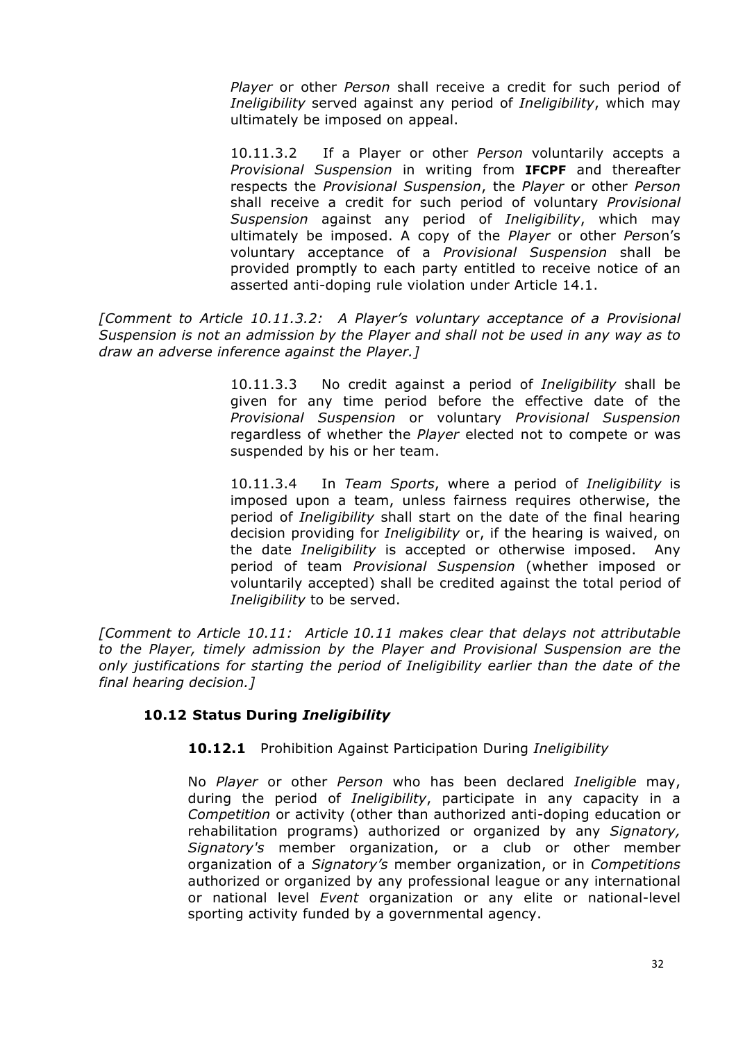*Player* or other *Person* shall receive a credit for such period of *Ineligibility* served against any period of *Ineligibility*, which may ultimately be imposed on appeal.

10.11.3.2 If a Player or other *Person* voluntarily accepts a *Provisional Suspension* in writing from **IFCPF** and thereafter respects the *Provisional Suspension*, the *Player* or other *Person* shall receive a credit for such period of voluntary *Provisional Suspension* against any period of *Ineligibility*, which may ultimately be imposed. A copy of the *Player* or other *Person*'s voluntary acceptance of a *Provisional Suspension* shall be provided promptly to each party entitled to receive notice of an asserted anti-doping rule violation under Article 14.1.

*[Comment to Article 10.11.3.2: A Player's voluntary acceptance of a Provisional Suspension is not an admission by the Player and shall not be used in any way as to draw an adverse inference against the Player.]*

10.11.3.3 No credit against a period of *Ineligibility* shall be given for any time period before the effective date of the *Provisional Suspension* or voluntary *Provisional Suspension* regardless of whether the *Player* elected not to compete or was suspended by his or her team.

10.11.3.4 In *Team Sports*, where a period of *Ineligibility* is imposed upon a team, unless fairness requires otherwise, the period of *Ineligibility* shall start on the date of the final hearing decision providing for *Ineligibility* or, if the hearing is waived, on the date *Ineligibility* is accepted or otherwise imposed. Any period of team *Provisional Suspension* (whether imposed or voluntarily accepted) shall be credited against the total period of *Ineligibility* to be served.

*[Comment to Article 10.11: Article 10.11 makes clear that delays not attributable to the Player, timely admission by the Player and Provisional Suspension are the only justifications for starting the period of Ineligibility earlier than the date of the final hearing decision.]*

### 10.12 Status During *Ineligibility*

**10.12.1** Prohibition Against Participation During *Ineligibility*

No *Player* or other *Person* who has been declared *Ineligible* may, during the period of *Ineligibility*, participate in any capacity in a *Competition* or activity (other than authorized anti-doping education or rehabilitation programs) authorized or organized by any *Signatory, Signatory's* member organization, or a club or other member organization of a *Signatory's* member organization, or in *Competitions* authorized or organized by any professional league or any international or national level *Event* organization or any elite or national-level sporting activity funded by a governmental agency.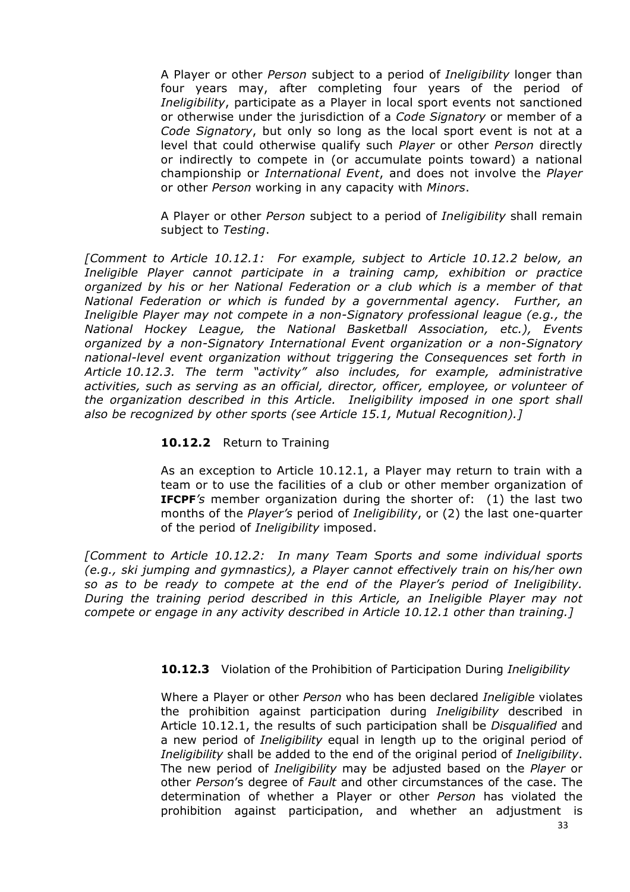A Player or other *Person* subject to a period of *Ineligibility* longer than four years may, after completing four years of the period of *Ineligibility*, participate as a Player in local sport events not sanctioned or otherwise under the jurisdiction of a *Code Signatory* or member of a *Code Signatory*, but only so long as the local sport event is not at a level that could otherwise qualify such *Player* or other *Person* directly or indirectly to compete in (or accumulate points toward) a national championship or *International Event*, and does not involve the *Player* or other *Person* working in any capacity with *Minors*.

A Player or other *Person* subject to a period of *Ineligibility* shall remain subject to *Testing*.

*[Comment to Article 10.12.1: For example, subject to Article 10.12.2 below, an Ineligible Player cannot participate in a training camp, exhibition or practice organized by his or her National Federation or a club which is a member of that National Federation or which is funded by a governmental agency. Further, an Ineligible Player may not compete in a non-Signatory professional league (e.g., the National Hockey League, the National Basketball Association, etc.), Events organized by a non-Signatory International Event organization or a non-Signatory national-level event organization without triggering the Consequences set forth in Article 10.12.3. The term "activity" also includes, for example, administrative activities, such as serving as an official, director, officer, employee, or volunteer of the organization described in this Article. Ineligibility imposed in one sport shall also be recognized by other sports (see Article 15.1, Mutual Recognition).]*

**10.12.2** Return to Training

As an exception to Article 10.12.1, a Player may return to train with a team or to use the facilities of a club or other member organization of **IFCPF***'s* member organization during the shorter of: (1) the last two months of the *Player's* period of *Ineligibility*, or (2) the last one-quarter of the period of *Ineligibility* imposed.

*[Comment to Article 10.12.2: In many Team Sports and some individual sports (e.g., ski jumping and gymnastics), a Player cannot effectively train on his/her own so as to be ready to compete at the end of the Player's period of Ineligibility. During the training period described in this Article, an Ineligible Player may not compete or engage in any activity described in Article 10.12.1 other than training.]*

**10.12.3** Violation of the Prohibition of Participation During *Ineligibility*

Where a Player or other *Person* who has been declared *Ineligible* violates the prohibition against participation during *Ineligibility* described in Article 10.12.1, the results of such participation shall be *Disqualified* and a new period of *Ineligibility* equal in length up to the original period of *Ineligibility* shall be added to the end of the original period of *Ineligibility*. The new period of *Ineligibility* may be adjusted based on the *Player* or other *Person*'s degree of *Fault* and other circumstances of the case. The determination of whether a Player or other *Person* has violated the prohibition against participation, and whether an adjustment is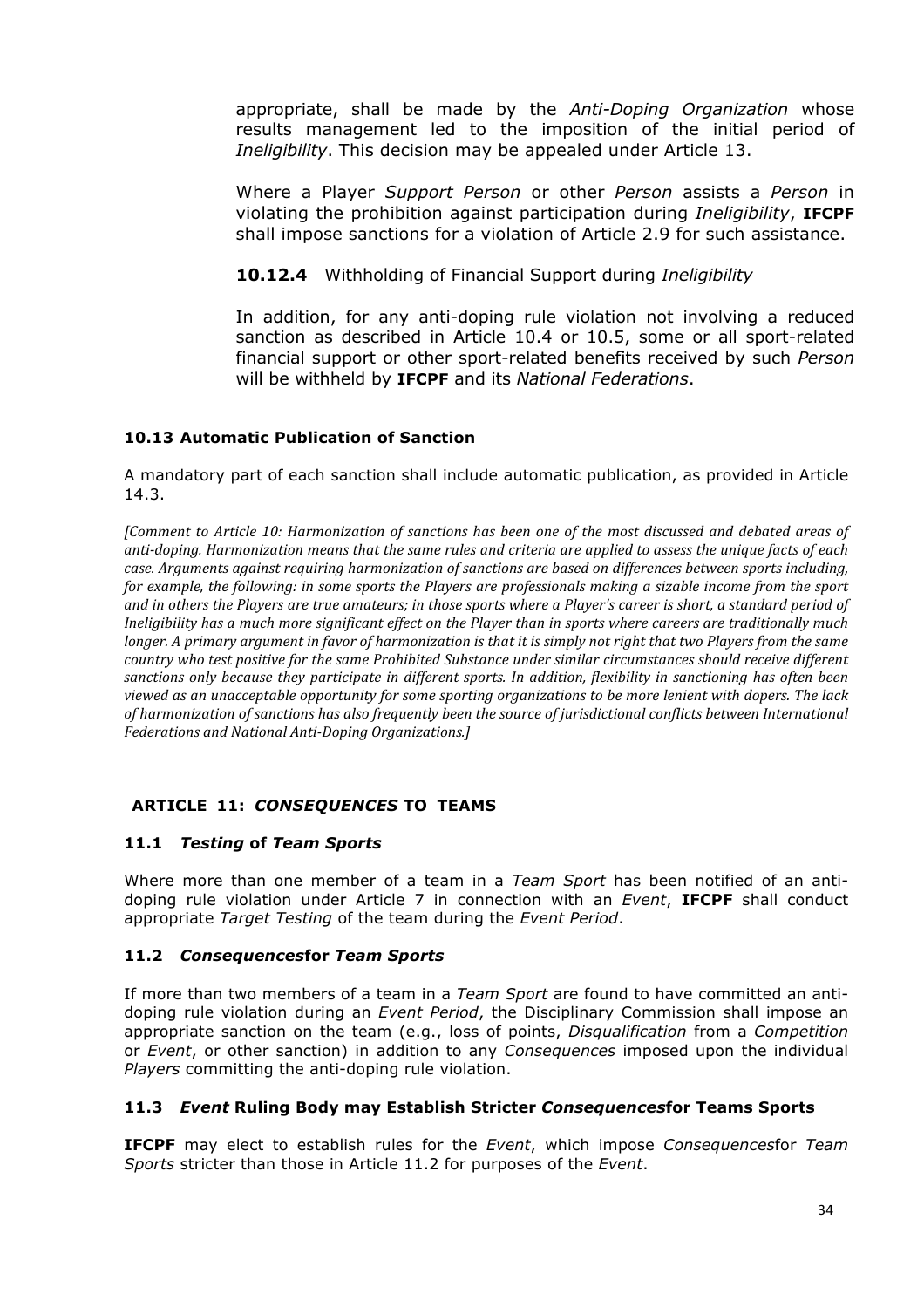appropriate, shall be made by the *Anti-Doping Organization* whose results management led to the imposition of the initial period of *Ineligibility*. This decision may be appealed under Article 13.

Where a Player *Support Person* or other *Person* assists a *Person* in violating the prohibition against participation during *Ineligibility*, **IFCPF** shall impose sanctions for a violation of Article 2.9 for such assistance.

**10.12.4** Withholding of Financial Support during *Ineligibility*

In addition, for any anti-doping rule violation not involving a reduced sanction as described in Article 10.4 or 10.5, some or all sport-related financial support or other sport-related benefits received by such *Person* will be withheld by **IFCPF** and its *National Federations*.

### 10.13 Automatic Publication of Sanction

A mandatory part of each sanction shall include automatic publication, as provided in Article 14.3.

*[Comment to Article 10: Harmonization of sanctions has been one of the most discussed and debated areas of anti-doping. Harmonization means that the same rules and criteria are applied to assess the unique facts of each case. Arguments against requiring harmonization of sanctions are based on differences between sports including, for example, the following: in some sports the Players are professionals making a sizable income from the sport and in others the Players are true amateurs; in those sports where a Player's career is short, a standard period of Ineligibility has a much more significant effect on the Player than in sports where careers are traditionally much longer. A primary argument in favor of harmonization is that it is simply not right that two Players from the same country who test positive for the same Prohibited Substance under similar circumstances should receive different sanctions only because they participate in different sports. In addition, flexibility in sanctioning has often been viewed as an unacceptable opportunity for some sporting organizations to be more lenient with dopers. The lack of harmonization of sanctions has also frequently been the source of jurisdictional conflicts between International Federations and National Anti-Doping Organizations.]*

## ARTICLE 11: *CONSEQUENCES* TO TEAMS

### 11.1 *Testing* of *Team Sports*

Where more than one member of a team in a *Team Sport* has been notified of an anti-doping rule violation under Article 7 in connection with an *Event*, **IFCPF** shall conduct appropriate *Target Testing* of the team during the *Event Period*.

### 11.2 *Consequences*for *Team Sports*

If more than two members of a team in a *Team Sport* are found to have committed an anti-doping rule violation during an *Event Period*, the Disciplinary Commission shall impose an appropriate sanction on the team (e.g., loss of points, *Disqualification* from a *Competition* or *Event*, or other sanction) in addition to any *Consequences* imposed upon the individual *Players* committing the anti-doping rule violation.

### 11.3 *Event* Ruling Body may Establish Stricter *Consequences*for Teams Sports

**IFCPF** may elect to establish rules for the *Event*, which impose *Consequences*for *Team Sports* stricter than those in Article 11.2 for purposes of the *Event*.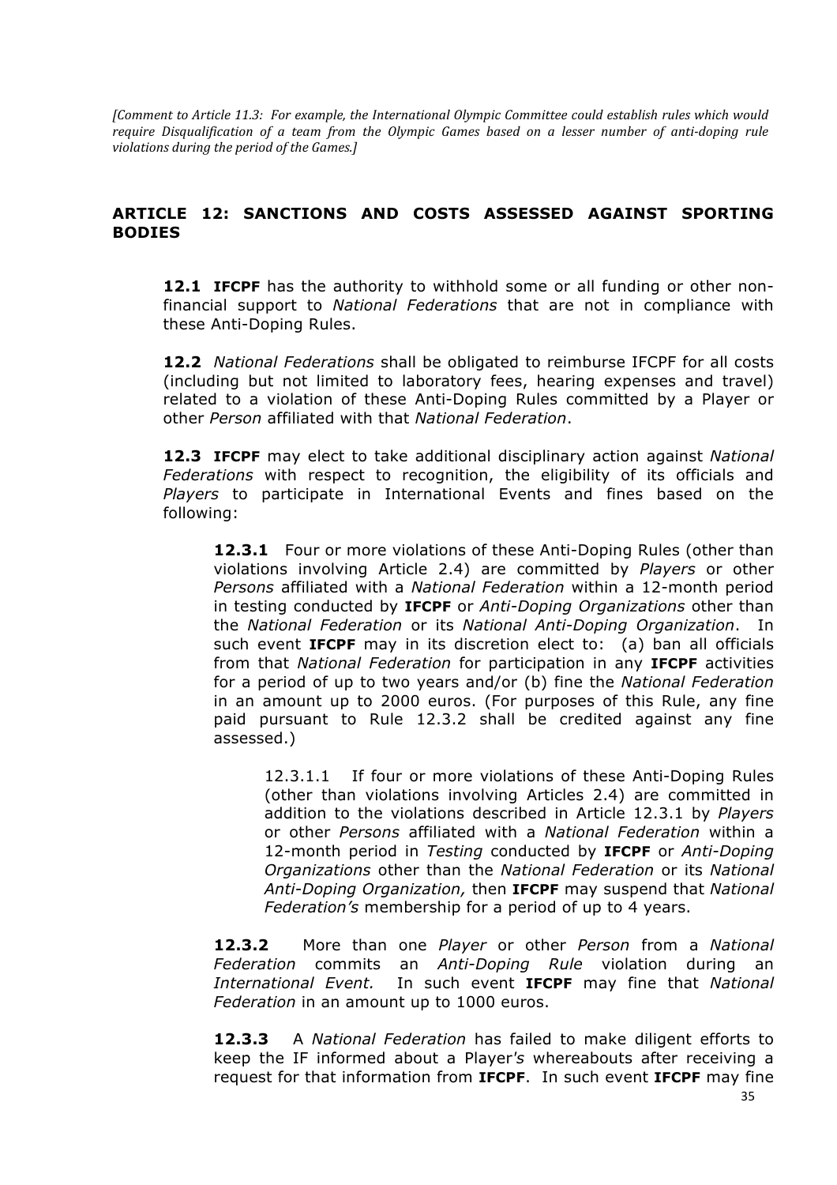*[Comment to Article 11.3: For example, the International Olympic Committee could establish rules which would require Disqualification of a team from the Olympic Games based on a lesser number of anti-doping rule violations during the period of the Games.]*

## ARTICLE 12: SANCTIONS AND COSTS ASSESSED AGAINST SPORTING BODIES

**12.1** **IFCPF** has the authority to withhold some or all funding or other non-financial support to *National Federations* that are not in compliance with these Anti-Doping Rules.

**12.2** *National Federations* shall be obligated to reimburse IFCPF for all costs (including but not limited to laboratory fees, hearing expenses and travel) related to a violation of these Anti-Doping Rules committed by a Player or other *Person* affiliated with that *National Federation*.

**12.3** **IFCPF** may elect to take additional disciplinary action against *National Federations* with respect to recognition, the eligibility of its officials and *Players* to participate in International Events and fines based on the following:

**12.3.1** Four or more violations of these Anti-Doping Rules (other than violations involving Article 2.4) are committed by *Players* or other *Persons* affiliated with a *National Federation* within a 12-month period in testing conducted by **IFCPF** or *Anti-Doping Organizations* other than the *National Federation* or its *National Anti-Doping Organization*. In such event **IFCPF** may in its discretion elect to: (a) ban all officials from that *National Federation* for participation in any **IFCPF** activities for a period of up to two years and/or (b) fine the *National Federation* in an amount up to 2000 euros. (For purposes of this Rule, any fine paid pursuant to Rule 12.3.2 shall be credited against any fine assessed.)

12.3.1.1 If four or more violations of these Anti-Doping Rules (other than violations involving Articles 2.4) are committed in addition to the violations described in Article 12.3.1 by *Players* or other *Persons* affiliated with a *National Federation* within a 12-month period in *Testing* conducted by **IFCPF** or *Anti-Doping Organizations* other than the *National Federation* or its *National Anti-Doping Organization,* then **IFCPF** may suspend that *National Federation's* membership for a period of up to 4 years.

**12.3.2** More than one *Player* or other *Person* from a *National Federation* commits an *Anti-Doping Rule* violation during an *International Event.* In such event **IFCPF** may fine that *National Federation* in an amount up to 1000 euros.

**12.3.3** A *National Federation* has failed to make diligent efforts to keep the IF informed about a Player's whereabouts after receiving a request for that information from **IFCPF**. In such event **IFCPF** may fine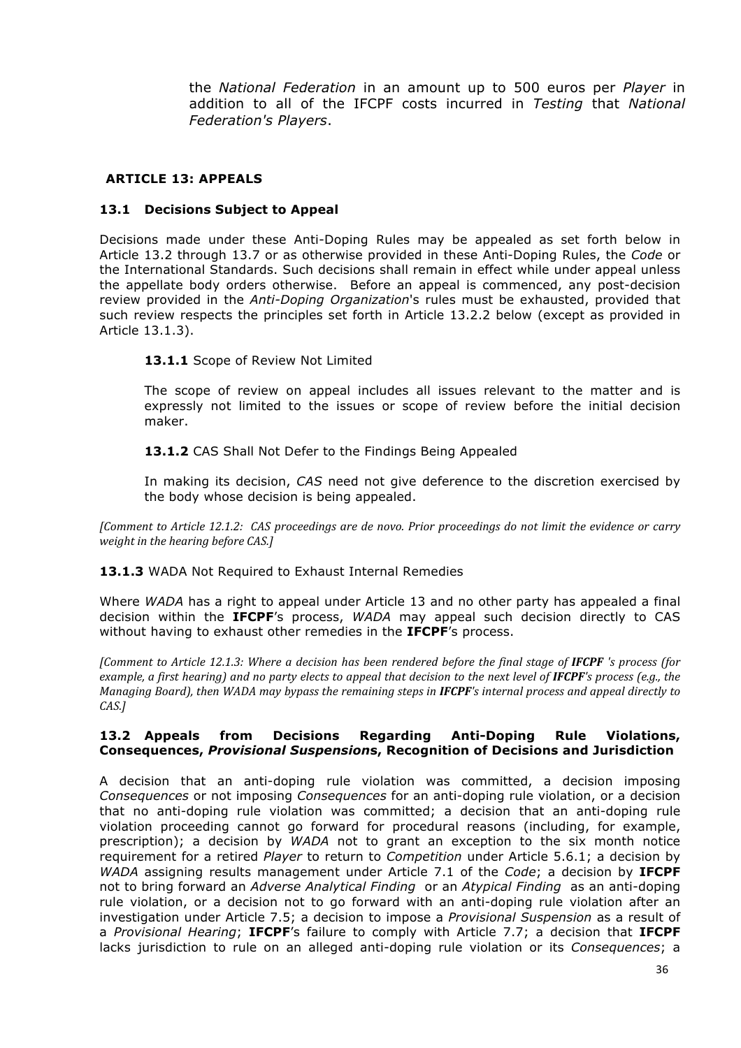the *National Federation* in an amount up to 500 euros per *Player* in addition to all of the IFCPF costs incurred in *Testing* that *National Federation's Players*.

## ARTICLE 13: APPEALS

### 13.1 Decisions Subject to Appeal

Decisions made under these Anti-Doping Rules may be appealed as set forth below in Article 13.2 through 13.7 or as otherwise provided in these Anti-Doping Rules, the *Code* or the International Standards. Such decisions shall remain in effect while under appeal unless the appellate body orders otherwise. Before an appeal is commenced, any post-decision review provided in the *Anti-Doping Organization*'s rules must be exhausted, provided that such review respects the principles set forth in Article 13.2.2 below (except as provided in Article 13.1.3).

**13.1.1** Scope of Review Not Limited

The scope of review on appeal includes all issues relevant to the matter and is expressly not limited to the issues or scope of review before the initial decision maker.

**13.1.2** CAS Shall Not Defer to the Findings Being Appealed

In making its decision, *CAS* need not give deference to the discretion exercised by the body whose decision is being appealed.

*[Comment to Article 12.1.2: CAS proceedings are de novo. Prior proceedings do not limit the evidence or carry weight in the hearing before CAS.]*

**13.1.3** WADA Not Required to Exhaust Internal Remedies

Where *WADA* has a right to appeal under Article 13 and no other party has appealed a final decision within the **IFCPF**'s process, *WADA* may appeal such decision directly to CAS without having to exhaust other remedies in the **IFCPF**'s process.

*[Comment to Article 12.1.3: Where a decision has been rendered before the final stage of **IFCPF** 's process (for example, a first hearing) and no party elects to appeal that decision to the next level of **IFCPF**'s process (e.g., the Managing Board), then WADA may bypass the remaining steps in **IFCPF**'s internal process and appeal directly to CAS.]*

### 13.2 Appeals from Decisions Regarding Anti-Doping Rule Violations, Consequences, *Provisional Suspensions*, Recognition of Decisions and Jurisdiction

A decision that an anti-doping rule violation was committed, a decision imposing *Consequences* or not imposing *Consequences* for an anti-doping rule violation, or a decision that no anti-doping rule violation was committed; a decision that an anti-doping rule violation proceeding cannot go forward for procedural reasons (including, for example, prescription); a decision by *WADA* not to grant an exception to the six month notice requirement for a retired *Player* to return to *Competition* under Article 5.6.1; a decision by *WADA* assigning results management under Article 7.1 of the *Code*; a decision by **IFCPF** not to bring forward an *Adverse Analytical Finding* or an *Atypical Finding* as an anti-doping rule violation, or a decision not to go forward with an anti-doping rule violation after an investigation under Article 7.5; a decision to impose a *Provisional Suspension* as a result of a *Provisional Hearing*; **IFCPF**'s failure to comply with Article 7.7; a decision that **IFCPF** lacks jurisdiction to rule on an alleged anti-doping rule violation or its *Consequences*; a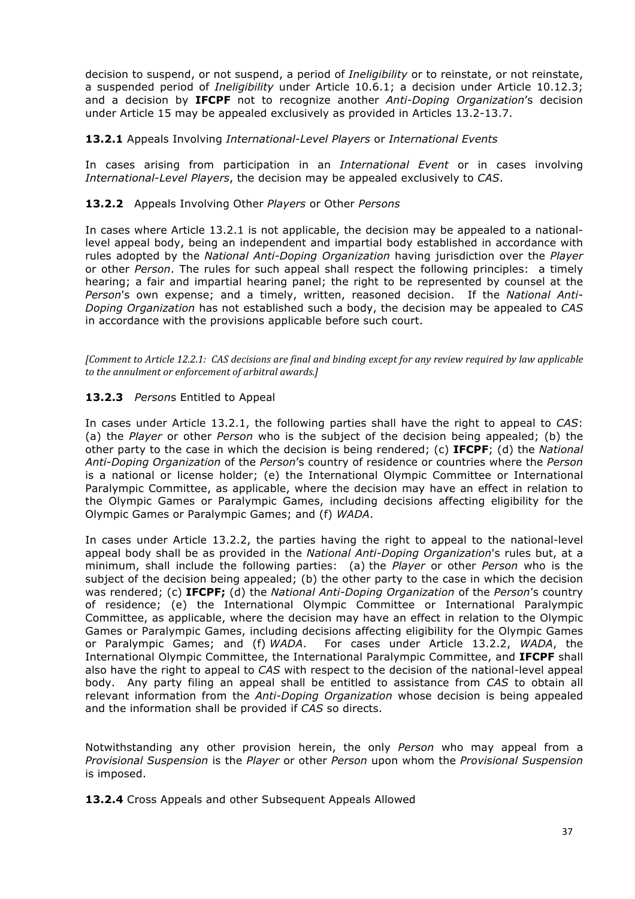decision to suspend, or not suspend, a period of *Ineligibility* or to reinstate, or not reinstate, a suspended period of *Ineligibility* under Article 10.6.1; a decision under Article 10.12.3; and a decision by **IFCPF** not to recognize another *Anti-Doping Organization*'s decision under Article 15 may be appealed exclusively as provided in Articles 13.2-13.7.

**13.2.1** Appeals Involving *International-Level Players* or *International Events*

In cases arising from participation in an *International Event* or in cases involving *International-Level Players*, the decision may be appealed exclusively to *CAS*.

**13.2.2** Appeals Involving Other *Players* or Other *Persons*

In cases where Article 13.2.1 is not applicable, the decision may be appealed to a national-level appeal body, being an independent and impartial body established in accordance with rules adopted by the *National Anti-Doping Organization* having jurisdiction over the *Player* or other *Person*. The rules for such appeal shall respect the following principles: a timely hearing; a fair and impartial hearing panel; the right to be represented by counsel at the *Person*'s own expense; and a timely, written, reasoned decision. If the *National Anti-Doping Organization* has not established such a body, the decision may be appealed to *CAS* in accordance with the provisions applicable before such court.

*[Comment to Article 12.2.1: CAS decisions are final and binding except for any review required by law applicable to the annulment or enforcement of arbitral awards.]*

**13.2.3** *Person*s Entitled to Appeal

In cases under Article 13.2.1, the following parties shall have the right to appeal to *CAS*: (a) the *Player* or other *Person* who is the subject of the decision being appealed; (b) the other party to the case in which the decision is being rendered; (c) **IFCPF**; (d) the *National Anti-Doping Organization* of the *Person*'s country of residence or countries where the *Person* is a national or license holder; (e) the International Olympic Committee or International Paralympic Committee, as applicable, where the decision may have an effect in relation to the Olympic Games or Paralympic Games, including decisions affecting eligibility for the Olympic Games or Paralympic Games; and (f) *WADA*.

In cases under Article 13.2.2, the parties having the right to appeal to the national-level appeal body shall be as provided in the *National Anti-Doping Organization*'s rules but, at a minimum, shall include the following parties: (a) the *Player* or other *Person* who is the subject of the decision being appealed; (b) the other party to the case in which the decision was rendered; (c) **IFCPF;** (d) the *National Anti-Doping Organization* of the *Person*'s country of residence; (e) the International Olympic Committee or International Paralympic Committee, as applicable, where the decision may have an effect in relation to the Olympic Games or Paralympic Games, including decisions affecting eligibility for the Olympic Games or Paralympic Games; and (f) *WADA*. For cases under Article 13.2.2, *WADA*, the International Olympic Committee, the International Paralympic Committee, and **IFCPF** shall also have the right to appeal to *CAS* with respect to the decision of the national-level appeal body. Any party filing an appeal shall be entitled to assistance from *CAS* to obtain all relevant information from the *Anti-Doping Organization* whose decision is being appealed and the information shall be provided if *CAS* so directs.

Notwithstanding any other provision herein, the only *Person* who may appeal from a *Provisional Suspension* is the *Player* or other *Person* upon whom the *Provisional Suspension* is imposed.

**13.2.4** Cross Appeals and other Subsequent Appeals Allowed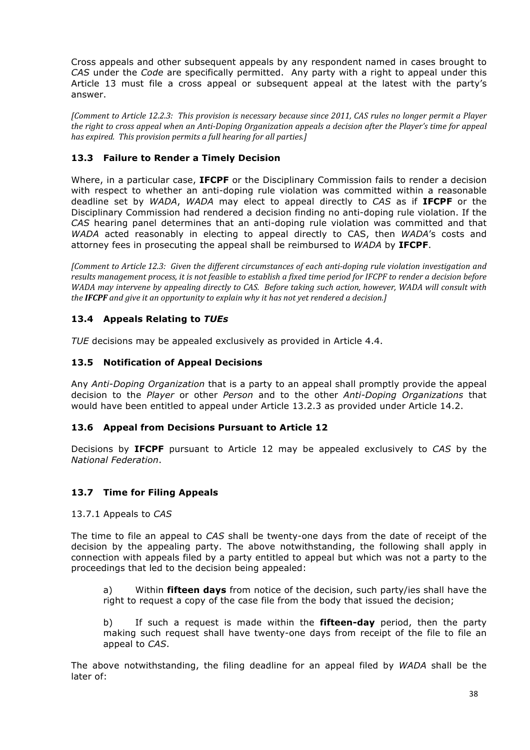Cross appeals and other subsequent appeals by any respondent named in cases brought to *CAS* under the *Code* are specifically permitted. Any party with a right to appeal under this Article 13 must file a cross appeal or subsequent appeal at the latest with the party's answer.

*[Comment to Article 12.2.3: This provision is necessary because since 2011, CAS rules no longer permit a Player the right to cross appeal when an Anti-Doping Organization appeals a decision after the Player's time for appeal has expired. This provision permits a full hearing for all parties.]*

### 13.3 Failure to Render a Timely Decision

Where, in a particular case, **IFCPF** or the Disciplinary Commission fails to render a decision with respect to whether an anti-doping rule violation was committed within a reasonable deadline set by *WADA*, *WADA* may elect to appeal directly to *CAS* as if **IFCPF** or the Disciplinary Commission had rendered a decision finding no anti-doping rule violation. If the *CAS* hearing panel determines that an anti-doping rule violation was committed and that *WADA* acted reasonably in electing to appeal directly to CAS, then *WADA*'s costs and attorney fees in prosecuting the appeal shall be reimbursed to *WADA* by **IFCPF**.

*[Comment to Article 12.3: Given the different circumstances of each anti-doping rule violation investigation and results management process, it is not feasible to establish a fixed time period for IFCPF to render a decision before WADA may intervene by appealing directly to CAS. Before taking such action, however, WADA will consult with the* ***IFCPF*** *and give it an opportunity to explain why it has not yet rendered a decision.]*

### 13.4 Appeals Relating to *TUEs*

*TUE* decisions may be appealed exclusively as provided in Article 4.4.

### 13.5 Notification of Appeal Decisions

Any *Anti-Doping Organization* that is a party to an appeal shall promptly provide the appeal decision to the *Player* or other *Person* and to the other *Anti-Doping Organizations* that would have been entitled to appeal under Article 13.2.3 as provided under Article 14.2.

### 13.6 Appeal from Decisions Pursuant to Article 12

Decisions by **IFCPF** pursuant to Article 12 may be appealed exclusively to *CAS* by the *National Federation*.

### 13.7 Time for Filing Appeals

13.7.1 Appeals to *CAS*

The time to file an appeal to *CAS* shall be twenty-one days from the date of receipt of the decision by the appealing party. The above notwithstanding, the following shall apply in connection with appeals filed by a party entitled to appeal but which was not a party to the proceedings that led to the decision being appealed:

a) Within **fifteen days** from notice of the decision, such party/ies shall have the right to request a copy of the case file from the body that issued the decision;

b) If such a request is made within the **fifteen-day** period, then the party making such request shall have twenty-one days from receipt of the file to file an appeal to *CAS*.

The above notwithstanding, the filing deadline for an appeal filed by *WADA* shall be the later of: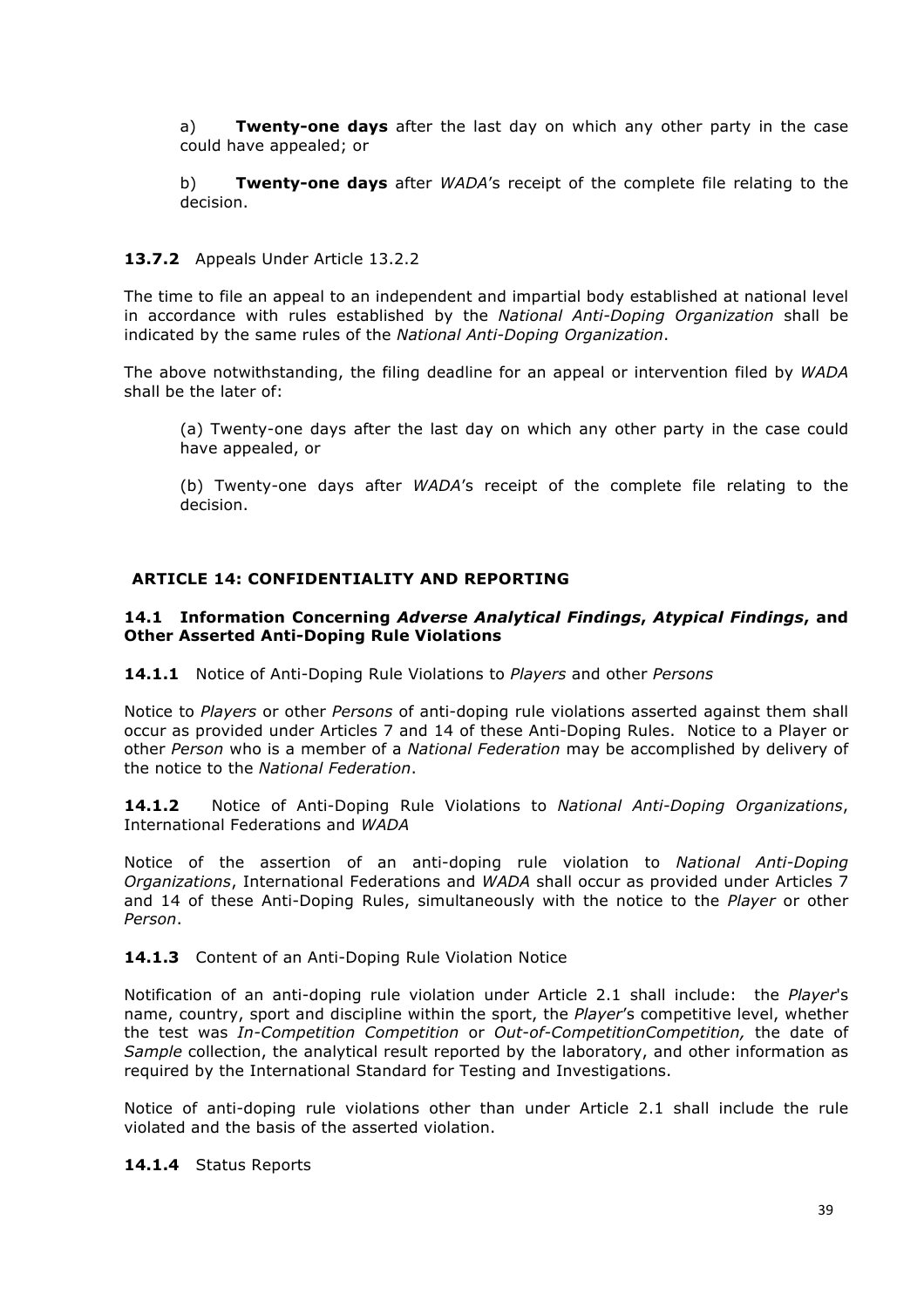a) **Twenty-one days** after the last day on which any other party in the case could have appealed; or

b) **Twenty-one days** after *WADA*'s receipt of the complete file relating to the decision.

**13.7.2** Appeals Under Article 13.2.2

The time to file an appeal to an independent and impartial body established at national level in accordance with rules established by the *National Anti-Doping Organization* shall be indicated by the same rules of the *National Anti-Doping Organization*.

The above notwithstanding, the filing deadline for an appeal or intervention filed by *WADA* shall be the later of:

(a) Twenty-one days after the last day on which any other party in the case could have appealed, or

(b) Twenty-one days after *WADA*'s receipt of the complete file relating to the decision.

## ARTICLE 14: CONFIDENTIALITY AND REPORTING

### 14.1 Information Concerning *Adverse Analytical Findings*, *Atypical Findings*, and Other Asserted Anti-Doping Rule Violations

**14.1.1** Notice of Anti-Doping Rule Violations to *Players* and other *Persons*

Notice to *Players* or other *Persons* of anti-doping rule violations asserted against them shall occur as provided under Articles 7 and 14 of these Anti-Doping Rules. Notice to a Player or other *Person* who is a member of a *National Federation* may be accomplished by delivery of the notice to the *National Federation*.

**14.1.2** Notice of Anti-Doping Rule Violations to *National Anti-Doping Organizations*, International Federations and *WADA*

Notice of the assertion of an anti-doping rule violation to *National Anti-Doping Organizations*, International Federations and *WADA* shall occur as provided under Articles 7 and 14 of these Anti-Doping Rules, simultaneously with the notice to the *Player* or other *Person*.

**14.1.3** Content of an Anti-Doping Rule Violation Notice

Notification of an anti-doping rule violation under Article 2.1 shall include: the *Player*'s name, country, sport and discipline within the sport, the *Player*'s competitive level, whether the test was *In-Competition Competition* or *Out-of-CompetitionCompetition,* the date of *Sample* collection, the analytical result reported by the laboratory, and other information as required by the International Standard for Testing and Investigations.

Notice of anti-doping rule violations other than under Article 2.1 shall include the rule violated and the basis of the asserted violation.

**14.1.4** Status Reports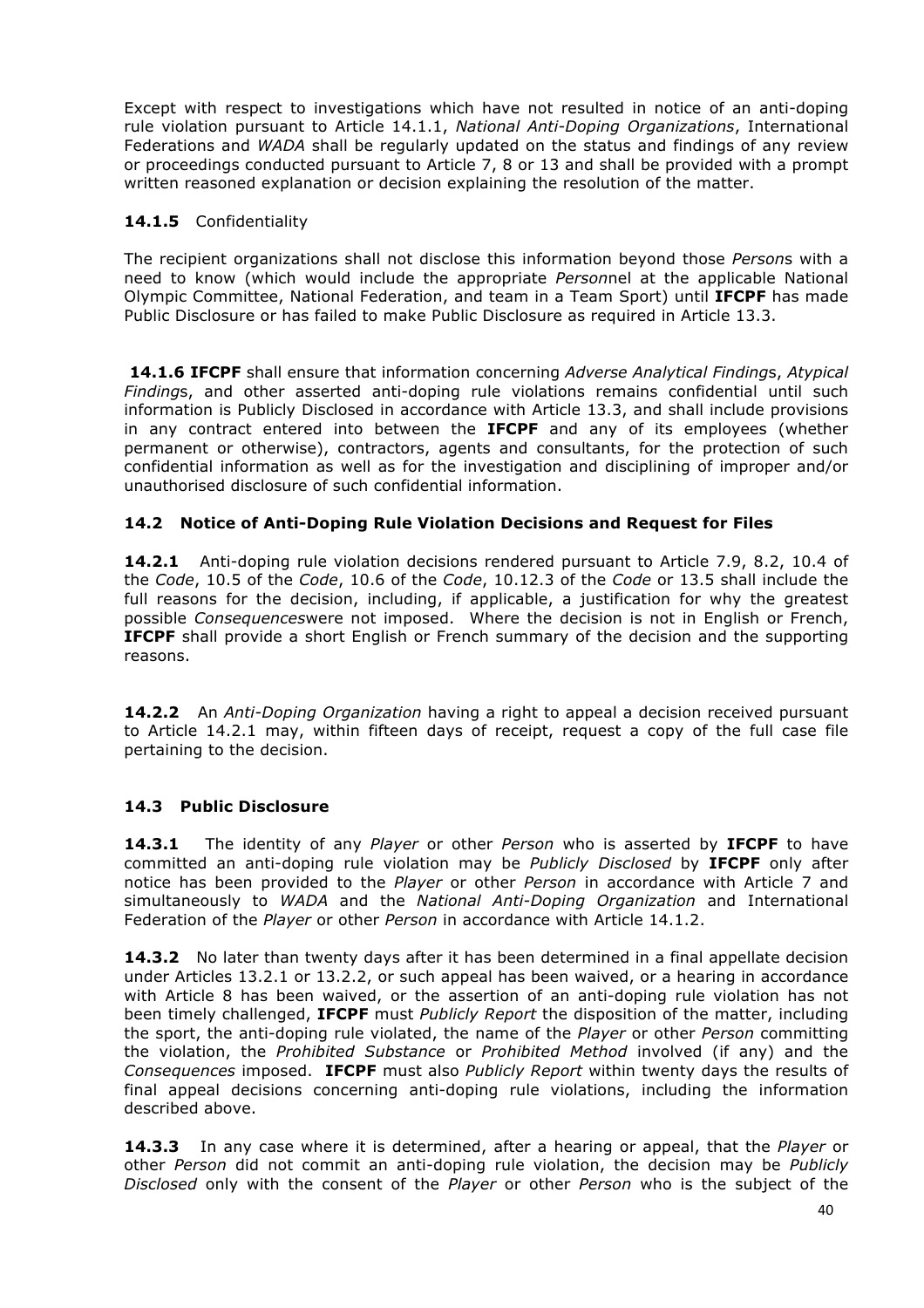Except with respect to investigations which have not resulted in notice of an anti-doping rule violation pursuant to Article 14.1.1, *National Anti-Doping Organizations*, International Federations and *WADA* shall be regularly updated on the status and findings of any review or proceedings conducted pursuant to Article 7, 8 or 13 and shall be provided with a prompt written reasoned explanation or decision explaining the resolution of the matter.

**14.1.5** Confidentiality

The recipient organizations shall not disclose this information beyond those *Person*s with a need to know (which would include the appropriate *Person*nel at the applicable National Olympic Committee, National Federation, and team in a Team Sport) until **IFCPF** has made Public Disclosure or has failed to make Public Disclosure as required in Article 13.3.

**14.1.6 IFCPF** shall ensure that information concerning *Adverse Analytical Finding*s, *Atypical Finding*s, and other asserted anti-doping rule violations remains confidential until such information is Publicly Disclosed in accordance with Article 13.3, and shall include provisions in any contract entered into between the **IFCPF** and any of its employees (whether permanent or otherwise), contractors, agents and consultants, for the protection of such confidential information as well as for the investigation and disciplining of improper and/or unauthorised disclosure of such confidential information.

### 14.2 Notice of Anti-Doping Rule Violation Decisions and Request for Files

**14.2.1** Anti-doping rule violation decisions rendered pursuant to Article 7.9, 8.2, 10.4 of the *Code*, 10.5 of the *Code*, 10.6 of the *Code*, 10.12.3 of the *Code* or 13.5 shall include the full reasons for the decision, including, if applicable, a justification for why the greatest possible *Consequences*were not imposed. Where the decision is not in English or French, **IFCPF** shall provide a short English or French summary of the decision and the supporting reasons.

**14.2.2** An *Anti-Doping Organization* having a right to appeal a decision received pursuant to Article 14.2.1 may, within fifteen days of receipt, request a copy of the full case file pertaining to the decision.

### 14.3 Public Disclosure

**14.3.1** The identity of any *Player* or other *Person* who is asserted by **IFCPF** to have committed an anti-doping rule violation may be *Publicly Disclosed* by **IFCPF** only after notice has been provided to the *Player* or other *Person* in accordance with Article 7 and simultaneously to *WADA* and the *National Anti-Doping Organization* and International Federation of the *Player* or other *Person* in accordance with Article 14.1.2.

**14.3.2** No later than twenty days after it has been determined in a final appellate decision under Articles 13.2.1 or 13.2.2, or such appeal has been waived, or a hearing in accordance with Article 8 has been waived, or the assertion of an anti-doping rule violation has not been timely challenged, **IFCPF** must *Publicly Report* the disposition of the matter, including the sport, the anti-doping rule violated, the name of the *Player* or other *Person* committing the violation, the *Prohibited Substance* or *Prohibited Method* involved (if any) and the *Consequences* imposed. **IFCPF** must also *Publicly Report* within twenty days the results of final appeal decisions concerning anti-doping rule violations, including the information described above.

**14.3.3** In any case where it is determined, after a hearing or appeal, that the *Player* or other *Person* did not commit an anti-doping rule violation, the decision may be *Publicly Disclosed* only with the consent of the *Player* or other *Person* who is the subject of the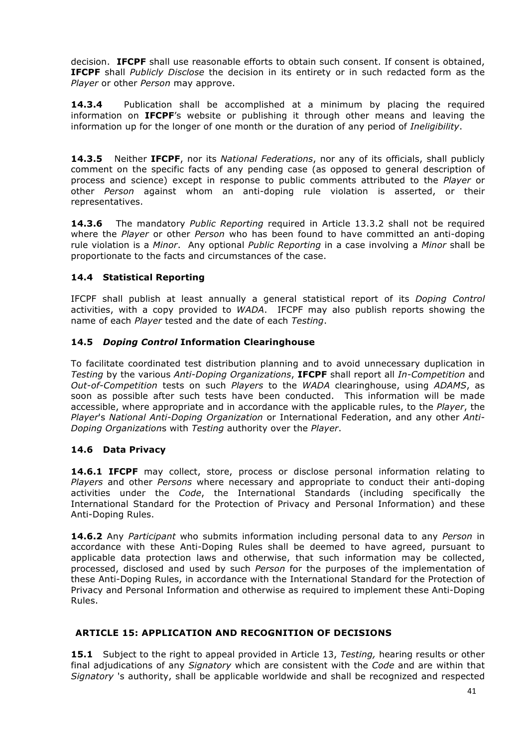decision. **IFCPF** shall use reasonable efforts to obtain such consent. If consent is obtained, **IFCPF** shall *Publicly Disclose* the decision in its entirety or in such redacted form as the *Player* or other *Person* may approve.

**14.3.4** Publication shall be accomplished at a minimum by placing the required information on **IFCPF**'s website or publishing it through other means and leaving the information up for the longer of one month or the duration of any period of *Ineligibility*.

**14.3.5** Neither **IFCPF**, nor its *National Federations*, nor any of its officials, shall publicly comment on the specific facts of any pending case (as opposed to general description of process and science) except in response to public comments attributed to the *Player* or other *Person* against whom an anti-doping rule violation is asserted, or their representatives.

**14.3.6** The mandatory *Public Reporting* required in Article 13.3.2 shall not be required where the *Player* or other *Person* who has been found to have committed an anti-doping rule violation is a *Minor*. Any optional *Public Reporting* in a case involving a *Minor* shall be proportionate to the facts and circumstances of the case.

### 14.4 Statistical Reporting

IFCPF shall publish at least annually a general statistical report of its *Doping Control* activities, with a copy provided to *WADA*. IFCPF may also publish reports showing the name of each *Player* tested and the date of each *Testing*.

### 14.5 *Doping Control* Information Clearinghouse

To facilitate coordinated test distribution planning and to avoid unnecessary duplication in *Testing* by the various *Anti-Doping Organizations*, **IFCPF** shall report all *In-Competition* and *Out-of-Competition* tests on such *Players* to the *WADA* clearinghouse, using *ADAMS*, as soon as possible after such tests have been conducted. This information will be made accessible, where appropriate and in accordance with the applicable rules, to the *Player*, the *Player*'s *National Anti-Doping Organization* or International Federation, and any other *Anti-Doping Organization*s with *Testing* authority over the *Player*.

### 14.6 Data Privacy

**14.6.1 IFCPF** may collect, store, process or disclose personal information relating to *Players* and other *Persons* where necessary and appropriate to conduct their anti-doping activities under the *Code*, the International Standards (including specifically the International Standard for the Protection of Privacy and Personal Information) and these Anti-Doping Rules.

**14.6.2** Any *Participant* who submits information including personal data to any *Person* in accordance with these Anti-Doping Rules shall be deemed to have agreed, pursuant to applicable data protection laws and otherwise, that such information may be collected, processed, disclosed and used by such *Person* for the purposes of the implementation of these Anti-Doping Rules, in accordance with the International Standard for the Protection of Privacy and Personal Information and otherwise as required to implement these Anti-Doping Rules.

## ARTICLE 15: APPLICATION AND RECOGNITION OF DECISIONS

**15.1** Subject to the right to appeal provided in Article 13, *Testing,* hearing results or other final adjudications of any *Signatory* which are consistent with the *Code* and are within that *Signatory* 's authority, shall be applicable worldwide and shall be recognized and respected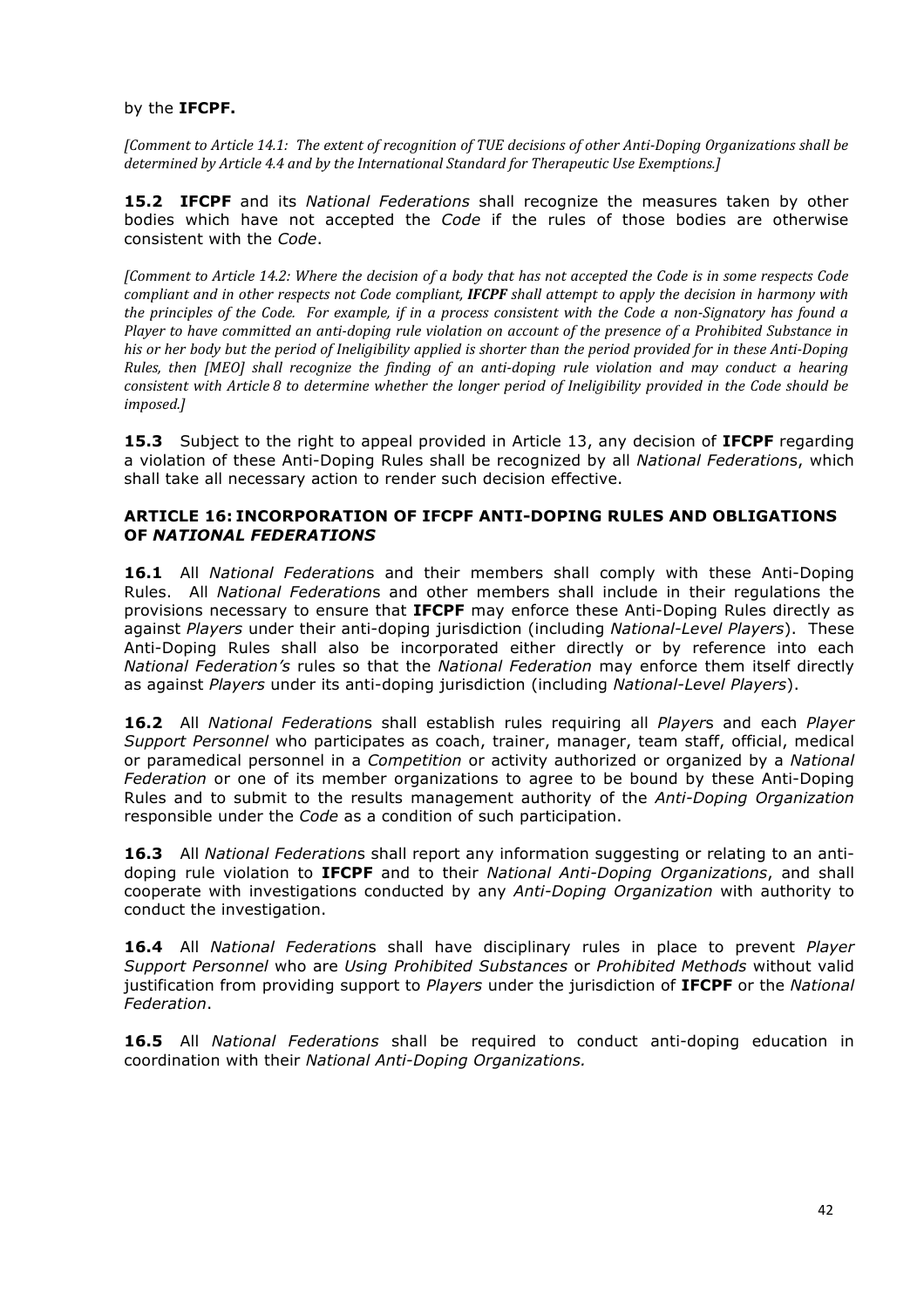by the **IFCPF.**

*[Comment to Article 14.1: The extent of recognition of TUE decisions of other Anti-Doping Organizations shall be determined by Article 4.4 and by the International Standard for Therapeutic Use Exemptions.]*

**15.2** **IFCPF** and its *National Federations* shall recognize the measures taken by other bodies which have not accepted the *Code* if the rules of those bodies are otherwise consistent with the *Code*.

*[Comment to Article 14.2: Where the decision of a body that has not accepted the Code is in some respects Code compliant and in other respects not Code compliant,* ***IFCPF*** *shall attempt to apply the decision in harmony with the principles of the Code. For example, if in a process consistent with the Code a non-Signatory has found a Player to have committed an anti-doping rule violation on account of the presence of a Prohibited Substance in his or her body but the period of Ineligibility applied is shorter than the period provided for in these Anti-Doping Rules, then [MEO] shall recognize the finding of an anti-doping rule violation and may conduct a hearing consistent with Article 8 to determine whether the longer period of Ineligibility provided in the Code should be imposed.]*

**15.3** Subject to the right to appeal provided in Article 13, any decision of **IFCPF** regarding a violation of these Anti-Doping Rules shall be recognized by all *National Federation*s, which shall take all necessary action to render such decision effective.

### ARTICLE 16: INCORPORATION OF IFCPF ANTI-DOPING RULES AND OBLIGATIONS OF *NATIONAL FEDERATIONS*

**16.1** All *National Federation*s and their members shall comply with these Anti-Doping Rules. All *National Federation*s and other members shall include in their regulations the provisions necessary to ensure that **IFCPF** may enforce these Anti-Doping Rules directly as against *Players* under their anti-doping jurisdiction (including *National-Level Players*). These Anti-Doping Rules shall also be incorporated either directly or by reference into each *National Federation's* rules so that the *National Federation* may enforce them itself directly as against *Players* under its anti-doping jurisdiction (including *National-Level Players*).

**16.2** All *National Federation*s shall establish rules requiring all *Player*s and each *Player Support Personnel* who participates as coach, trainer, manager, team staff, official, medical or paramedical personnel in a *Competition* or activity authorized or organized by a *National Federation* or one of its member organizations to agree to be bound by these Anti-Doping Rules and to submit to the results management authority of the *Anti-Doping Organization* responsible under the *Code* as a condition of such participation.

**16.3** All *National Federation*s shall report any information suggesting or relating to an anti-doping rule violation to **IFCPF** and to their *National Anti-Doping Organizations*, and shall cooperate with investigations conducted by any *Anti-Doping Organization* with authority to conduct the investigation.

**16.4** All *National Federation*s shall have disciplinary rules in place to prevent *Player Support Personnel* who are *Using Prohibited Substances* or *Prohibited Methods* without valid justification from providing support to *Players* under the jurisdiction of **IFCPF** or the *National Federation*.

**16.5** All *National Federations* shall be required to conduct anti-doping education in coordination with their *National Anti-Doping Organizations.*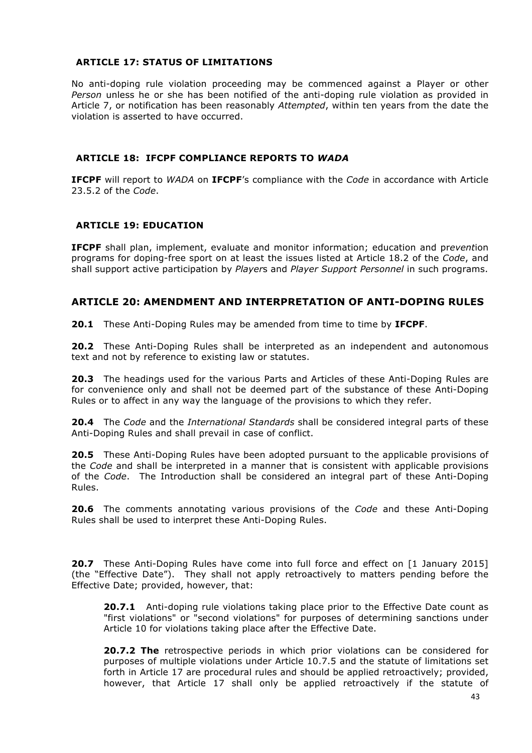### ARTICLE 17: STATUS OF LIMITATIONS

No anti-doping rule violation proceeding may be commenced against a Player or other *Person* unless he or she has been notified of the anti-doping rule violation as provided in Article 7, or notification has been reasonably *Attempted*, within ten years from the date the violation is asserted to have occurred.

### ARTICLE 18: IFCPF COMPLIANCE REPORTS TO *WADA*

**IFCPF** will report to *WADA* on **IFCPF**'s compliance with the *Code* in accordance with Article 23.5.2 of the *Code*.

### ARTICLE 19: EDUCATION

**IFCPF** shall plan, implement, evaluate and monitor information; education and pr*event*ion programs for doping-free sport on at least the issues listed at Article 18.2 of the *Code*, and shall support active participation by *Player*s and *Player Support Personnel* in such programs.

## ARTICLE 20: AMENDMENT AND INTERPRETATION OF ANTI-DOPING RULES

**20.1** These Anti-Doping Rules may be amended from time to time by **IFCPF**.

**20.2** These Anti-Doping Rules shall be interpreted as an independent and autonomous text and not by reference to existing law or statutes.

**20.3** The headings used for the various Parts and Articles of these Anti-Doping Rules are for convenience only and shall not be deemed part of the substance of these Anti-Doping Rules or to affect in any way the language of the provisions to which they refer.

**20.4** The *Code* and the *International Standards* shall be considered integral parts of these Anti-Doping Rules and shall prevail in case of conflict.

**20.5** These Anti-Doping Rules have been adopted pursuant to the applicable provisions of the *Code* and shall be interpreted in a manner that is consistent with applicable provisions of the *Code*. The Introduction shall be considered an integral part of these Anti-Doping Rules.

**20.6** The comments annotating various provisions of the *Code* and these Anti-Doping Rules shall be used to interpret these Anti-Doping Rules.

**20.7** These Anti-Doping Rules have come into full force and effect on [1 January 2015] (the "Effective Date"). They shall not apply retroactively to matters pending before the Effective Date; provided, however, that:

> **20.7.1** Anti-doping rule violations taking place prior to the Effective Date count as "first violations" or "second violations" for purposes of determining sanctions under Article 10 for violations taking place after the Effective Date.
>
> **20.7.2 The** retrospective periods in which prior violations can be considered for purposes of multiple violations under Article 10.7.5 and the statute of limitations set forth in Article 17 are procedural rules and should be applied retroactively; provided, however, that Article 17 shall only be applied retroactively if the statute of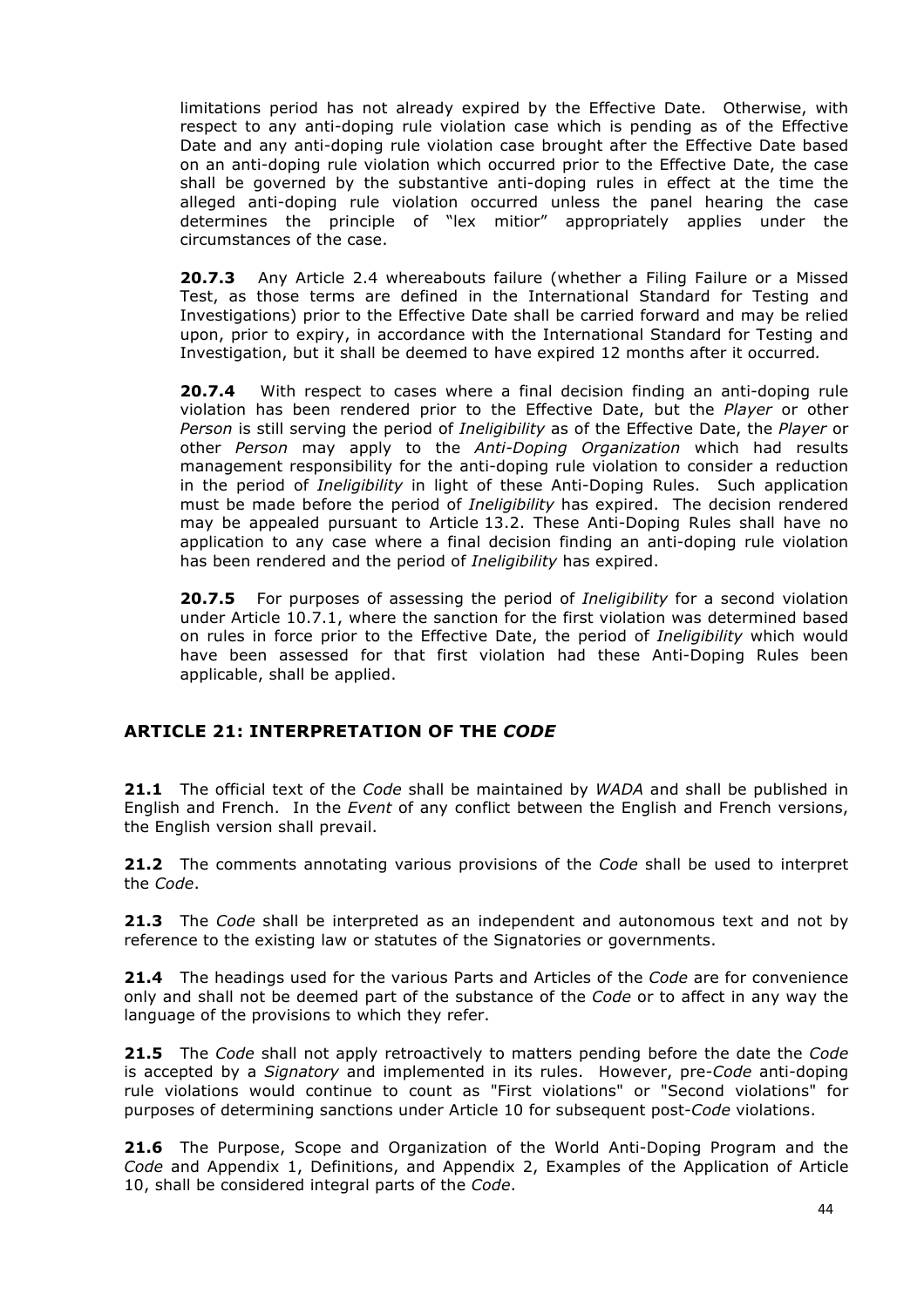limitations period has not already expired by the Effective Date. Otherwise, with respect to any anti-doping rule violation case which is pending as of the Effective Date and any anti-doping rule violation case brought after the Effective Date based on an anti-doping rule violation which occurred prior to the Effective Date, the case shall be governed by the substantive anti-doping rules in effect at the time the alleged anti-doping rule violation occurred unless the panel hearing the case determines the principle of "lex mitior" appropriately applies under the circumstances of the case.

**20.7.3** Any Article 2.4 whereabouts failure (whether a Filing Failure or a Missed Test, as those terms are defined in the International Standard for Testing and Investigations) prior to the Effective Date shall be carried forward and may be relied upon, prior to expiry, in accordance with the International Standard for Testing and Investigation, but it shall be deemed to have expired 12 months after it occurred.

**20.7.4** With respect to cases where a final decision finding an anti-doping rule violation has been rendered prior to the Effective Date, but the *Player* or other *Person* is still serving the period of *Ineligibility* as of the Effective Date, the *Player* or other *Person* may apply to the *Anti-Doping Organization* which had results management responsibility for the anti-doping rule violation to consider a reduction in the period of *Ineligibility* in light of these Anti-Doping Rules. Such application must be made before the period of *Ineligibility* has expired. The decision rendered may be appealed pursuant to Article 13.2. These Anti-Doping Rules shall have no application to any case where a final decision finding an anti-doping rule violation has been rendered and the period of *Ineligibility* has expired.

**20.7.5** For purposes of assessing the period of *Ineligibility* for a second violation under Article 10.7.1, where the sanction for the first violation was determined based on rules in force prior to the Effective Date, the period of *Ineligibility* which would have been assessed for that first violation had these Anti-Doping Rules been applicable, shall be applied.

## ARTICLE 21: INTERPRETATION OF THE *CODE*

**21.1** The official text of the *Code* shall be maintained by *WADA* and shall be published in English and French. In the *Event* of any conflict between the English and French versions, the English version shall prevail.

**21.2** The comments annotating various provisions of the *Code* shall be used to interpret the *Code*.

**21.3** The *Code* shall be interpreted as an independent and autonomous text and not by reference to the existing law or statutes of the Signatories or governments.

**21.4** The headings used for the various Parts and Articles of the *Code* are for convenience only and shall not be deemed part of the substance of the *Code* or to affect in any way the language of the provisions to which they refer.

**21.5** The *Code* shall not apply retroactively to matters pending before the date the *Code* is accepted by a *Signatory* and implemented in its rules. However, pre-*Code* anti-doping rule violations would continue to count as "First violations" or "Second violations" for purposes of determining sanctions under Article 10 for subsequent post-*Code* violations.

**21.6** The Purpose, Scope and Organization of the World Anti-Doping Program and the *Code* and Appendix 1, Definitions, and Appendix 2, Examples of the Application of Article 10, shall be considered integral parts of the *Code*.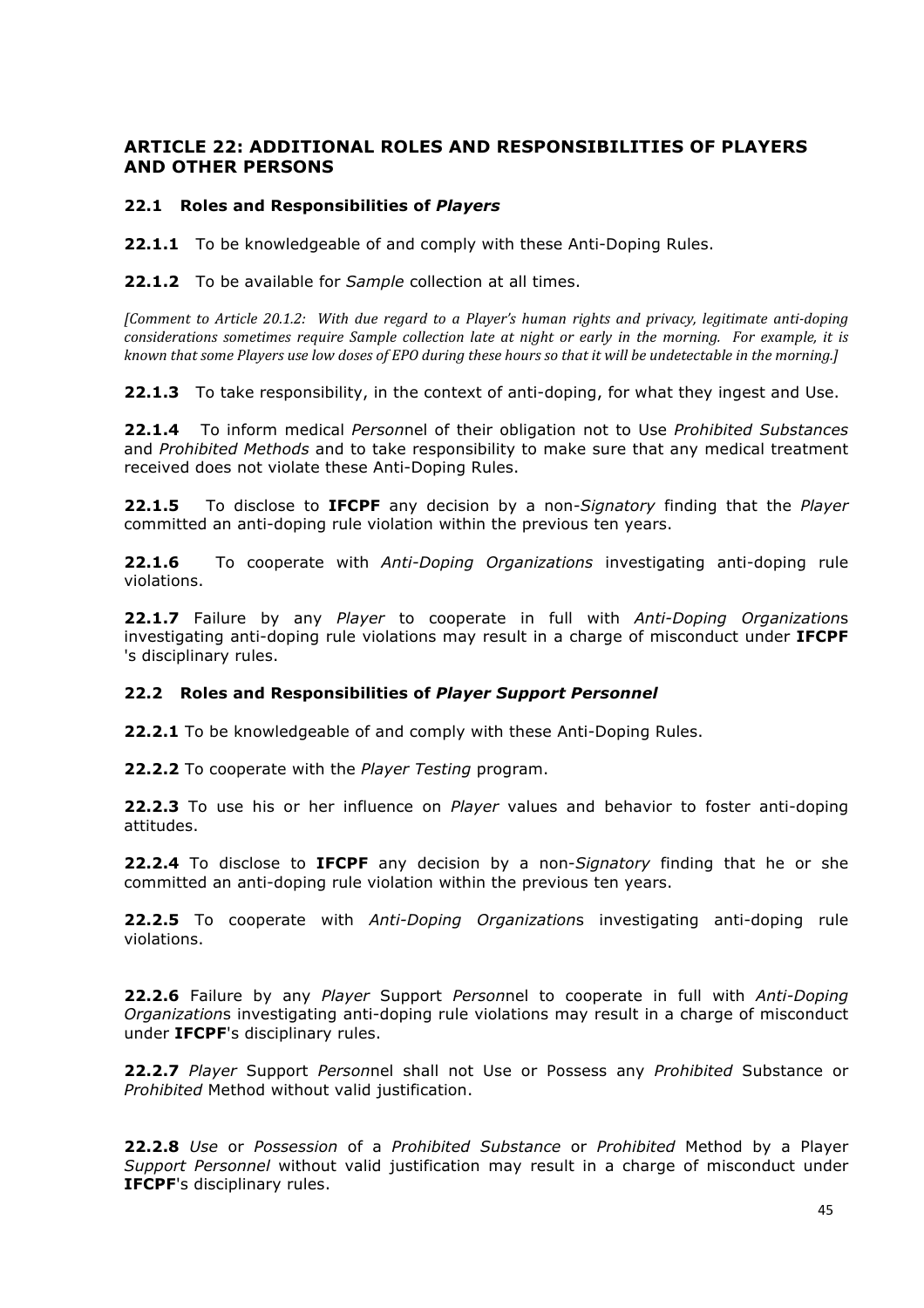## ARTICLE 22: ADDITIONAL ROLES AND RESPONSIBILITIES OF PLAYERS AND OTHER PERSONS

### 22.1 Roles and Responsibilities of *Players*

**22.1.1** To be knowledgeable of and comply with these Anti-Doping Rules.

**22.1.2** To be available for *Sample* collection at all times.

*[Comment to Article 20.1.2: With due regard to a Player's human rights and privacy, legitimate anti-doping considerations sometimes require Sample collection late at night or early in the morning. For example, it is known that some Players use low doses of EPO during these hours so that it will be undetectable in the morning.]*

**22.1.3** To take responsibility, in the context of anti-doping, for what they ingest and Use.

**22.1.4** To inform medical *Person*nel of their obligation not to Use *Prohibited Substances* and *Prohibited Methods* and to take responsibility to make sure that any medical treatment received does not violate these Anti-Doping Rules.

**22.1.5** To disclose to **IFCPF** any decision by a non-*Signatory* finding that the *Player* committed an anti-doping rule violation within the previous ten years.

**22.1.6** To cooperate with *Anti-Doping Organizations* investigating anti-doping rule violations.

**22.1.7** Failure by any *Player* to cooperate in full with *Anti-Doping Organization*s investigating anti-doping rule violations may result in a charge of misconduct under **IFCPF** 's disciplinary rules.

### 22.2 Roles and Responsibilities of *Player Support Personnel*

**22.2.1** To be knowledgeable of and comply with these Anti-Doping Rules.

**22.2.2** To cooperate with the *Player Testing* program.

**22.2.3** To use his or her influence on *Player* values and behavior to foster anti-doping attitudes.

**22.2.4** To disclose to **IFCPF** any decision by a non-*Signatory* finding that he or she committed an anti-doping rule violation within the previous ten years.

**22.2.5** To cooperate with *Anti-Doping Organization*s investigating anti-doping rule violations.

**22.2.6** Failure by any *Player* Support *Person*nel to cooperate in full with *Anti-Doping Organization*s investigating anti-doping rule violations may result in a charge of misconduct under **IFCPF**'s disciplinary rules.

**22.2.7** *Player* Support *Person*nel shall not Use or Possess any *Prohibited* Substance or *Prohibited* Method without valid justification.

**22.2.8** *Use* or *Possession* of a *Prohibited Substance* or *Prohibited* Method by a Player *Support Personnel* without valid justification may result in a charge of misconduct under **IFCPF**'s disciplinary rules.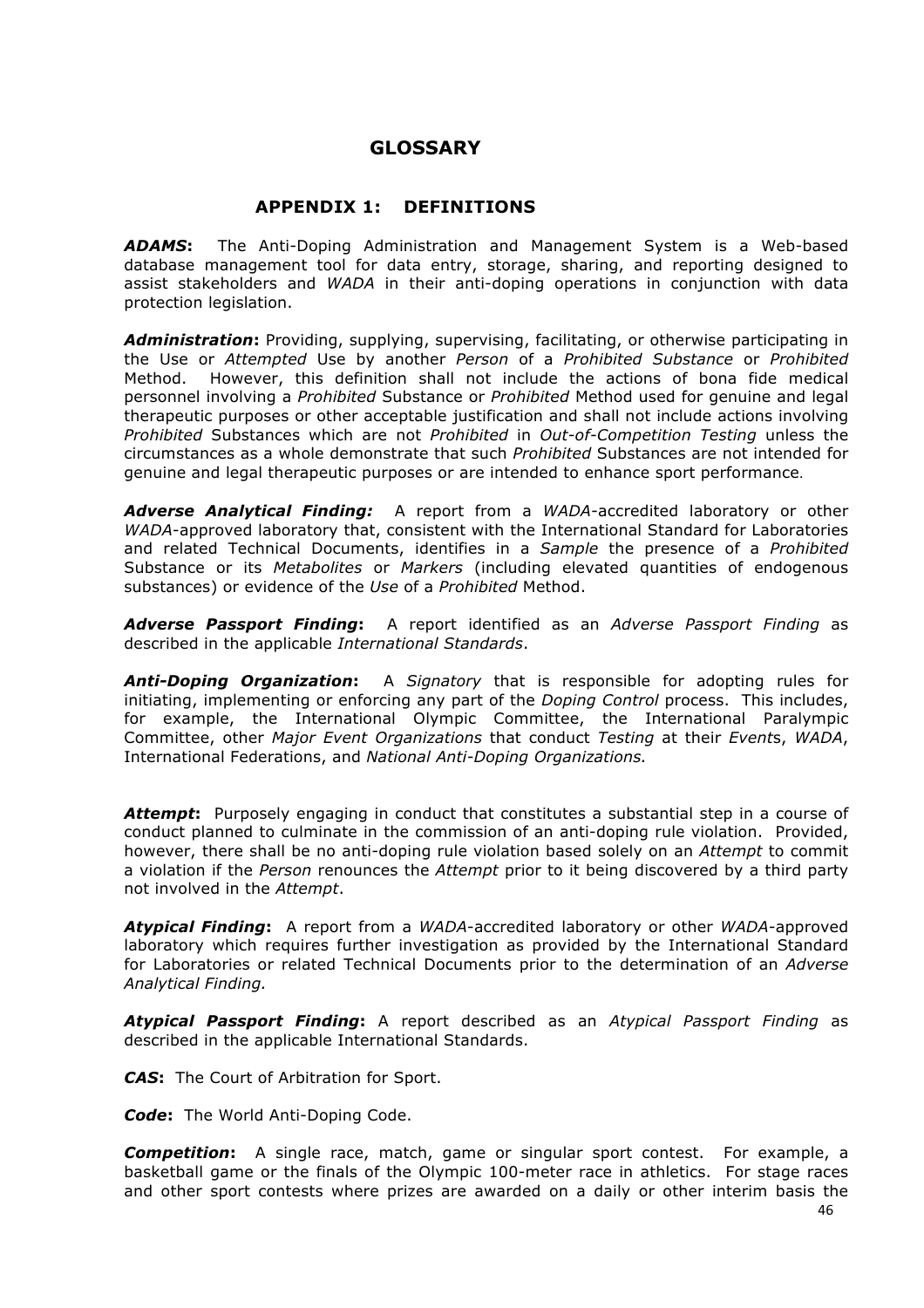# GLOSSARY

## APPENDIX 1: DEFINITIONS

***ADAMS*:** The Anti-Doping Administration and Management System is a Web-based database management tool for data entry, storage, sharing, and reporting designed to assist stakeholders and *WADA* in their anti-doping operations in conjunction with data protection legislation.

***Administration*:** Providing, supplying, supervising, facilitating, or otherwise participating in the Use or *Attempted* Use by another *Person* of a *Prohibited Substance* or *Prohibited* Method. However, this definition shall not include the actions of bona fide medical personnel involving a *Prohibited* Substance or *Prohibited* Method used for genuine and legal therapeutic purposes or other acceptable justification and shall not include actions involving *Prohibited* Substances which are not *Prohibited* in *Out-of-Competition Testing* unless the circumstances as a whole demonstrate that such *Prohibited* Substances are not intended for genuine and legal therapeutic purposes or are intended to enhance sport performance.

***Adverse Analytical Finding:*** A report from a *WADA*-accredited laboratory or other *WADA*-approved laboratory that, consistent with the International Standard for Laboratories and related Technical Documents, identifies in a *Sample* the presence of a *Prohibited* Substance or its *Metabolites* or *Markers* (including elevated quantities of endogenous substances) or evidence of the *Use* of a *Prohibited* Method.

***Adverse Passport Finding*:** A report identified as an *Adverse Passport Finding* as described in the applicable *International Standards*.

***Anti-Doping Organization*:** A *Signatory* that is responsible for adopting rules for initiating, implementing or enforcing any part of the *Doping Control* process. This includes, for example, the International Olympic Committee, the International Paralympic Committee, other *Major Event Organizations* that conduct *Testing* at their *Event*s, *WADA*, International Federations, and *National Anti-Doping Organizations.*

***Attempt*:** Purposely engaging in conduct that constitutes a substantial step in a course of conduct planned to culminate in the commission of an anti-doping rule violation. Provided, however, there shall be no anti-doping rule violation based solely on an *Attempt* to commit a violation if the *Person* renounces the *Attempt* prior to it being discovered by a third party not involved in the *Attempt*.

***Atypical Finding*:** A report from a *WADA*-accredited laboratory or other *WADA*-approved laboratory which requires further investigation as provided by the International Standard for Laboratories or related Technical Documents prior to the determination of an *Adverse Analytical Finding.*

***Atypical Passport Finding*:** A report described as an *Atypical Passport Finding* as described in the applicable International Standards.

***CAS*:** The Court of Arbitration for Sport.

***Code*:** The World Anti-Doping Code.

***Competition*:** A single race, match, game or singular sport contest. For example, a basketball game or the finals of the Olympic 100-meter race in athletics. For stage races and other sport contests where prizes are awarded on a daily or other interim basis the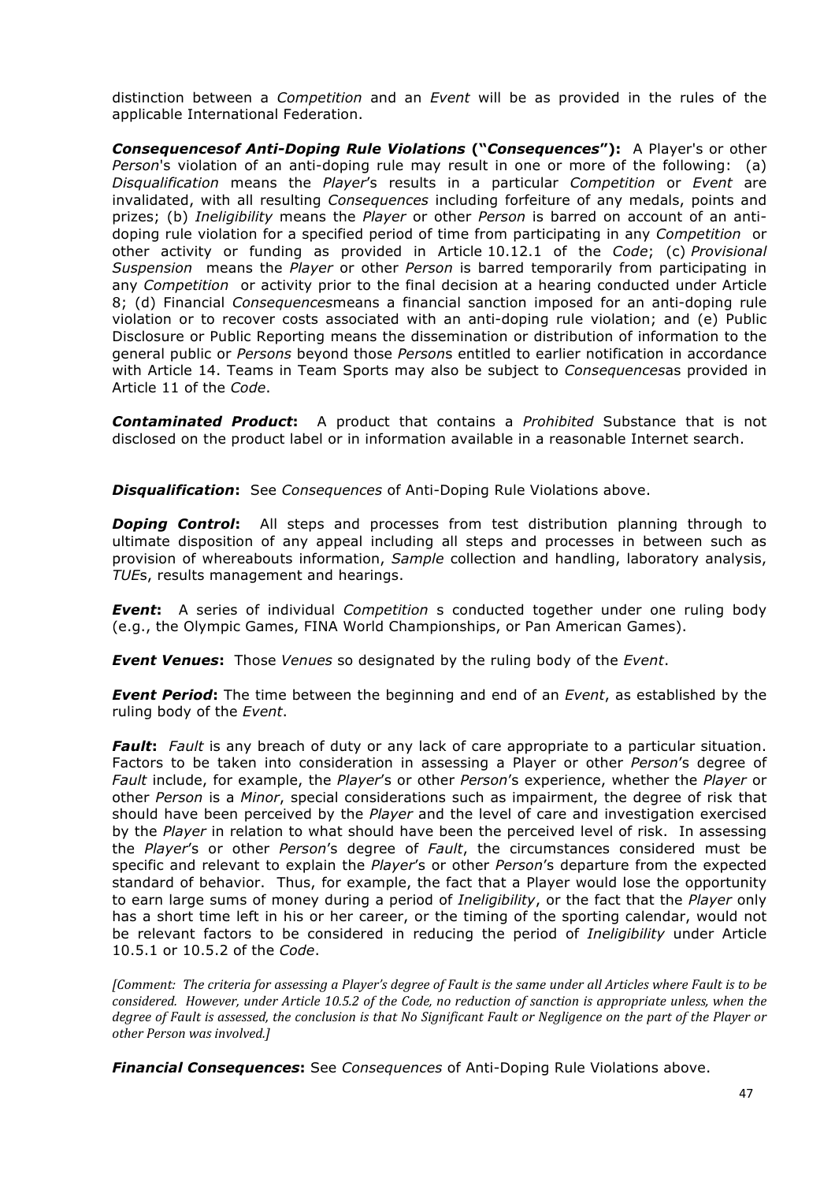distinction between a *Competition* and an *Event* will be as provided in the rules of the applicable International Federation.

***Consequencesof Anti-Doping Rule Violations* ("*Consequences*"):** A Player's or other *Person*'s violation of an anti-doping rule may result in one or more of the following: (a) *Disqualification* means the *Player*'s results in a particular *Competition* or *Event* are invalidated, with all resulting *Consequences* including forfeiture of any medals, points and prizes; (b) *Ineligibility* means the *Player* or other *Person* is barred on account of an anti-doping rule violation for a specified period of time from participating in any *Competition* or other activity or funding as provided in Article 10.12.1 of the *Code*; (c) *Provisional Suspension* means the *Player* or other *Person* is barred temporarily from participating in any *Competition* or activity prior to the final decision at a hearing conducted under Article 8; (d) Financial *Consequences*means a financial sanction imposed for an anti-doping rule violation or to recover costs associated with an anti-doping rule violation; and (e) Public Disclosure or Public Reporting means the dissemination or distribution of information to the general public or *Persons* beyond those *Person*s entitled to earlier notification in accordance with Article 14. Teams in Team Sports may also be subject to *Consequences*as provided in Article 11 of the *Code*.

***Contaminated Product*:** A product that contains a *Prohibited* Substance that is not disclosed on the product label or in information available in a reasonable Internet search.

***Disqualification*:** See *Consequences* of Anti-Doping Rule Violations above.

***Doping Control*:** All steps and processes from test distribution planning through to ultimate disposition of any appeal including all steps and processes in between such as provision of whereabouts information, *Sample* collection and handling, laboratory analysis, *TUE*s, results management and hearings.

***Event*:** A series of individual *Competition* s conducted together under one ruling body (e.g., the Olympic Games, FINA World Championships, or Pan American Games).

***Event Venues*:** Those *Venues* so designated by the ruling body of the *Event*.

***Event Period*:** The time between the beginning and end of an *Event*, as established by the ruling body of the *Event*.

***Fault*:** *Fault* is any breach of duty or any lack of care appropriate to a particular situation. Factors to be taken into consideration in assessing a Player or other *Person*'s degree of *Fault* include, for example, the *Player*'s or other *Person*'s experience, whether the *Player* or other *Person* is a *Minor*, special considerations such as impairment, the degree of risk that should have been perceived by the *Player* and the level of care and investigation exercised by the *Player* in relation to what should have been the perceived level of risk. In assessing the *Player*'s or other *Person*'s degree of *Fault*, the circumstances considered must be specific and relevant to explain the *Player*'s or other *Person*'s departure from the expected standard of behavior. Thus, for example, the fact that a Player would lose the opportunity to earn large sums of money during a period of *Ineligibility*, or the fact that the *Player* only has a short time left in his or her career, or the timing of the sporting calendar, would not be relevant factors to be considered in reducing the period of *Ineligibility* under Article 10.5.1 or 10.5.2 of the *Code*.

*[Comment: The criteria for assessing a Player's degree of Fault is the same under all Articles where Fault is to be considered. However, under Article 10.5.2 of the Code, no reduction of sanction is appropriate unless, when the degree of Fault is assessed, the conclusion is that No Significant Fault or Negligence on the part of the Player or other Person was involved.]*

***Financial Consequences*:** See *Consequences* of Anti-Doping Rule Violations above.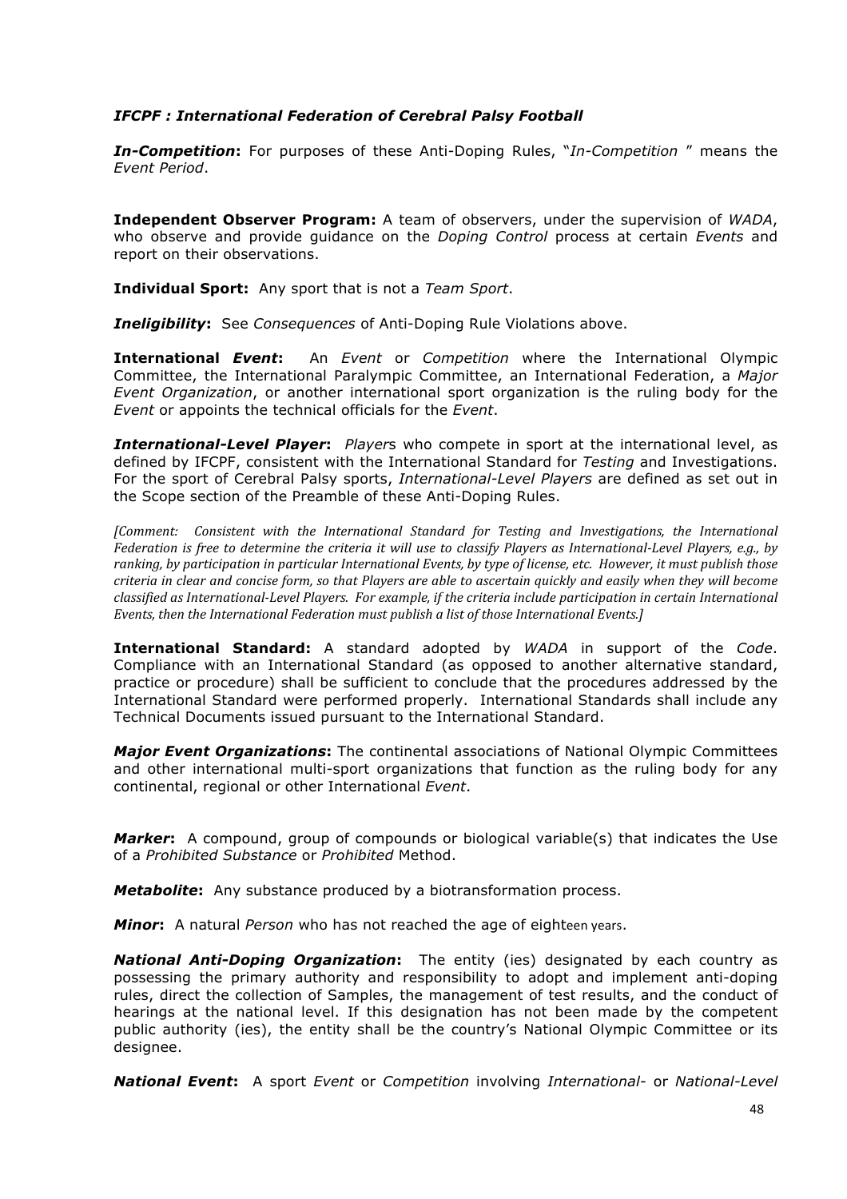***IFCPF : International Federation of Cerebral Palsy Football***

***In-Competition*:** For purposes of these Anti-Doping Rules, "*In-Competition* " means the *Event Period*.

**Independent Observer Program:** A team of observers, under the supervision of *WADA*, who observe and provide guidance on the *Doping Control* process at certain *Events* and report on their observations.

**Individual Sport:** Any sport that is not a *Team Sport*.

***Ineligibility*:** See *Consequences* of Anti-Doping Rule Violations above.

**International *Event*:** An *Event* or *Competition* where the International Olympic Committee, the International Paralympic Committee, an International Federation, a *Major Event Organization*, or another international sport organization is the ruling body for the *Event* or appoints the technical officials for the *Event*.

***International-Level Player*:** *Player*s who compete in sport at the international level, as defined by IFCPF, consistent with the International Standard for *Testing* and Investigations. For the sport of Cerebral Palsy sports, *International-Level Players* are defined as set out in the Scope section of the Preamble of these Anti-Doping Rules.

*[Comment: Consistent with the International Standard for Testing and Investigations, the International Federation is free to determine the criteria it will use to classify Players as International-Level Players, e.g., by ranking, by participation in particular International Events, by type of license, etc. However, it must publish those criteria in clear and concise form, so that Players are able to ascertain quickly and easily when they will become classified as International-Level Players. For example, if the criteria include participation in certain International Events, then the International Federation must publish a list of those International Events.]*

**International Standard:** A standard adopted by *WADA* in support of the *Code*. Compliance with an International Standard (as opposed to another alternative standard, practice or procedure) shall be sufficient to conclude that the procedures addressed by the International Standard were performed properly. International Standards shall include any Technical Documents issued pursuant to the International Standard.

***Major Event Organizations*:** The continental associations of National Olympic Committees and other international multi-sport organizations that function as the ruling body for any continental, regional or other International *Event*.

***Marker*:** A compound, group of compounds or biological variable(s) that indicates the Use of a *Prohibited Substance* or *Prohibited* Method.

***Metabolite*:** Any substance produced by a biotransformation process.

***Minor*:** A natural *Person* who has not reached the age of eighteen years.

***National Anti-Doping Organization*:** The entity (ies) designated by each country as possessing the primary authority and responsibility to adopt and implement anti-doping rules, direct the collection of Samples, the management of test results, and the conduct of hearings at the national level. If this designation has not been made by the competent public authority (ies), the entity shall be the country's National Olympic Committee or its designee.

***National Event*:** A sport *Event* or *Competition* involving *International-* or *National-Level*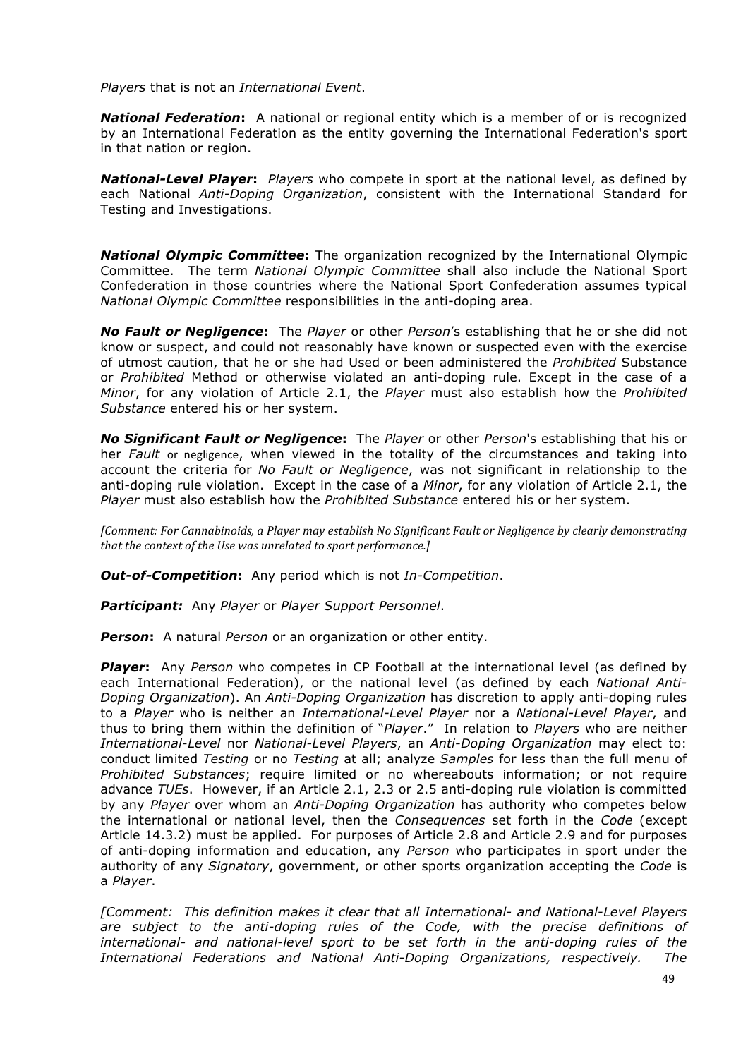*Players* that is not an *International Event*.

***National Federation*:** A national or regional entity which is a member of or is recognized by an International Federation as the entity governing the International Federation's sport in that nation or region.

***National-Level Player*:** *Players* who compete in sport at the national level, as defined by each National *Anti-Doping Organization*, consistent with the International Standard for Testing and Investigations.

***National Olympic Committee*:** The organization recognized by the International Olympic Committee. The term *National Olympic Committee* shall also include the National Sport Confederation in those countries where the National Sport Confederation assumes typical *National Olympic Committee* responsibilities in the anti-doping area.

***No Fault or Negligence*:** The *Player* or other *Person*'s establishing that he or she did not know or suspect, and could not reasonably have known or suspected even with the exercise of utmost caution, that he or she had Used or been administered the *Prohibited* Substance or *Prohibited* Method or otherwise violated an anti-doping rule. Except in the case of a *Minor*, for any violation of Article 2.1, the *Player* must also establish how the *Prohibited Substance* entered his or her system.

***No Significant Fault or Negligence*:** The *Player* or other *Person*'s establishing that his or her *Fault* or negligence, when viewed in the totality of the circumstances and taking into account the criteria for *No Fault or Negligence*, was not significant in relationship to the anti-doping rule violation. Except in the case of a *Minor*, for any violation of Article 2.1, the *Player* must also establish how the *Prohibited Substance* entered his or her system.

*[Comment: For Cannabinoids, a Player may establish No Significant Fault or Negligence by clearly demonstrating that the context of the Use was unrelated to sport performance.]*

***Out-of-Competition*:** Any period which is not *In-Competition*.

***Participant:*** Any *Player* or *Player Support Personnel*.

***Person*:** A natural *Person* or an organization or other entity.

***Player*:** Any *Person* who competes in CP Football at the international level (as defined by each International Federation), or the national level (as defined by each *National Anti-Doping Organization*). An *Anti-Doping Organization* has discretion to apply anti-doping rules to a *Player* who is neither an *International-Level Player* nor a *National-Level Player*, and thus to bring them within the definition of "*Player*." In relation to *Players* who are neither *International-Level* nor *National-Level Players*, an *Anti-Doping Organization* may elect to: conduct limited *Testing* or no *Testing* at all; analyze *Samples* for less than the full menu of *Prohibited Substances*; require limited or no whereabouts information; or not require advance *TUEs*. However, if an Article 2.1, 2.3 or 2.5 anti-doping rule violation is committed by any *Player* over whom an *Anti-Doping Organization* has authority who competes below the international or national level, then the *Consequences* set forth in the *Code* (except Article 14.3.2) must be applied. For purposes of Article 2.8 and Article 2.9 and for purposes of anti-doping information and education, any *Person* who participates in sport under the authority of any *Signatory*, government, or other sports organization accepting the *Code* is a *Player*.

*[Comment: This definition makes it clear that all International- and National-Level Players are subject to the anti-doping rules of the Code, with the precise definitions of international- and national-level sport to be set forth in the anti-doping rules of the International Federations and National Anti-Doping Organizations, respectively. The*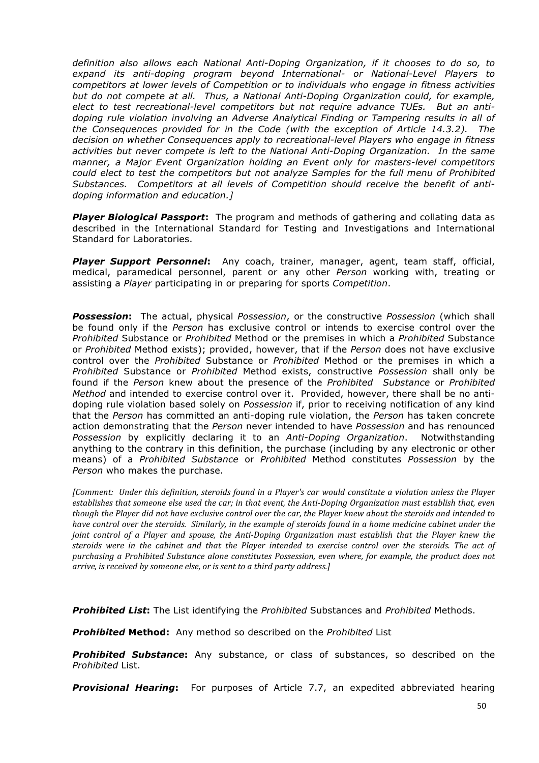*definition also allows each National Anti-Doping Organization, if it chooses to do so, to expand its anti-doping program beyond International- or National-Level Players to competitors at lower levels of Competition or to individuals who engage in fitness activities but do not compete at all. Thus, a National Anti-Doping Organization could, for example, elect to test recreational-level competitors but not require advance TUEs. But an anti-doping rule violation involving an Adverse Analytical Finding or Tampering results in all of the Consequences provided for in the Code (with the exception of Article 14.3.2). The decision on whether Consequences apply to recreational-level Players who engage in fitness activities but never compete is left to the National Anti-Doping Organization. In the same manner, a Major Event Organization holding an Event only for masters-level competitors could elect to test the competitors but not analyze Samples for the full menu of Prohibited Substances. Competitors at all levels of Competition should receive the benefit of anti-doping information and education.]*

***Player Biological Passport*****:** The program and methods of gathering and collating data as described in the International Standard for Testing and Investigations and International Standard for Laboratories.

***Player Support Personnel*****:** Any coach, trainer, manager, agent, team staff, official, medical, paramedical personnel, parent or any other *Person* working with, treating or assisting a *Player* participating in or preparing for sports *Competition*.

***Possession*****:** The actual, physical *Possession*, or the constructive *Possession* (which shall be found only if the *Person* has exclusive control or intends to exercise control over the *Prohibited* Substance or *Prohibited* Method or the premises in which a *Prohibited* Substance or *Prohibited* Method exists); provided, however, that if the *Person* does not have exclusive control over the *Prohibited* Substance or *Prohibited* Method or the premises in which a *Prohibited* Substance or *Prohibited* Method exists, constructive *Possession* shall only be found if the *Person* knew about the presence of the *Prohibited Substance* or *Prohibited Method* and intended to exercise control over it. Provided, however, there shall be no anti-doping rule violation based solely on *Possession* if, prior to receiving notification of any kind that the *Person* has committed an anti-doping rule violation, the *Person* has taken concrete action demonstrating that the *Person* never intended to have *Possession* and has renounced *Possession* by explicitly declaring it to an *Anti-Doping Organization*. Notwithstanding anything to the contrary in this definition, the purchase (including by any electronic or other means) of a *Prohibited Substance* or *Prohibited* Method constitutes *Possession* by the *Person* who makes the purchase.

*[Comment: Under this definition, steroids found in a Player's car would constitute a violation unless the Player establishes that someone else used the car; in that event, the Anti-Doping Organization must establish that, even though the Player did not have exclusive control over the car, the Player knew about the steroids and intended to have control over the steroids. Similarly, in the example of steroids found in a home medicine cabinet under the joint control of a Player and spouse, the Anti-Doping Organization must establish that the Player knew the steroids were in the cabinet and that the Player intended to exercise control over the steroids. The act of purchasing a Prohibited Substance alone constitutes Possession, even where, for example, the product does not arrive, is received by someone else, or is sent to a third party address.]*

***Prohibited List*****:** The List identifying the *Prohibited* Substances and *Prohibited* Methods.

***Prohibited* Method:** Any method so described on the *Prohibited* List

***Prohibited Substance*****:** Any substance, or class of substances, so described on the *Prohibited* List.

***Provisional Hearing*****:** For purposes of Article 7.7, an expedited abbreviated hearing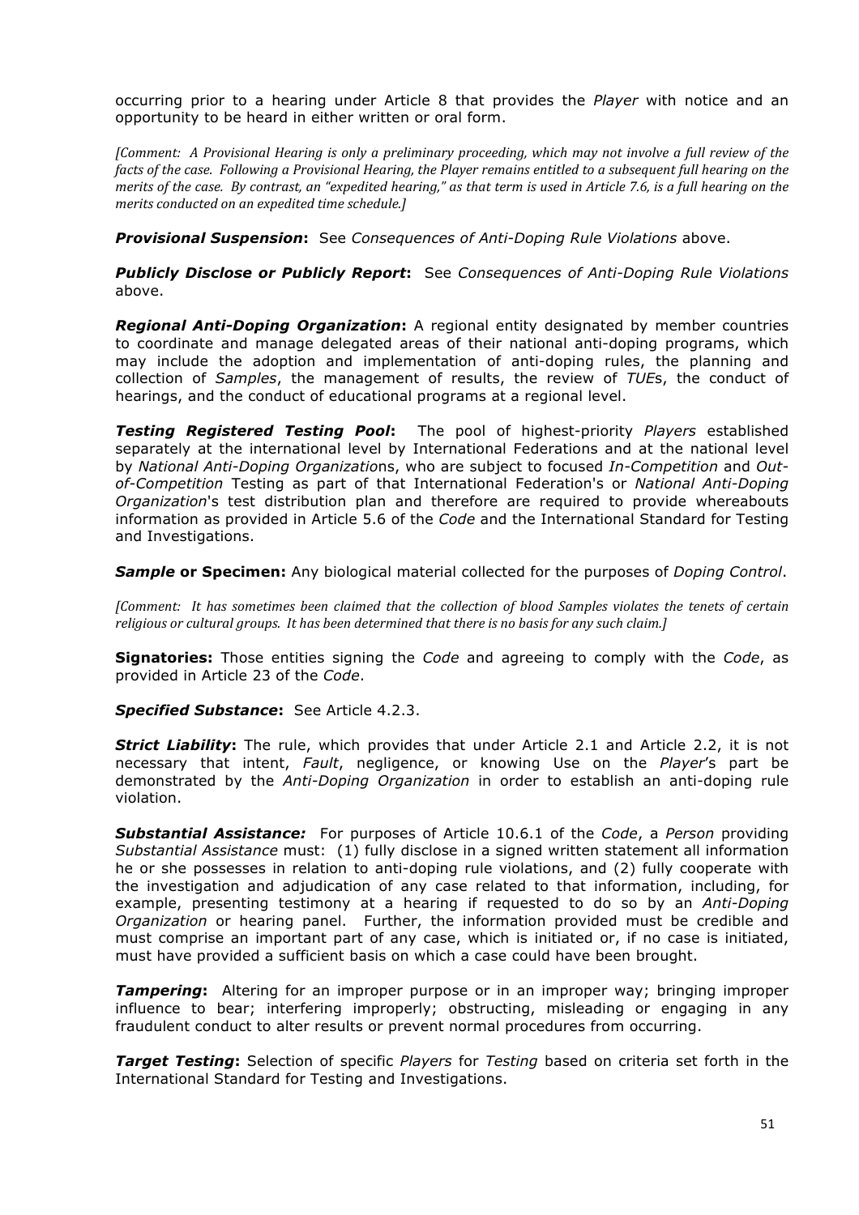occurring prior to a hearing under Article 8 that provides the *Player* with notice and an opportunity to be heard in either written or oral form.

*[Comment: A Provisional Hearing is only a preliminary proceeding, which may not involve a full review of the facts of the case. Following a Provisional Hearing, the Player remains entitled to a subsequent full hearing on the merits of the case. By contrast, an "expedited hearing," as that term is used in Article 7.6, is a full hearing on the merits conducted on an expedited time schedule.]*

***Provisional Suspension*:** See *Consequences of Anti-Doping Rule Violations* above.

***Publicly Disclose or Publicly Report*:** See *Consequences of Anti-Doping Rule Violations* above.

***Regional Anti-Doping Organization*:** A regional entity designated by member countries to coordinate and manage delegated areas of their national anti-doping programs, which may include the adoption and implementation of anti-doping rules, the planning and collection of *Samples*, the management of results, the review of *TUE*s, the conduct of hearings, and the conduct of educational programs at a regional level.

***Testing Registered Testing Pool*:** The pool of highest-priority *Players* established separately at the international level by International Federations and at the national level by *National Anti-Doping Organizatio*ns, who are subject to focused *In-Competition* and *Out-of-Competition* Testing as part of that International Federation's or *National Anti-Doping Organization*'s test distribution plan and therefore are required to provide whereabouts information as provided in Article 5.6 of the *Code* and the International Standard for Testing and Investigations.

***Sample* or Specimen:** Any biological material collected for the purposes of *Doping Control*.

*[Comment: It has sometimes been claimed that the collection of blood Samples violates the tenets of certain religious or cultural groups. It has been determined that there is no basis for any such claim.]*

**Signatories:** Those entities signing the *Code* and agreeing to comply with the *Code*, as provided in Article 23 of the *Code*.

***Specified Substance*:** See Article 4.2.3.

***Strict Liability*:** The rule, which provides that under Article 2.1 and Article 2.2, it is not necessary that intent, *Fault*, negligence, or knowing Use on the *Player*'s part be demonstrated by the *Anti-Doping Organization* in order to establish an anti-doping rule violation.

***Substantial Assistance:*** For purposes of Article 10.6.1 of the *Code*, a *Person* providing *Substantial Assistance* must: (1) fully disclose in a signed written statement all information he or she possesses in relation to anti-doping rule violations, and (2) fully cooperate with the investigation and adjudication of any case related to that information, including, for example, presenting testimony at a hearing if requested to do so by an *Anti-Doping Organization* or hearing panel. Further, the information provided must be credible and must comprise an important part of any case, which is initiated or, if no case is initiated, must have provided a sufficient basis on which a case could have been brought.

***Tampering*:** Altering for an improper purpose or in an improper way; bringing improper influence to bear; interfering improperly; obstructing, misleading or engaging in any fraudulent conduct to alter results or prevent normal procedures from occurring.

***Target Testing*:** Selection of specific *Players* for *Testing* based on criteria set forth in the International Standard for Testing and Investigations.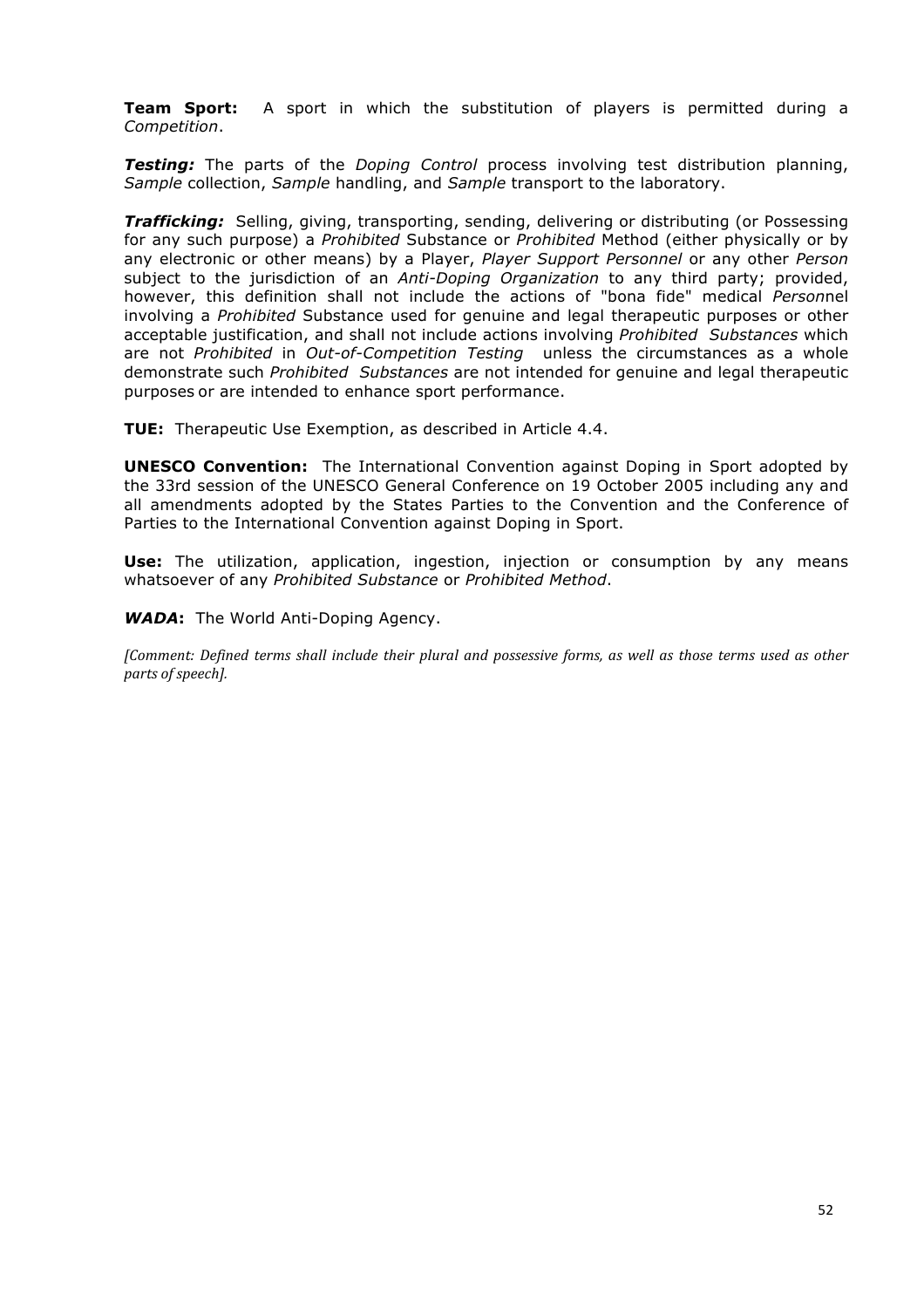**Team Sport:** A sport in which the substitution of players is permitted during a *Competition*.

***Testing:*** The parts of the *Doping Control* process involving test distribution planning, *Sample* collection, *Sample* handling, and *Sample* transport to the laboratory.

***Trafficking:*** Selling, giving, transporting, sending, delivering or distributing (or Possessing for any such purpose) a *Prohibited* Substance or *Prohibited* Method (either physically or by any electronic or other means) by a Player, *Player Support Personnel* or any other *Person* subject to the jurisdiction of an *Anti-Doping Organization* to any third party; provided, however, this definition shall not include the actions of "bona fide" medical *Person*nel involving a *Prohibited* Substance used for genuine and legal therapeutic purposes or other acceptable justification, and shall not include actions involving *Prohibited Substances* which are not *Prohibited* in *Out-of-Competition Testing* unless the circumstances as a whole demonstrate such *Prohibited Substances* are not intended for genuine and legal therapeutic purposes or are intended to enhance sport performance.

**TUE:** Therapeutic Use Exemption, as described in Article 4.4.

**UNESCO Convention:** The International Convention against Doping in Sport adopted by the 33rd session of the UNESCO General Conference on 19 October 2005 including any and all amendments adopted by the States Parties to the Convention and the Conference of Parties to the International Convention against Doping in Sport.

**Use:** The utilization, application, ingestion, injection or consumption by any means whatsoever of any *Prohibited Substance* or *Prohibited Method*.

***WADA*:** The World Anti-Doping Agency.

*[Comment: Defined terms shall include their plural and possessive forms, as well as those terms used as other parts of speech].*